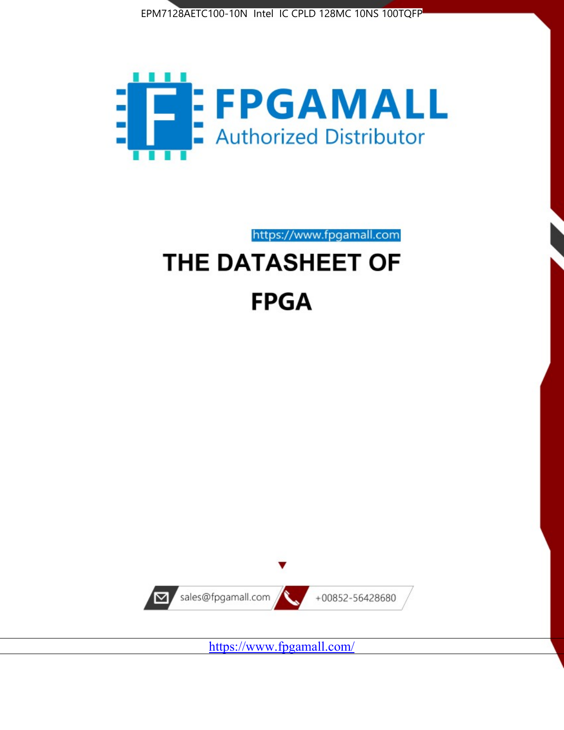EPM7128AETC100-10N Intel IC CPLD 128MC 10NS 100TQFP

FPGAMALL

Authorized Distributor

https://www.fpgamall.com

# THE DATASHEET OF

# FPGA

sales@fpgamall.com

+00852-56428680

https://www.fpgamall.com/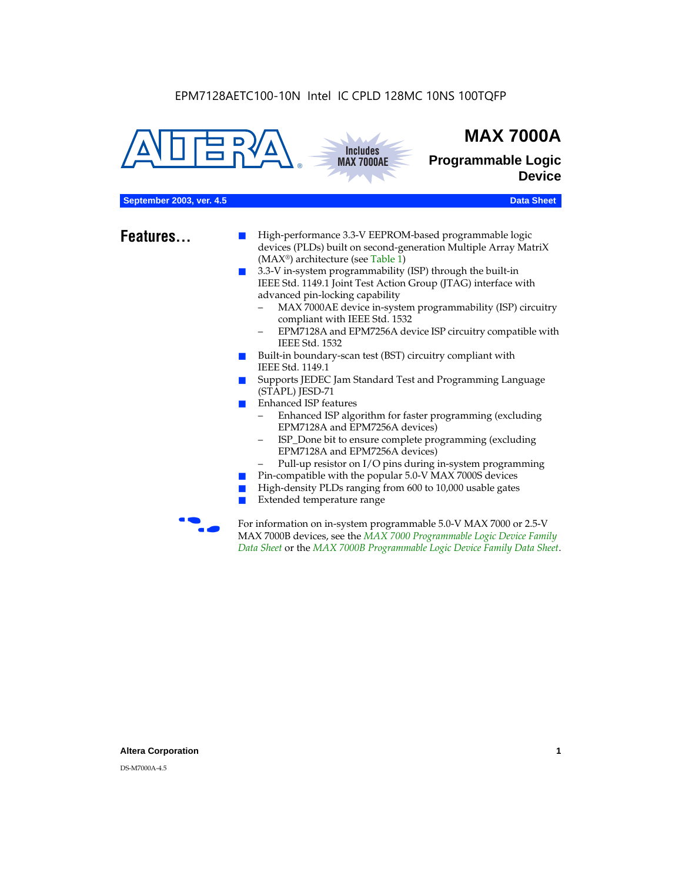EPM7128AETC100-10N Intel IC CPLD 128MC 10NS 100TQFP

# MAX 7000A

## Programmable Logic Device

Includes MAX 7000AE

September 2003, ver. 4.5 — Data Sheet

## Features...

- High-performance 3.3-V EEPROM-based programmable logic devices (PLDs) built on second-generation Multiple Array MatriX (MAX®) architecture (see Table 1)
- 3.3-V in-system programmability (ISP) through the built-in IEEE Std. 1149.1 Joint Test Action Group (JTAG) interface with advanced pin-locking capability
  - MAX 7000AE device in-system programmability (ISP) circuitry compliant with IEEE Std. 1532
  - EPM7128A and EPM7256A device ISP circuitry compatible with IEEE Std. 1532
- Built-in boundary-scan test (BST) circuitry compliant with IEEE Std. 1149.1
- Supports JEDEC Jam Standard Test and Programming Language (STAPL) JESD-71
- Enhanced ISP features
  - Enhanced ISP algorithm for faster programming (excluding EPM7128A and EPM7256A devices)
  - ISP_Done bit to ensure complete programming (excluding EPM7128A and EPM7256A devices)
  - Pull-up resistor on I/O pins during in-system programming
- Pin-compatible with the popular 5.0-V MAX 7000S devices
- High-density PLDs ranging from 600 to 10,000 usable gates
- Extended temperature range

For information on in-system programmable 5.0-V MAX 7000 or 2.5-V MAX 7000B devices, see the *MAX 7000 Programmable Logic Device Family Data Sheet* or the *MAX 7000B Programmable Logic Device Family Data Sheet*.

Altera Corporation

DS-M7000A-4.5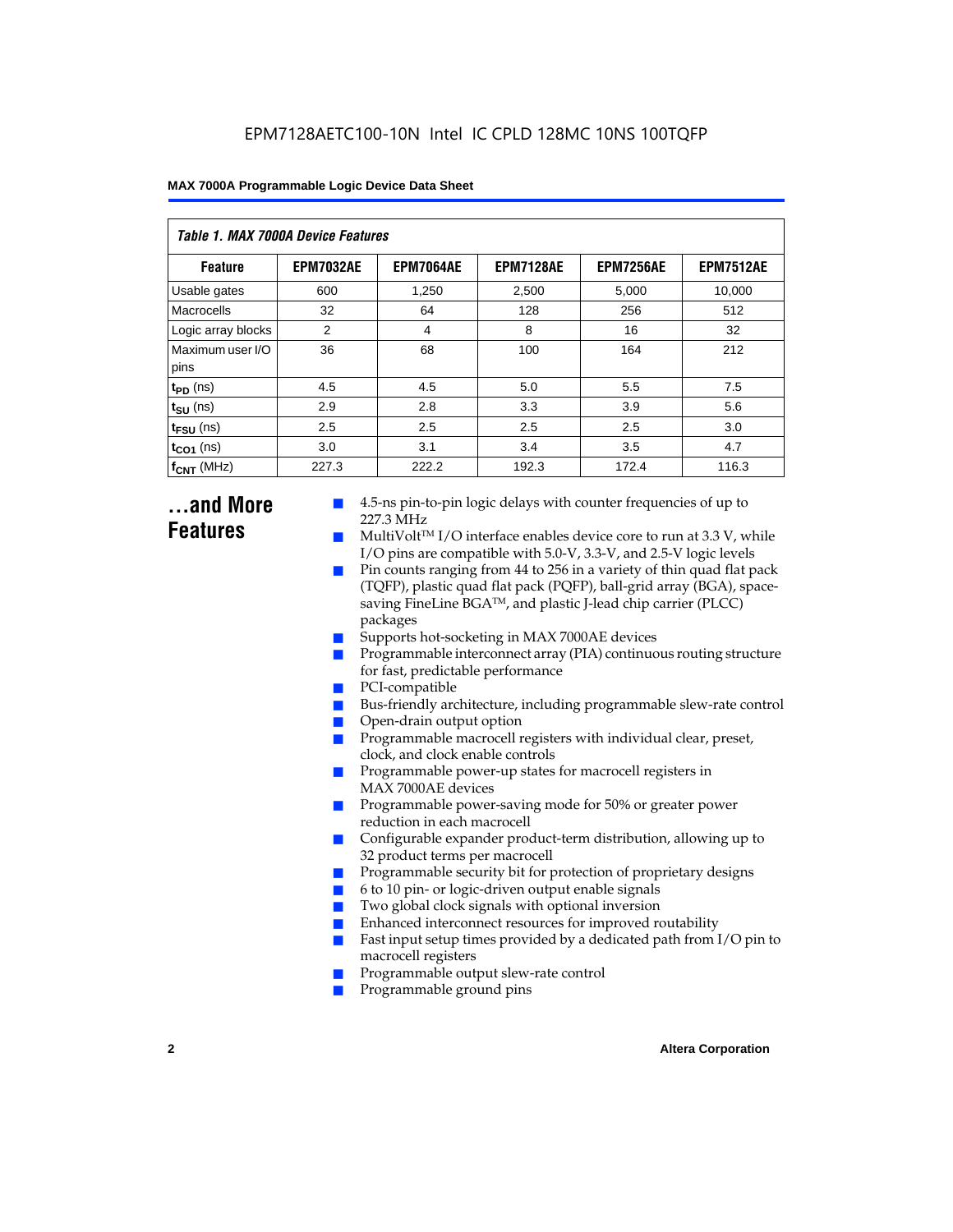**Table 1. MAX 7000A Device Features**

| Feature | EPM7032AE | EPM7064AE | EPM7128AE | EPM7256AE | EPM7512AE |
|---|---|---|---|---|---|
| Usable gates | 600 | 1,250 | 2,500 | 5,000 | 10,000 |
| Macrocells | 32 | 64 | 128 | 256 | 512 |
| Logic array blocks | 2 | 4 | 8 | 16 | 32 |
| Maximum user I/O pins | 36 | 68 | 100 | 164 | 212 |
| $t_{PD}$ (ns) | 4.5 | 4.5 | 5.0 | 5.5 | 7.5 |
| $t_{SU}$ (ns) | 2.9 | 2.8 | 3.3 | 3.9 | 5.6 |
| $t_{FSU}$ (ns) | 2.5 | 2.5 | 2.5 | 2.5 | 3.0 |
| $t_{CO1}$ (ns) | 3.0 | 3.1 | 3.4 | 3.5 | 4.7 |
| $f_{CNT}$ (MHz) | 227.3 | 222.2 | 192.3 | 172.4 | 116.3 |

## ...and More Features

- 4.5-ns pin-to-pin logic delays with counter frequencies of up to 227.3 MHz
- MultiVolt™ I/O interface enables device core to run at 3.3 V, while I/O pins are compatible with 5.0-V, 3.3-V, and 2.5-V logic levels
- Pin counts ranging from 44 to 256 in a variety of thin quad flat pack (TQFP), plastic quad flat pack (PQFP), ball-grid array (BGA), space-saving FineLine BGA™, and plastic J-lead chip carrier (PLCC) packages
- Supports hot-socketing in MAX 7000AE devices
- Programmable interconnect array (PIA) continuous routing structure for fast, predictable performance
- PCI-compatible
- Bus-friendly architecture, including programmable slew-rate control
- Open-drain output option
- Programmable macrocell registers with individual clear, preset, clock, and clock enable controls
- Programmable power-up states for macrocell registers in MAX 7000AE devices
- Programmable power-saving mode for 50% or greater power reduction in each macrocell
- Configurable expander product-term distribution, allowing up to 32 product terms per macrocell
- Programmable security bit for protection of proprietary designs
- 6 to 10 pin- or logic-driven output enable signals
- Two global clock signals with optional inversion
- Enhanced interconnect resources for improved routability
- Fast input setup times provided by a dedicated path from I/O pin to macrocell registers
- Programmable output slew-rate control
- Programmable ground pins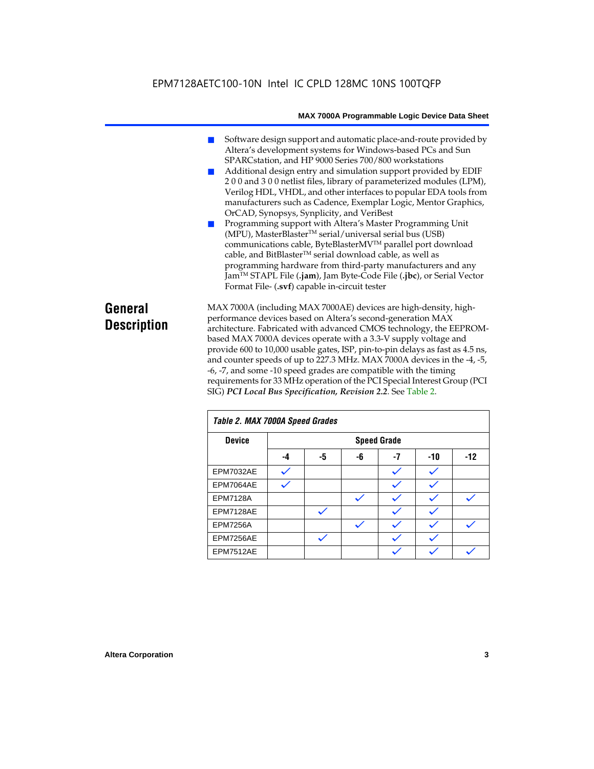- Software design support and automatic place-and-route provided by Altera's development systems for Windows-based PCs and Sun SPARCstation, and HP 9000 Series 700/800 workstations
- Additional design entry and simulation support provided by EDIF 2 0 0 and 3 0 0 netlist files, library of parameterized modules (LPM), Verilog HDL, VHDL, and other interfaces to popular EDA tools from manufacturers such as Cadence, Exemplar Logic, Mentor Graphics, OrCAD, Synopsys, Synplicity, and VeriBest
- Programming support with Altera's Master Programming Unit (MPU), MasterBlaster™ serial/universal serial bus (USB) communications cable, ByteBlasterMV™ parallel port download cable, and BitBlaster™ serial download cable, as well as programming hardware from third-party manufacturers and any Jam™ STAPL File (**.jam**), Jam Byte-Code File (**.jbc**), or Serial Vector Format File- (**.svf**) capable in-circuit tester

# General Description

MAX 7000A (including MAX 7000AE) devices are high-density, high-performance devices based on Altera's second-generation MAX architecture. Fabricated with advanced CMOS technology, the EEPROM-based MAX 7000A devices operate with a 3.3-V supply voltage and provide 600 to 10,000 usable gates, ISP, pin-to-pin delays as fast as 4.5 ns, and counter speeds of up to 227.3 MHz. MAX 7000A devices in the -4, -5, -6, -7, and some -10 speed grades are compatible with the timing requirements for 33 MHz operation of the PCI Special Interest Group (PCI SIG) ***PCI Local Bus Specification, Revision 2.2***. See Table 2.

**Table 2. MAX 7000A Speed Grades**

| Device | Speed Grade | | | | | |
|---|---|---|---|---|---|---|
| | -4 | -5 | -6 | -7 | -10 | -12 |
| EPM7032AE | ✓ | | | ✓ | ✓ | |
| EPM7064AE | ✓ | | | ✓ | ✓ | |
| EPM7128A | | | ✓ | ✓ | ✓ | ✓ |
| EPM7128AE | | ✓ | | ✓ | ✓ | |
| EPM7256A | | | ✓ | ✓ | ✓ | ✓ |
| EPM7256AE | | ✓ | | ✓ | ✓ | |
| EPM7512AE | | | | ✓ | ✓ | ✓ |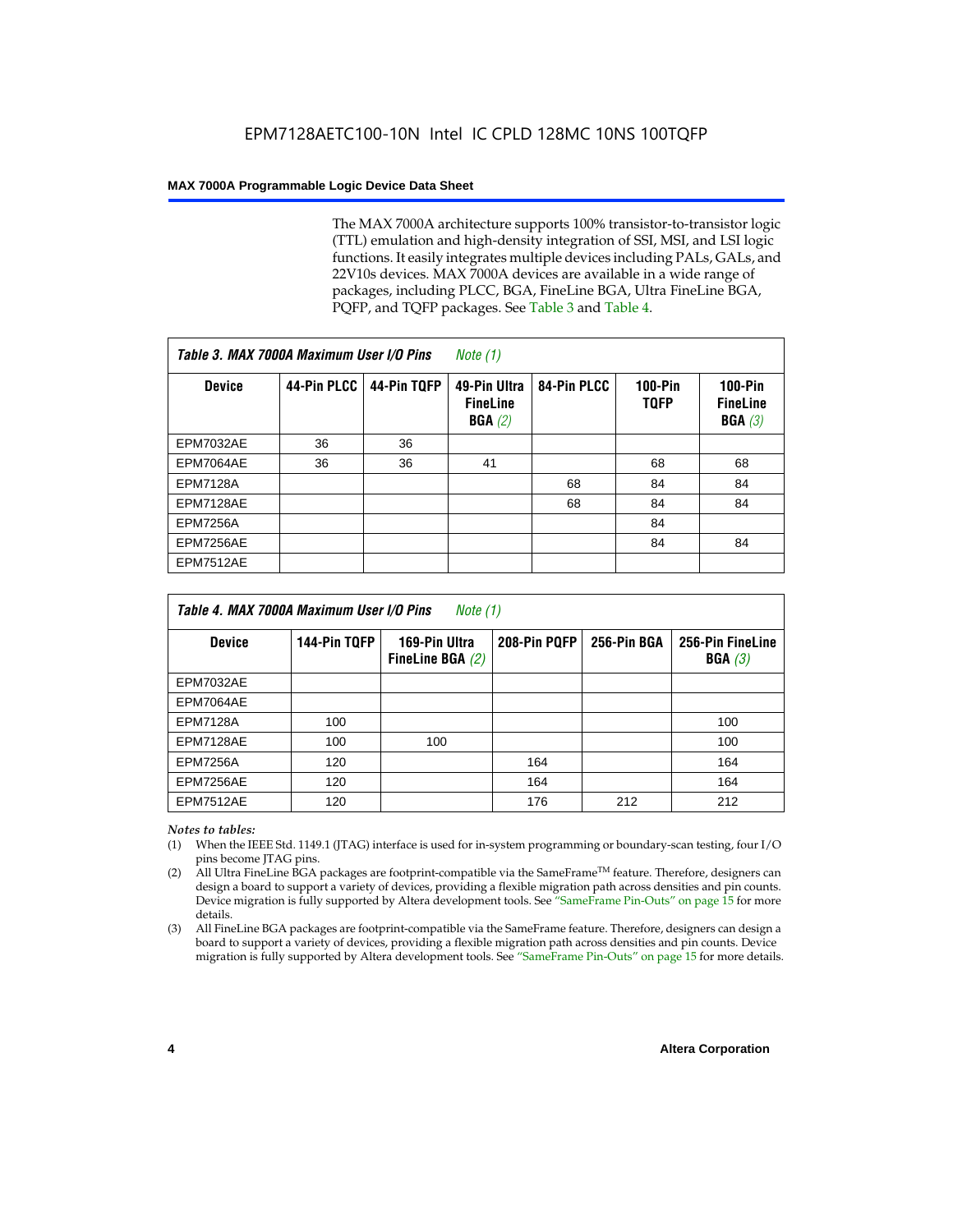The MAX 7000A architecture supports 100% transistor-to-transistor logic (TTL) emulation and high-density integration of SSI, MSI, and LSI logic functions. It easily integrates multiple devices including PALs, GALs, and 22V10s devices. MAX 7000A devices are available in a wide range of packages, including PLCC, BGA, FineLine BGA, Ultra FineLine BGA, PQFP, and TQFP packages. See Table 3 and Table 4.

**Table 3. MAX 7000A Maximum User I/O Pins** *Note (1)*

| Device | 44-Pin PLCC | 44-Pin TQFP | 49-Pin Ultra FineLine BGA *(2)* | 84-Pin PLCC | 100-Pin TQFP | 100-Pin FineLine BGA *(3)* |
|---|---|---|---|---|---|---|
| EPM7032AE | 36 | 36 | | | | |
| EPM7064AE | 36 | 36 | 41 | | 68 | 68 |
| EPM7128A | | | | 68 | 84 | 84 |
| EPM7128AE | | | | 68 | 84 | 84 |
| EPM7256A | | | | | 84 | |
| EPM7256AE | | | | | 84 | 84 |
| EPM7512AE | | | | | | |

**Table 4. MAX 7000A Maximum User I/O Pins** *Note (1)*

| Device | 144-Pin TQFP | 169-Pin Ultra FineLine BGA *(2)* | 208-Pin PQFP | 256-Pin BGA | 256-Pin FineLine BGA *(3)* |
|---|---|---|---|---|---|
| EPM7032AE | | | | | |
| EPM7064AE | | | | | |
| EPM7128A | 100 | | | | 100 |
| EPM7128AE | 100 | 100 | | | 100 |
| EPM7256A | 120 | | 164 | | 164 |
| EPM7256AE | 120 | | 164 | | 164 |
| EPM7512AE | 120 | | 176 | 212 | 212 |

*Notes to tables:*

(1) When the IEEE Std. 1149.1 (JTAG) interface is used for in-system programming or boundary-scan testing, four I/O pins become JTAG pins.

(2) All Ultra FineLine BGA packages are footprint-compatible via the SameFrame™ feature. Therefore, designers can design a board to support a variety of devices, providing a flexible migration path across densities and pin counts. Device migration is fully supported by Altera development tools. See "SameFrame Pin-Outs" on page 15 for more details.

(3) All FineLine BGA packages are footprint-compatible via the SameFrame feature. Therefore, designers can design a board to support a variety of devices, providing a flexible migration path across densities and pin counts. Device migration is fully supported by Altera development tools. See "SameFrame Pin-Outs" on page 15 for more details.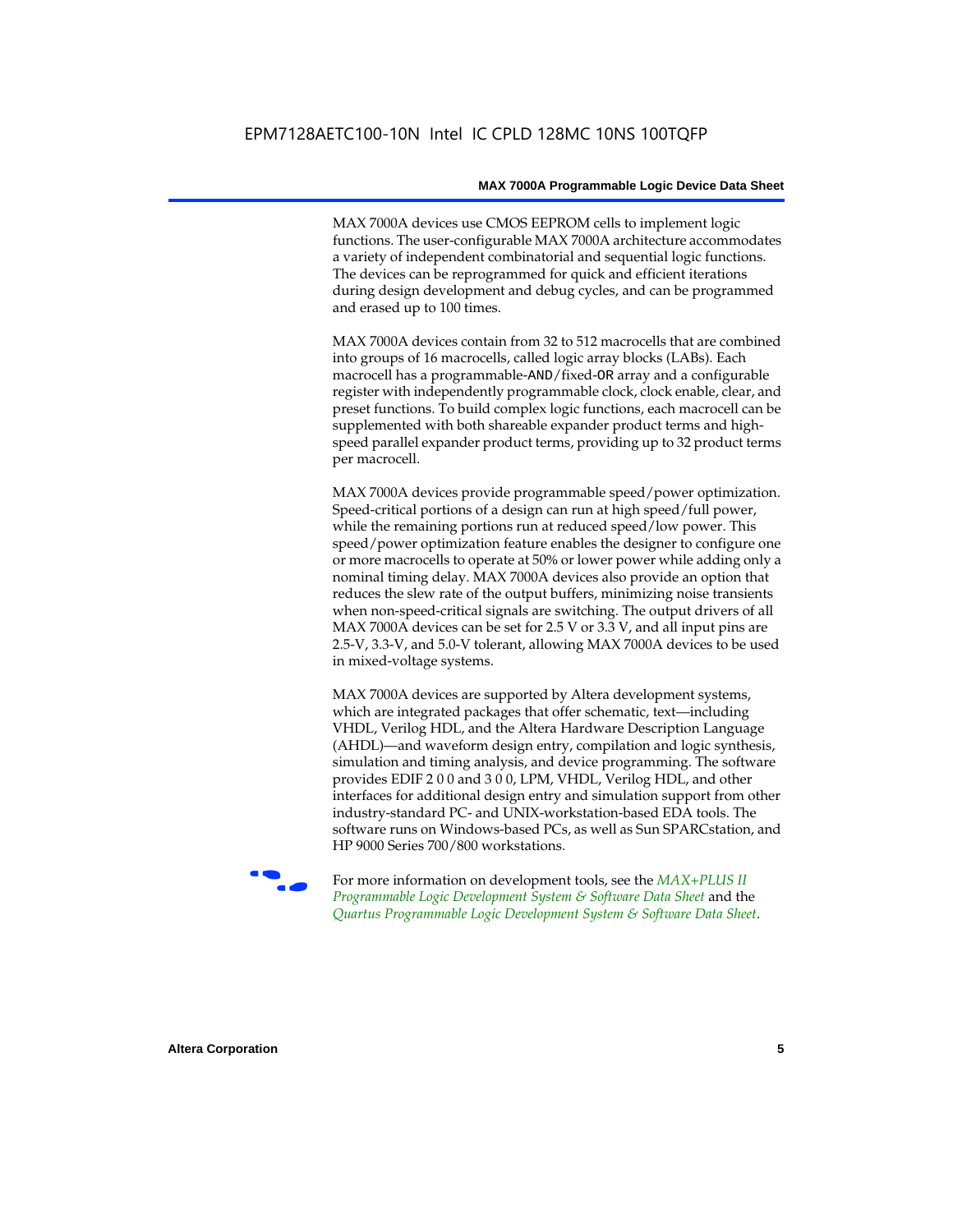MAX 7000A devices use CMOS EEPROM cells to implement logic functions. The user-configurable MAX 7000A architecture accommodates a variety of independent combinatorial and sequential logic functions. The devices can be reprogrammed for quick and efficient iterations during design development and debug cycles, and can be programmed and erased up to 100 times.

MAX 7000A devices contain from 32 to 512 macrocells that are combined into groups of 16 macrocells, called logic array blocks (LABs). Each macrocell has a programmable-AND/fixed-OR array and a configurable register with independently programmable clock, clock enable, clear, and preset functions. To build complex logic functions, each macrocell can be supplemented with both shareable expander product terms and high-speed parallel expander product terms, providing up to 32 product terms per macrocell.

MAX 7000A devices provide programmable speed/power optimization. Speed-critical portions of a design can run at high speed/full power, while the remaining portions run at reduced speed/low power. This speed/power optimization feature enables the designer to configure one or more macrocells to operate at 50% or lower power while adding only a nominal timing delay. MAX 7000A devices also provide an option that reduces the slew rate of the output buffers, minimizing noise transients when non-speed-critical signals are switching. The output drivers of all MAX 7000A devices can be set for 2.5 V or 3.3 V, and all input pins are 2.5-V, 3.3-V, and 5.0-V tolerant, allowing MAX 7000A devices to be used in mixed-voltage systems.

MAX 7000A devices are supported by Altera development systems, which are integrated packages that offer schematic, text—including VHDL, Verilog HDL, and the Altera Hardware Description Language (AHDL)—and waveform design entry, compilation and logic synthesis, simulation and timing analysis, and device programming. The software provides EDIF 2 0 0 and 3 0 0, LPM, VHDL, Verilog HDL, and other interfaces for additional design entry and simulation support from other industry-standard PC- and UNIX-workstation-based EDA tools. The software runs on Windows-based PCs, as well as Sun SPARCstation, and HP 9000 Series 700/800 workstations.

For more information on development tools, see the *MAX+PLUS II Programmable Logic Development System & Software Data Sheet* and the *Quartus Programmable Logic Development System & Software Data Sheet*.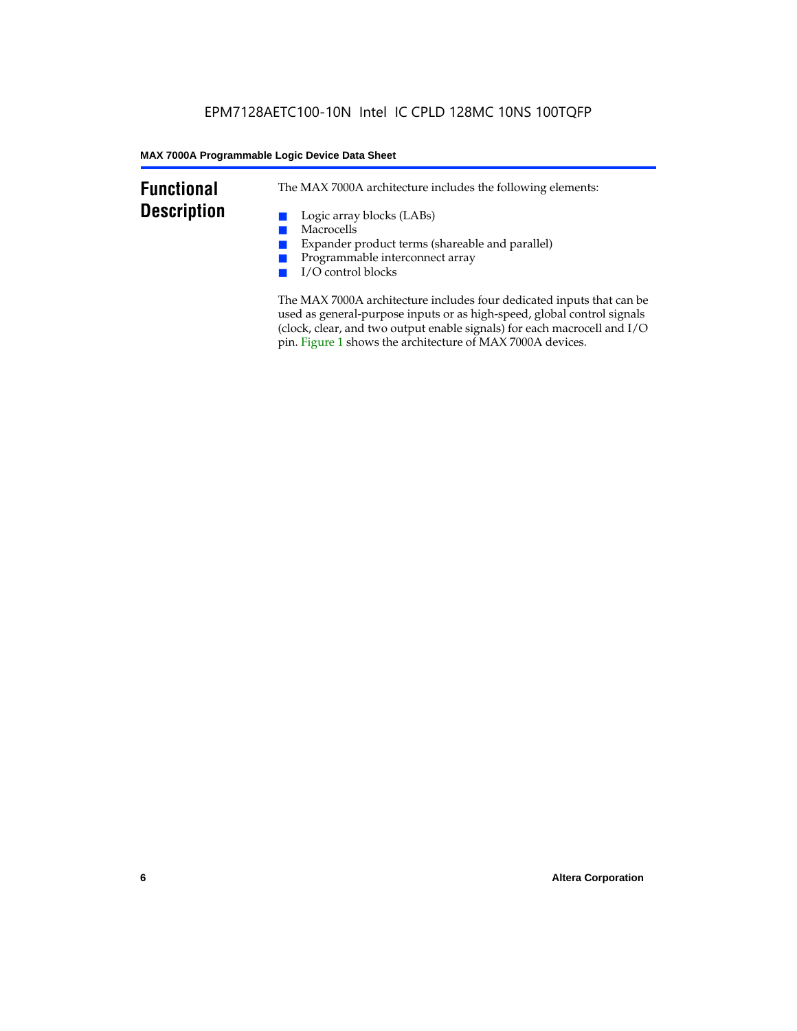# Functional Description

The MAX 7000A architecture includes the following elements:

- Logic array blocks (LABs)
- Macrocells
- Expander product terms (shareable and parallel)
- Programmable interconnect array
- I/O control blocks

The MAX 7000A architecture includes four dedicated inputs that can be used as general-purpose inputs or as high-speed, global control signals (clock, clear, and two output enable signals) for each macrocell and I/O pin. Figure 1 shows the architecture of MAX 7000A devices.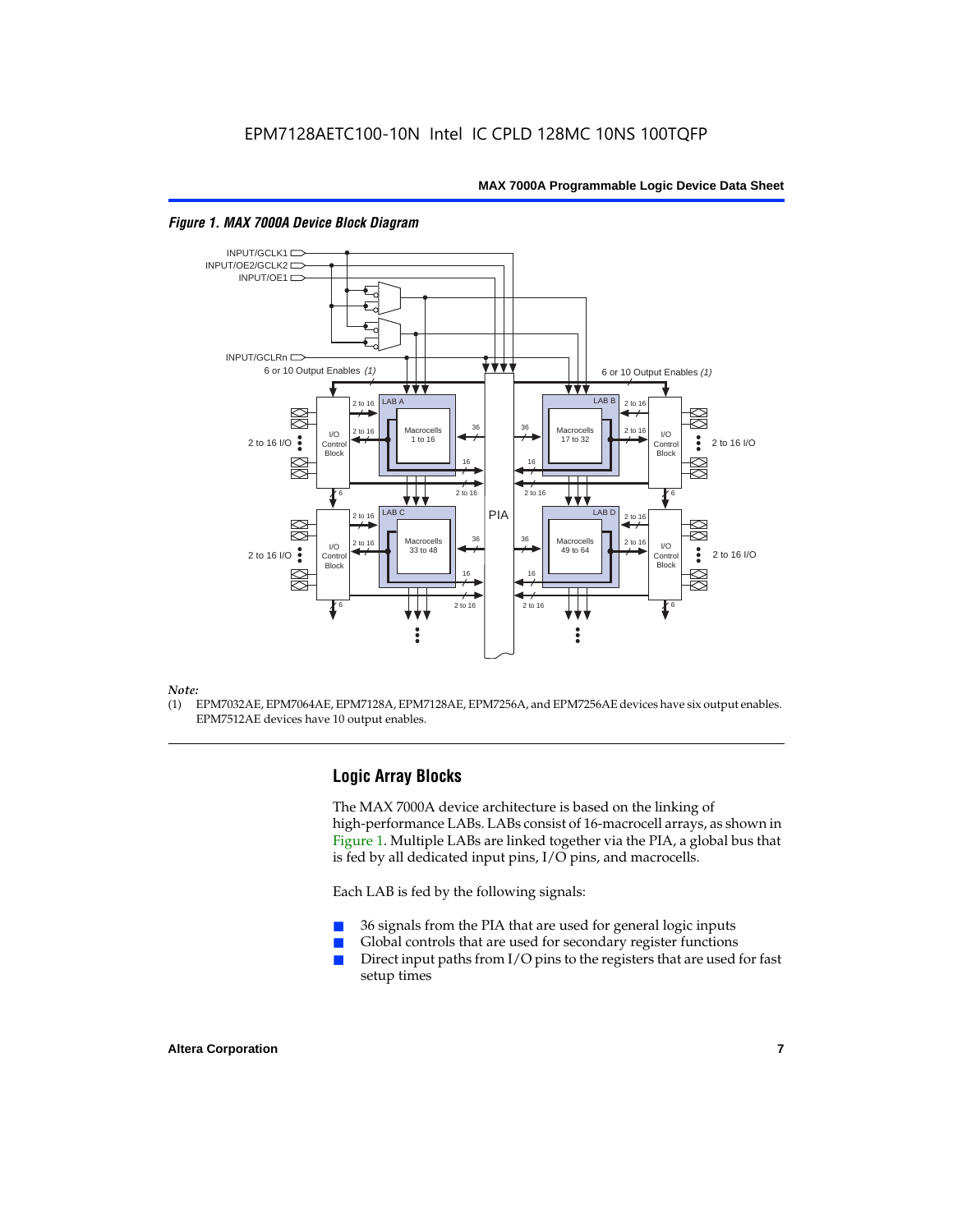EPM7128AETC100-10N Intel IC CPLD 128MC 10NS 100TQFP

*Figure 1. MAX 7000A Device Block Diagram*

*Note:*

(1) EPM7032AE, EPM7064AE, EPM7128A, EPM7128AE, EPM7256A, and EPM7256AE devices have six output enables. EPM7512AE devices have 10 output enables.

## Logic Array Blocks

The MAX 7000A device architecture is based on the linking of high-performance LABs. LABs consist of 16-macrocell arrays, as shown in Figure 1. Multiple LABs are linked together via the PIA, a global bus that is fed by all dedicated input pins, I/O pins, and macrocells.

Each LAB is fed by the following signals:

- 36 signals from the PIA that are used for general logic inputs
- Global controls that are used for secondary register functions
- Direct input paths from I/O pins to the registers that are used for fast setup times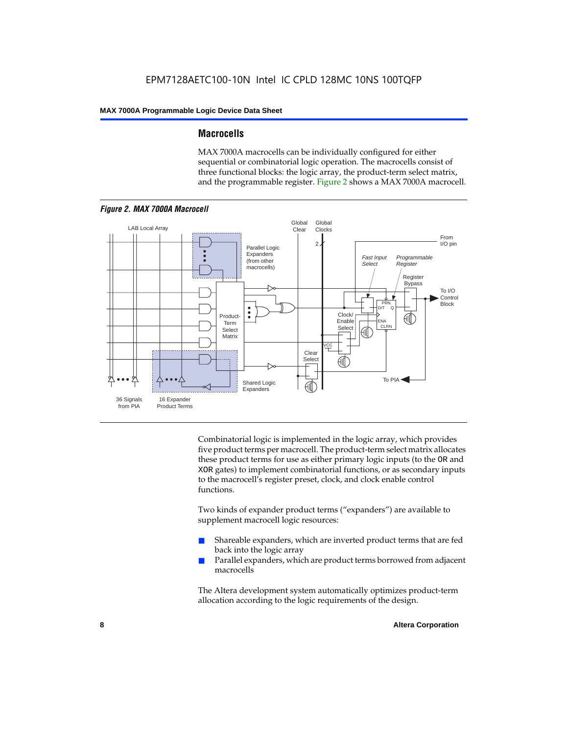## Macrocells

MAX 7000A macrocells can be individually configured for either sequential or combinatorial logic operation. The macrocells consist of three functional blocks: the logic array, the product-term select matrix, and the programmable register. Figure 2 shows a MAX 7000A macrocell.

*Figure 2. MAX 7000A Macrocell*

Combinatorial logic is implemented in the logic array, which provides five product terms per macrocell. The product-term select matrix allocates these product terms for use as either primary logic inputs (to the OR and XOR gates) to implement combinatorial functions, or as secondary inputs to the macrocell's register preset, clock, and clock enable control functions.

Two kinds of expander product terms ("expanders") are available to supplement macrocell logic resources:

- Shareable expanders, which are inverted product terms that are fed back into the logic array
- Parallel expanders, which are product terms borrowed from adjacent macrocells

The Altera development system automatically optimizes product-term allocation according to the logic requirements of the design.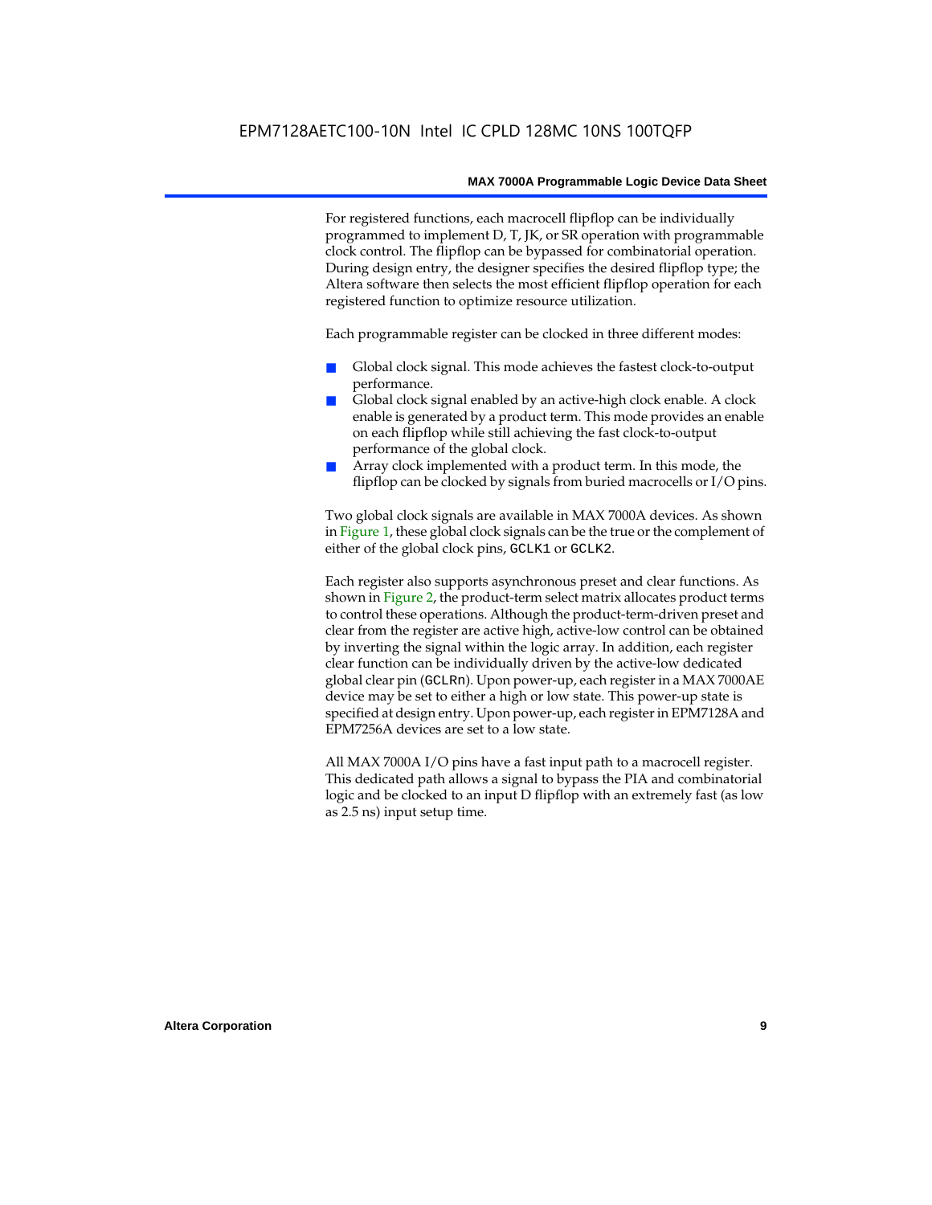For registered functions, each macrocell flipflop can be individually programmed to implement D, T, JK, or SR operation with programmable clock control. The flipflop can be bypassed for combinatorial operation. During design entry, the designer specifies the desired flipflop type; the Altera software then selects the most efficient flipflop operation for each registered function to optimize resource utilization.

Each programmable register can be clocked in three different modes:

- Global clock signal. This mode achieves the fastest clock-to-output performance.
- Global clock signal enabled by an active-high clock enable. A clock enable is generated by a product term. This mode provides an enable on each flipflop while still achieving the fast clock-to-output performance of the global clock.
- Array clock implemented with a product term. In this mode, the flipflop can be clocked by signals from buried macrocells or I/O pins.

Two global clock signals are available in MAX 7000A devices. As shown in Figure 1, these global clock signals can be the true or the complement of either of the global clock pins, `GCLK1` or `GCLK2`.

Each register also supports asynchronous preset and clear functions. As shown in Figure 2, the product-term select matrix allocates product terms to control these operations. Although the product-term-driven preset and clear from the register are active high, active-low control can be obtained by inverting the signal within the logic array. In addition, each register clear function can be individually driven by the active-low dedicated global clear pin (`GCLRn`). Upon power-up, each register in a MAX 7000AE device may be set to either a high or low state. This power-up state is specified at design entry. Upon power-up, each register in EPM7128A and EPM7256A devices are set to a low state.

All MAX 7000A I/O pins have a fast input path to a macrocell register. This dedicated path allows a signal to bypass the PIA and combinatorial logic and be clocked to an input D flipflop with an extremely fast (as low as 2.5 ns) input setup time.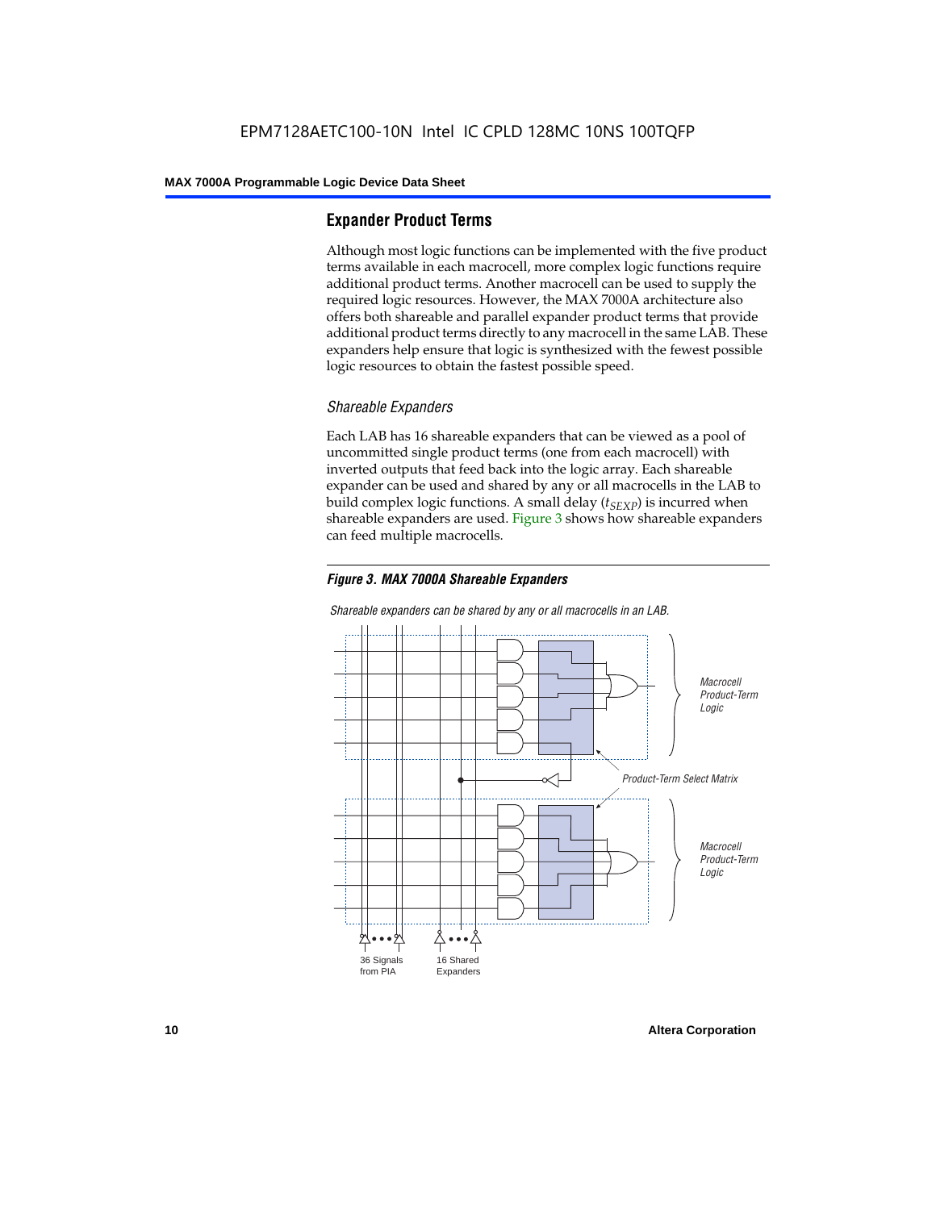## Expander Product Terms

Although most logic functions can be implemented with the five product terms available in each macrocell, more complex logic functions require additional product terms. Another macrocell can be used to supply the required logic resources. However, the MAX 7000A architecture also offers both shareable and parallel expander product terms that provide additional product terms directly to any macrocell in the same LAB. These expanders help ensure that logic is synthesized with the fewest possible logic resources to obtain the fastest possible speed.

### *Shareable Expanders*

Each LAB has 16 shareable expanders that can be viewed as a pool of uncommitted single product terms (one from each macrocell) with inverted outputs that feed back into the logic array. Each shareable expander can be used and shared by any or all macrocells in the LAB to build complex logic functions. A small delay ($t_{SEXP}$) is incurred when shareable expanders are used. Figure 3 shows how shareable expanders can feed multiple macrocells.

***Figure 3. MAX 7000A Shareable Expanders***

*Shareable expanders can be shared by any or all macrocells in an LAB.*

*Macrocell Product-Term Logic*

*Product-Term Select Matrix*

*Macrocell Product-Term Logic*

36 Signals from PIA

16 Shared Expanders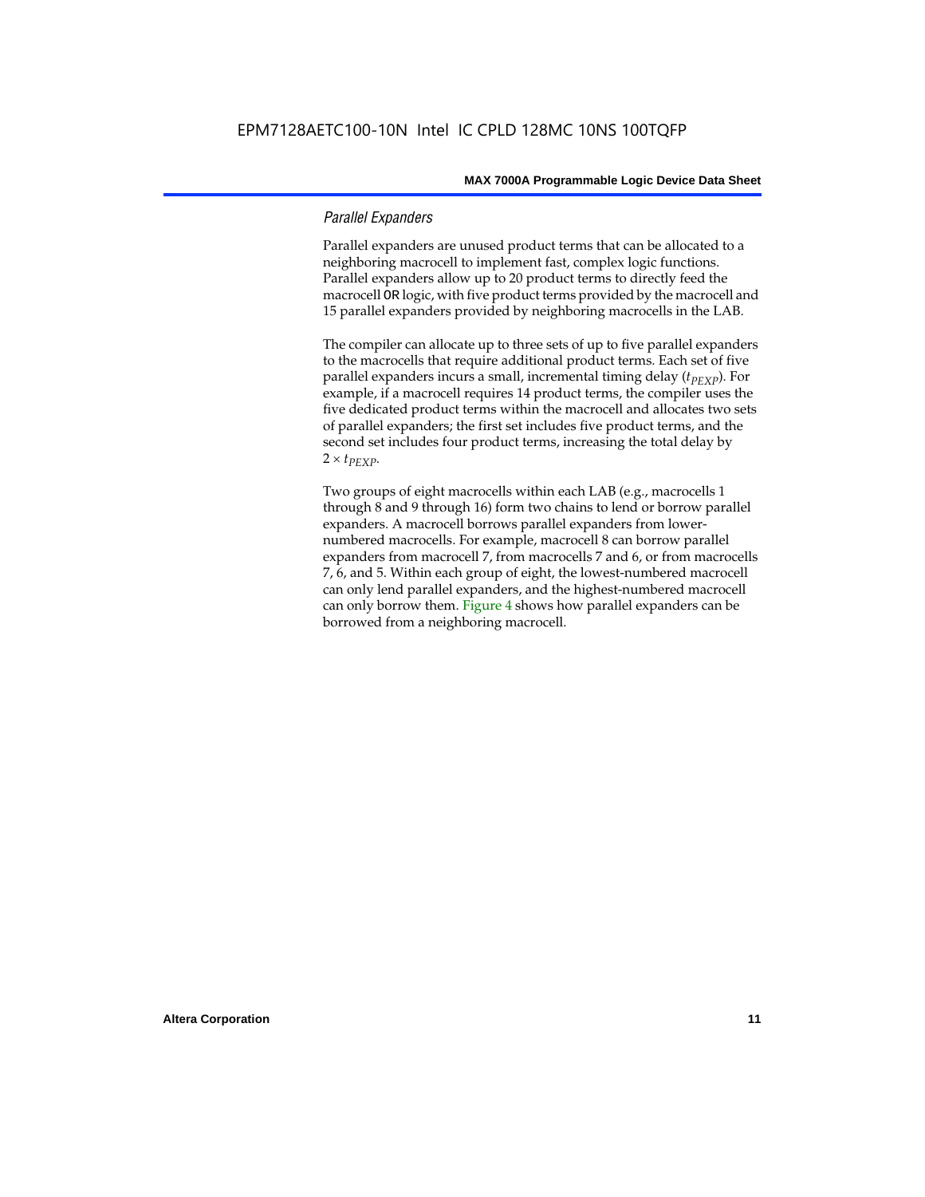### *Parallel Expanders*

Parallel expanders are unused product terms that can be allocated to a neighboring macrocell to implement fast, complex logic functions. Parallel expanders allow up to 20 product terms to directly feed the macrocell OR logic, with five product terms provided by the macrocell and 15 parallel expanders provided by neighboring macrocells in the LAB.

The compiler can allocate up to three sets of up to five parallel expanders to the macrocells that require additional product terms. Each set of five parallel expanders incurs a small, incremental timing delay ($t_{PEXP}$). For example, if a macrocell requires 14 product terms, the compiler uses the five dedicated product terms within the macrocell and allocates two sets of parallel expanders; the first set includes five product terms, and the second set includes four product terms, increasing the total delay by $2 \times t_{PEXP}$.

Two groups of eight macrocells within each LAB (e.g., macrocells 1 through 8 and 9 through 16) form two chains to lend or borrow parallel expanders. A macrocell borrows parallel expanders from lower-numbered macrocells. For example, macrocell 8 can borrow parallel expanders from macrocell 7, from macrocells 7 and 6, or from macrocells 7, 6, and 5. Within each group of eight, the lowest-numbered macrocell can only lend parallel expanders, and the highest-numbered macrocell can only borrow them. Figure 4 shows how parallel expanders can be borrowed from a neighboring macrocell.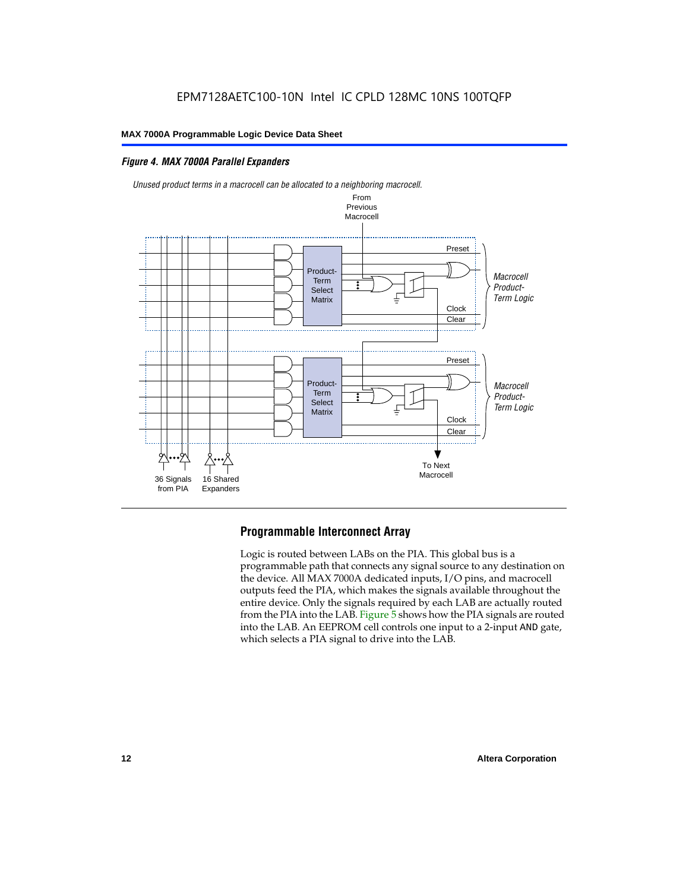*Figure 4. MAX 7000A Parallel Expanders*

*Unused product terms in a macrocell can be allocated to a neighboring macrocell.*

From Previous Macrocell

Product-Term Select Matrix

Preset

Clock

Clear

*Macrocell Product-Term Logic*

Product-Term Select Matrix

Preset

Clock

Clear

*Macrocell Product-Term Logic*

36 Signals from PIA

16 Shared Expanders

To Next Macrocell

## Programmable Interconnect Array

Logic is routed between LABs on the PIA. This global bus is a programmable path that connects any signal source to any destination on the device. All MAX 7000A dedicated inputs, I/O pins, and macrocell outputs feed the PIA, which makes the signals available throughout the entire device. Only the signals required by each LAB are actually routed from the PIA into the LAB. Figure 5 shows how the PIA signals are routed into the LAB. An EEPROM cell controls one input to a 2-input AND gate, which selects a PIA signal to drive into the LAB.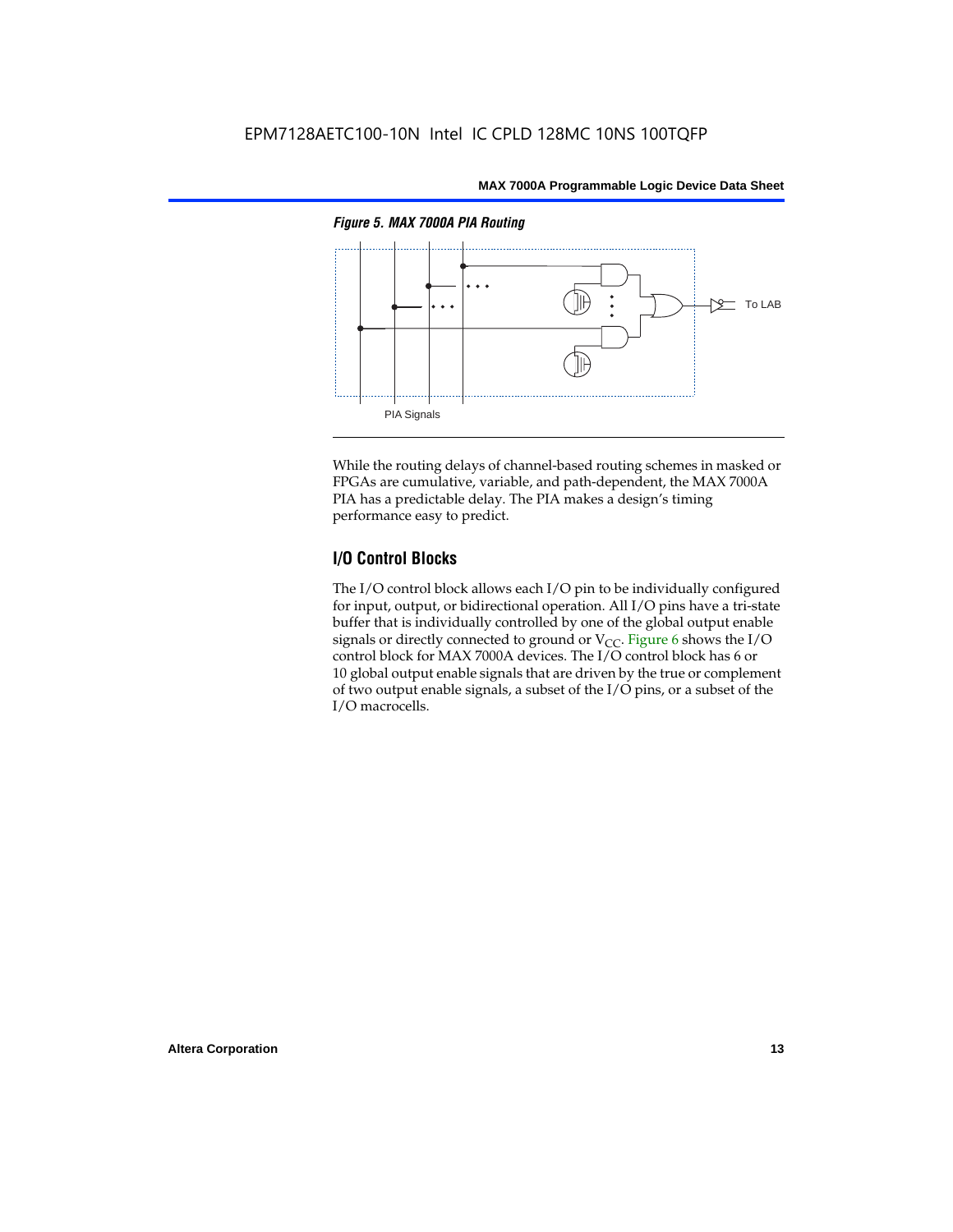*Figure 5. MAX 7000A PIA Routing*

PIA Signals

To LAB

While the routing delays of channel-based routing schemes in masked or FPGAs are cumulative, variable, and path-dependent, the MAX 7000A PIA has a predictable delay. The PIA makes a design's timing performance easy to predict.

## I/O Control Blocks

The I/O control block allows each I/O pin to be individually configured for input, output, or bidirectional operation. All I/O pins have a tri-state buffer that is individually controlled by one of the global output enable signals or directly connected to ground or $V_{CC}$. Figure 6 shows the I/O control block for MAX 7000A devices. The I/O control block has 6 or 10 global output enable signals that are driven by the true or complement of two output enable signals, a subset of the I/O pins, or a subset of the I/O macrocells.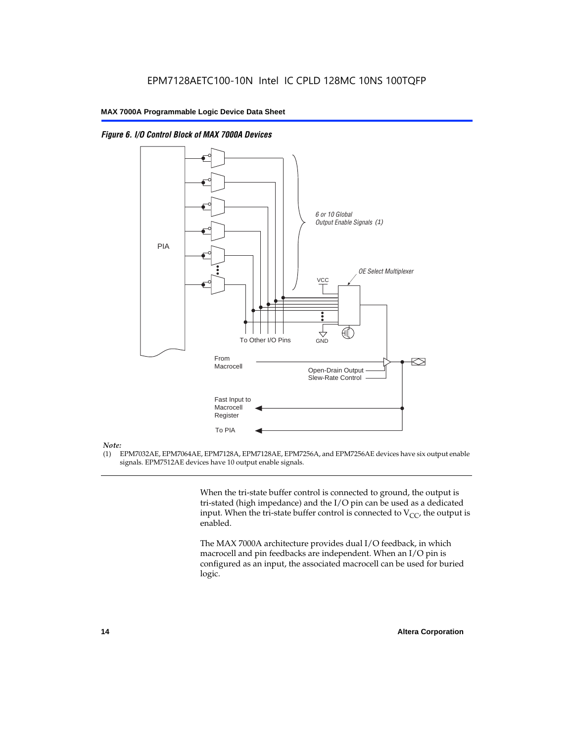*Figure 6. I/O Control Block of MAX 7000A Devices*

PIA

6 or 10 Global Output Enable Signals (1)

OE Select Multiplexer

VCC

GND

To Other I/O Pins

From Macrocell

Open-Drain Output

Slew-Rate Control

Fast Input to Macrocell Register

To PIA

*Note:*

(1) EPM7032AE, EPM7064AE, EPM7128A, EPM7128AE, EPM7256A, and EPM7256AE devices have six output enable signals. EPM7512AE devices have 10 output enable signals.

When the tri-state buffer control is connected to ground, the output is tri-stated (high impedance) and the I/O pin can be used as a dedicated input. When the tri-state buffer control is connected to $V_{CC}$, the output is enabled.

The MAX 7000A architecture provides dual I/O feedback, in which macrocell and pin feedbacks are independent. When an I/O pin is configured as an input, the associated macrocell can be used for buried logic.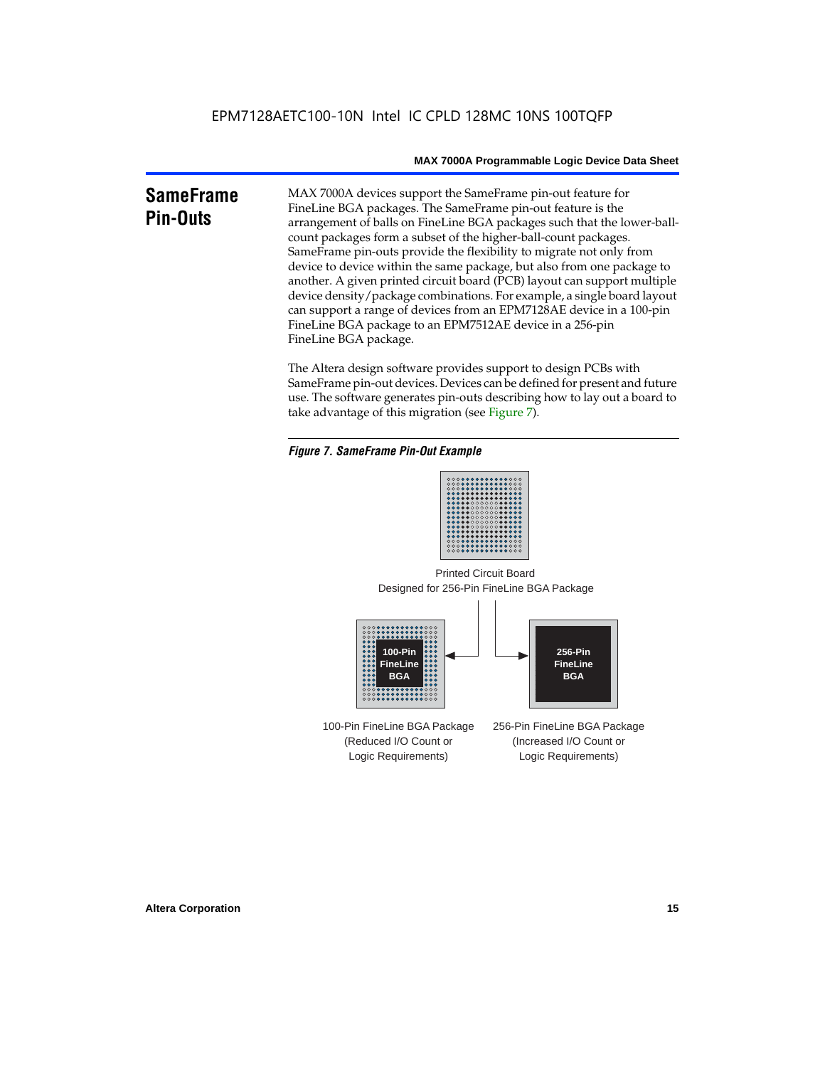## SameFrame Pin-Outs

MAX 7000A devices support the SameFrame pin-out feature for FineLine BGA packages. The SameFrame pin-out feature is the arrangement of balls on FineLine BGA packages such that the lower-ball-count packages form a subset of the higher-ball-count packages. SameFrame pin-outs provide the flexibility to migrate not only from device to device within the same package, but also from one package to another. A given printed circuit board (PCB) layout can support multiple device density/package combinations. For example, a single board layout can support a range of devices from an EPM7128AE device in a 100-pin FineLine BGA package to an EPM7512AE device in a 256-pin FineLine BGA package.

The Altera design software provides support to design PCBs with SameFrame pin-out devices. Devices can be defined for present and future use. The software generates pin-outs describing how to lay out a board to take advantage of this migration (see Figure 7).

*Figure 7. SameFrame Pin-Out Example*

Printed Circuit Board
Designed for 256-Pin FineLine BGA Package

100-Pin FineLine BGA

256-Pin FineLine BGA

100-Pin FineLine BGA Package
(Reduced I/O Count or
Logic Requirements)

256-Pin FineLine BGA Package
(Increased I/O Count or
Logic Requirements)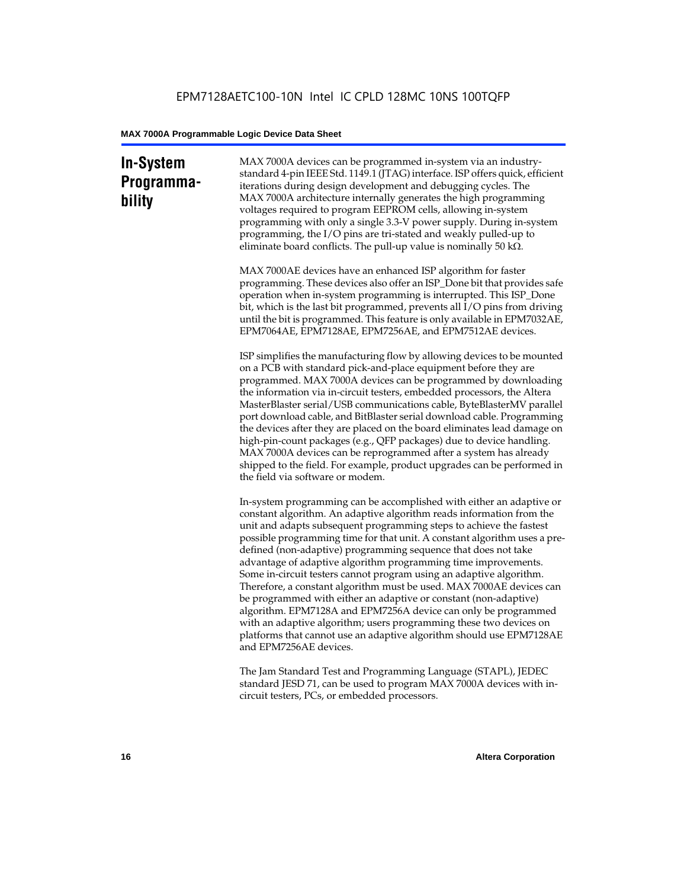## In-System Programmability

MAX 7000A devices can be programmed in-system via an industry-standard 4-pin IEEE Std. 1149.1 (JTAG) interface. ISP offers quick, efficient iterations during design development and debugging cycles. The MAX 7000A architecture internally generates the high programming voltages required to program EEPROM cells, allowing in-system programming with only a single 3.3-V power supply. During in-system programming, the I/O pins are tri-stated and weakly pulled-up to eliminate board conflicts. The pull-up value is nominally 50 kΩ.

MAX 7000AE devices have an enhanced ISP algorithm for faster programming. These devices also offer an ISP_Done bit that provides safe operation when in-system programming is interrupted. This ISP_Done bit, which is the last bit programmed, prevents all I/O pins from driving until the bit is programmed. This feature is only available in EPM7032AE, EPM7064AE, EPM7128AE, EPM7256AE, and EPM7512AE devices.

ISP simplifies the manufacturing flow by allowing devices to be mounted on a PCB with standard pick-and-place equipment before they are programmed. MAX 7000A devices can be programmed by downloading the information via in-circuit testers, embedded processors, the Altera MasterBlaster serial/USB communications cable, ByteBlasterMV parallel port download cable, and BitBlaster serial download cable. Programming the devices after they are placed on the board eliminates lead damage on high-pin-count packages (e.g., QFP packages) due to device handling. MAX 7000A devices can be reprogrammed after a system has already shipped to the field. For example, product upgrades can be performed in the field via software or modem.

In-system programming can be accomplished with either an adaptive or constant algorithm. An adaptive algorithm reads information from the unit and adapts subsequent programming steps to achieve the fastest possible programming time for that unit. A constant algorithm uses a pre-defined (non-adaptive) programming sequence that does not take advantage of adaptive algorithm programming time improvements. Some in-circuit testers cannot program using an adaptive algorithm. Therefore, a constant algorithm must be used. MAX 7000AE devices can be programmed with either an adaptive or constant (non-adaptive) algorithm. EPM7128A and EPM7256A device can only be programmed with an adaptive algorithm; users programming these two devices on platforms that cannot use an adaptive algorithm should use EPM7128AE and EPM7256AE devices.

The Jam Standard Test and Programming Language (STAPL), JEDEC standard JESD 71, can be used to program MAX 7000A devices with in-circuit testers, PCs, or embedded processors.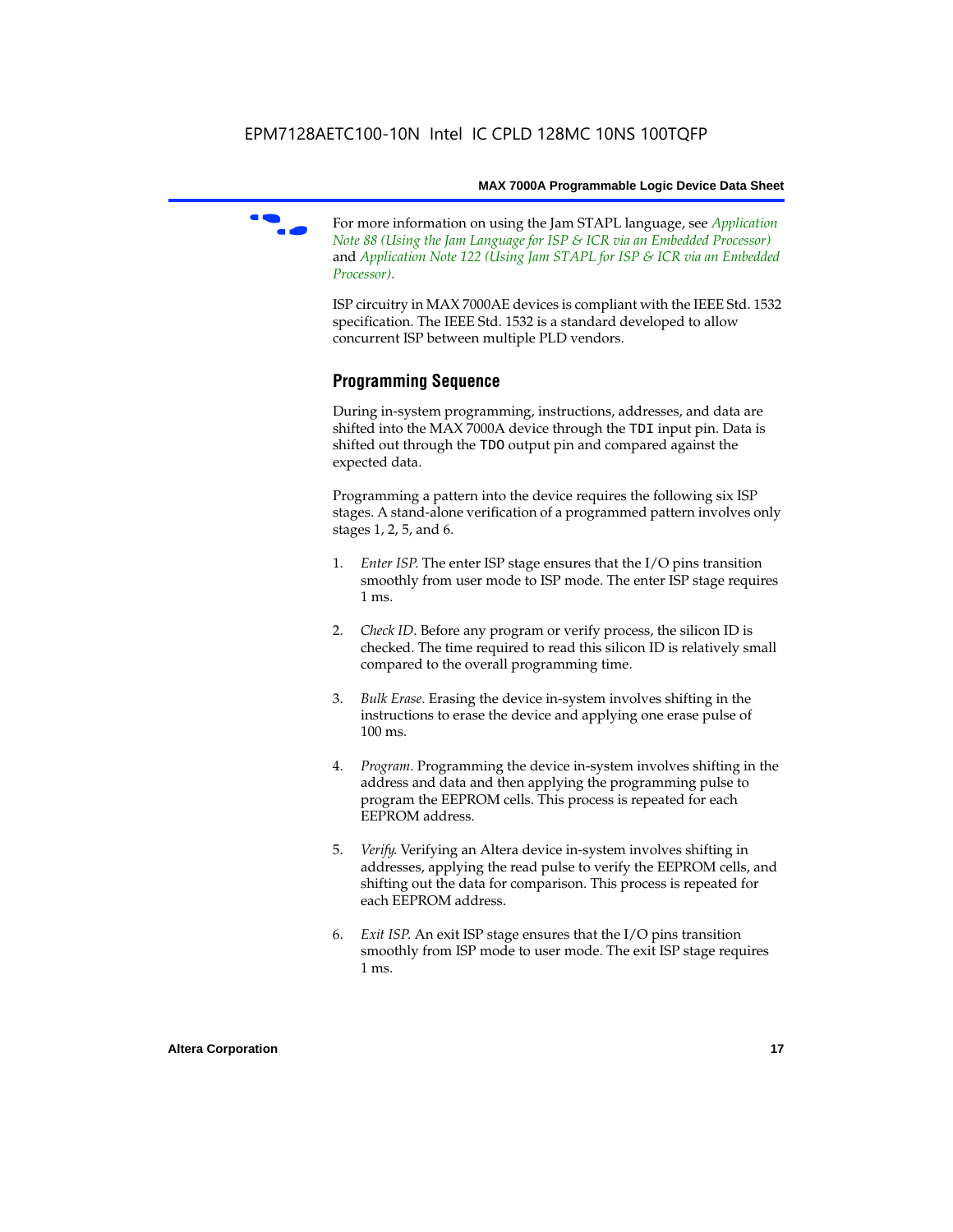For more information on using the Jam STAPL language, see *Application Note 88 (Using the Jam Language for ISP & ICR via an Embedded Processor)* and *Application Note 122 (Using Jam STAPL for ISP & ICR via an Embedded Processor)*.

ISP circuitry in MAX 7000AE devices is compliant with the IEEE Std. 1532 specification. The IEEE Std. 1532 is a standard developed to allow concurrent ISP between multiple PLD vendors.

## Programming Sequence

During in-system programming, instructions, addresses, and data are shifted into the MAX 7000A device through the `TDI` input pin. Data is shifted out through the `TDO` output pin and compared against the expected data.

Programming a pattern into the device requires the following six ISP stages. A stand-alone verification of a programmed pattern involves only stages 1, 2, 5, and 6.

1. *Enter ISP*. The enter ISP stage ensures that the I/O pins transition smoothly from user mode to ISP mode. The enter ISP stage requires 1 ms.

2. *Check ID*. Before any program or verify process, the silicon ID is checked. The time required to read this silicon ID is relatively small compared to the overall programming time.

3. *Bulk Erase*. Erasing the device in-system involves shifting in the instructions to erase the device and applying one erase pulse of 100 ms.

4. *Program*. Programming the device in-system involves shifting in the address and data and then applying the programming pulse to program the EEPROM cells. This process is repeated for each EEPROM address.

5. *Verify*. Verifying an Altera device in-system involves shifting in addresses, applying the read pulse to verify the EEPROM cells, and shifting out the data for comparison. This process is repeated for each EEPROM address.

6. *Exit ISP*. An exit ISP stage ensures that the I/O pins transition smoothly from ISP mode to user mode. The exit ISP stage requires 1 ms.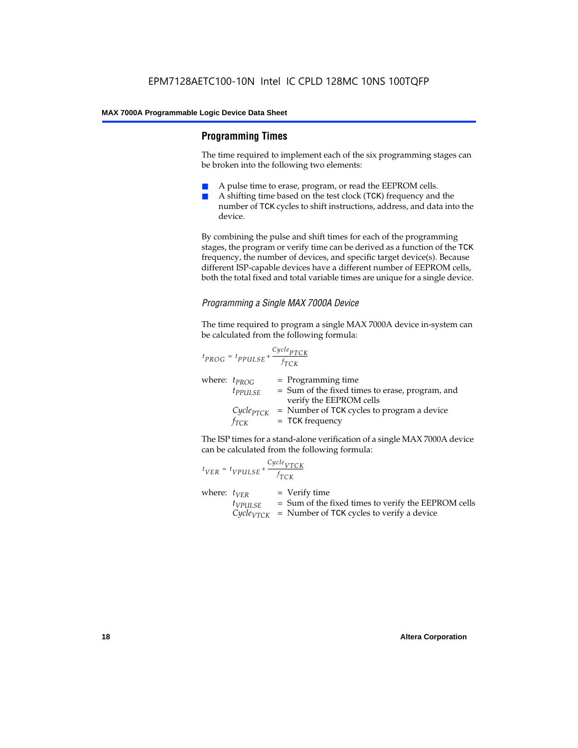## Programming Times

The time required to implement each of the six programming stages can be broken into the following two elements:

- A pulse time to erase, program, or read the EEPROM cells.
- A shifting time based on the test clock (TCK) frequency and the number of TCK cycles to shift instructions, address, and data into the device.

By combining the pulse and shift times for each of the programming stages, the program or verify time can be derived as a function of the TCK frequency, the number of devices, and specific target device(s). Because different ISP-capable devices have a different number of EEPROM cells, both the total fixed and total variable times are unique for a single device.

### *Programming a Single MAX 7000A Device*

The time required to program a single MAX 7000A device in-system can be calculated from the following formula:

$$t_{PROG} = t_{PPULSE} + \frac{Cycle_{PTCK}}{f_{TCK}}$$

where:
- $t_{PROG}$ = Programming time
- $t_{PPULSE}$ = Sum of the fixed times to erase, program, and verify the EEPROM cells
- $Cycle_{PTCK}$ = Number of TCK cycles to program a device
- $f_{TCK}$ = TCK frequency

The ISP times for a stand-alone verification of a single MAX 7000A device can be calculated from the following formula:

$$t_{VER} = t_{VPULSE} + \frac{Cycle_{VTCK}}{f_{TCK}}$$

where:
- $t_{VER}$ = Verify time
- $t_{VPULSE}$ = Sum of the fixed times to verify the EEPROM cells
- $Cycle_{VTCK}$ = Number of TCK cycles to verify a device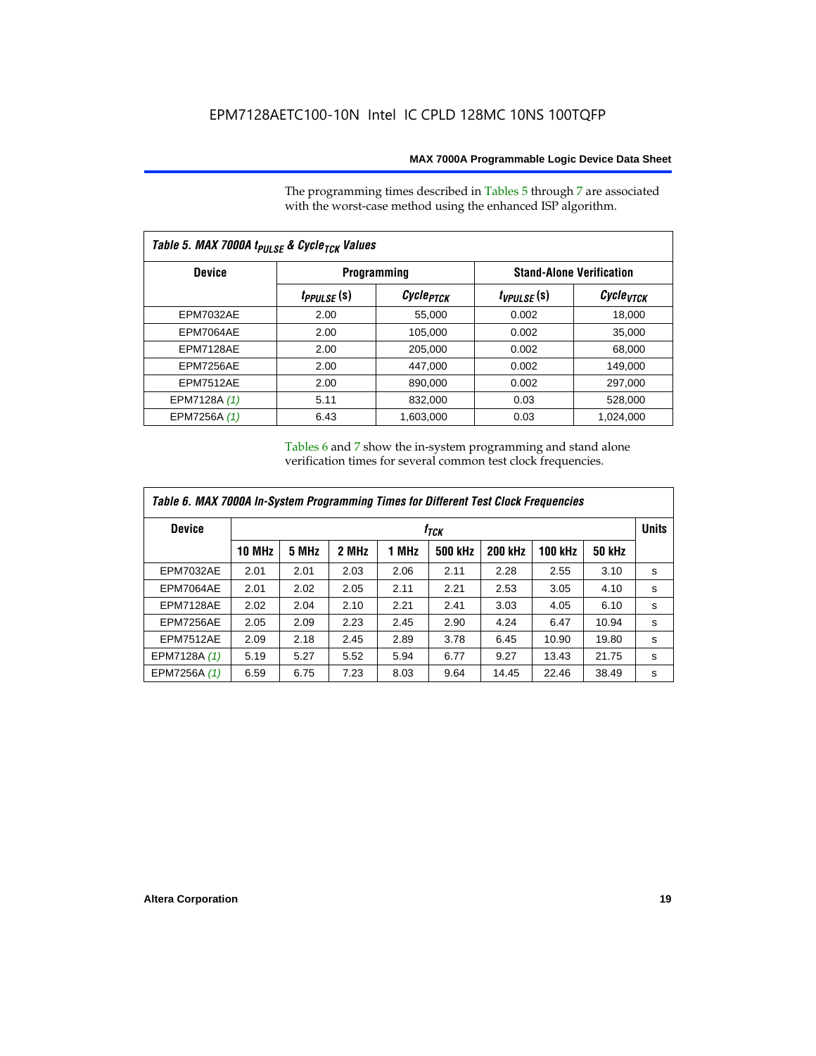The programming times described in Tables 5 through 7 are associated with the worst-case method using the enhanced ISP algorithm.

| Table 5. MAX 7000A $t_{PULSE}$ & $Cycle_{TCK}$ Values | | | | |
|---|---|---|---|---|
| Device | Programming | | Stand-Alone Verification | |
| | $t_{PPULSE}$ (s) | $Cycle_{PTCK}$ | $t_{VPULSE}$ (s) | $Cycle_{VTCK}$ |
| EPM7032AE | 2.00 | 55,000 | 0.002 | 18,000 |
| EPM7064AE | 2.00 | 105,000 | 0.002 | 35,000 |
| EPM7128AE | 2.00 | 205,000 | 0.002 | 68,000 |
| EPM7256AE | 2.00 | 447,000 | 0.002 | 149,000 |
| EPM7512AE | 2.00 | 890,000 | 0.002 | 297,000 |
| EPM7128A *(1)* | 5.11 | 832,000 | 0.03 | 528,000 |
| EPM7256A *(1)* | 6.43 | 1,603,000 | 0.03 | 1,024,000 |

Tables 6 and 7 show the in-system programming and stand alone verification times for several common test clock frequencies.

| Table 6. MAX 7000A In-System Programming Times for Different Test Clock Frequencies | | | | | | | | | |
|---|---|---|---|---|---|---|---|---|---|
| Device | $f_{TCK}$ | | | | | | | | Units |
| | 10 MHz | 5 MHz | 2 MHz | 1 MHz | 500 kHz | 200 kHz | 100 kHz | 50 kHz | |
| EPM7032AE | 2.01 | 2.01 | 2.03 | 2.06 | 2.11 | 2.28 | 2.55 | 3.10 | s |
| EPM7064AE | 2.01 | 2.02 | 2.05 | 2.11 | 2.21 | 2.53 | 3.05 | 4.10 | s |
| EPM7128AE | 2.02 | 2.04 | 2.10 | 2.21 | 2.41 | 3.03 | 4.05 | 6.10 | s |
| EPM7256AE | 2.05 | 2.09 | 2.23 | 2.45 | 2.90 | 4.24 | 6.47 | 10.94 | s |
| EPM7512AE | 2.09 | 2.18 | 2.45 | 2.89 | 3.78 | 6.45 | 10.90 | 19.80 | s |
| EPM7128A *(1)* | 5.19 | 5.27 | 5.52 | 5.94 | 6.77 | 9.27 | 13.43 | 21.75 | s |
| EPM7256A *(1)* | 6.59 | 6.75 | 7.23 | 8.03 | 9.64 | 14.45 | 22.46 | 38.49 | s |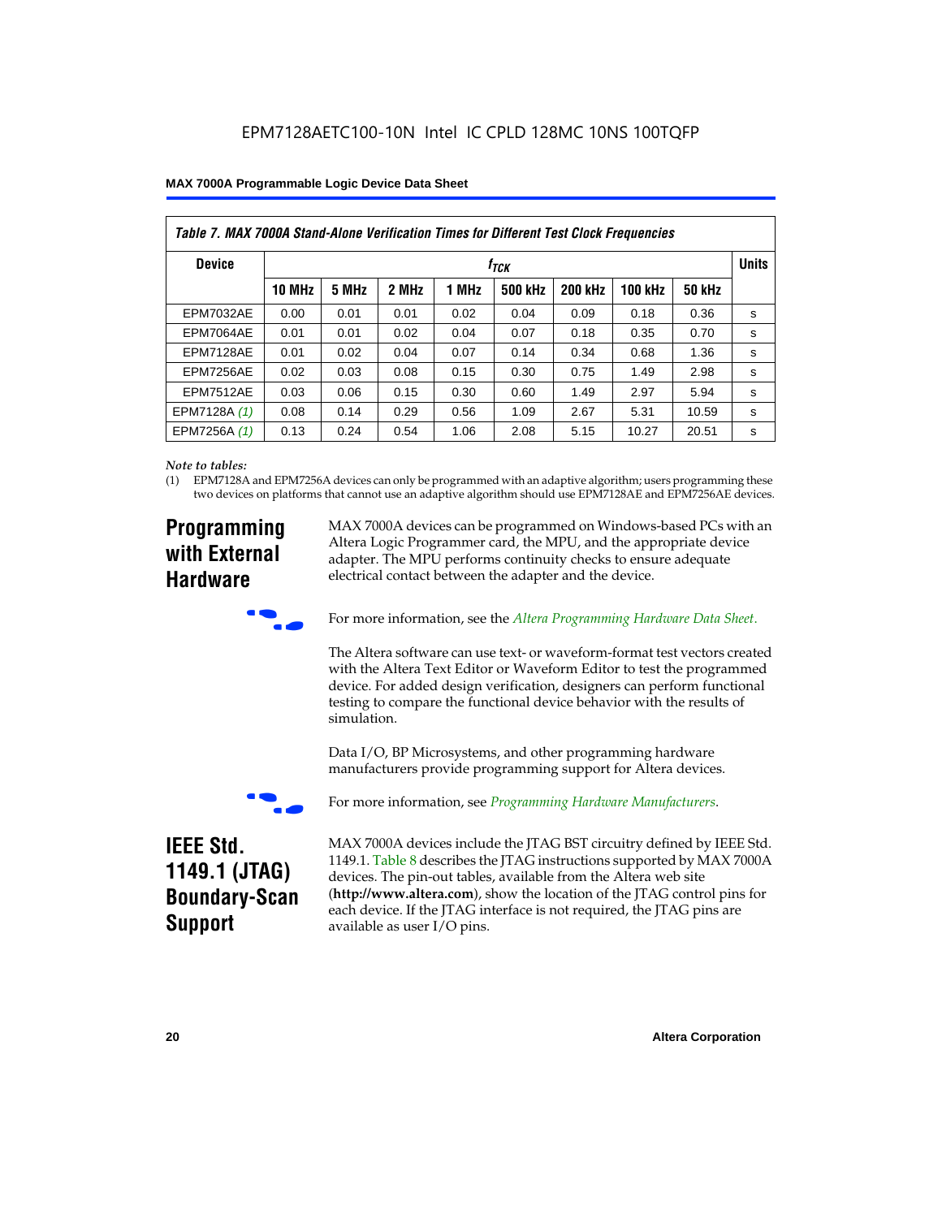*Table 7. MAX 7000A Stand-Alone Verification Times for Different Test Clock Frequencies*

| Device | $f_{TCK}$ | | | | | | | | Units |
|---|---|---|---|---|---|---|---|---|---|
| | 10 MHz | 5 MHz | 2 MHz | 1 MHz | 500 kHz | 200 kHz | 100 kHz | 50 kHz | |
| EPM7032AE | 0.00 | 0.01 | 0.01 | 0.02 | 0.04 | 0.09 | 0.18 | 0.36 | s |
| EPM7064AE | 0.01 | 0.01 | 0.02 | 0.04 | 0.07 | 0.18 | 0.35 | 0.70 | s |
| EPM7128AE | 0.01 | 0.02 | 0.04 | 0.07 | 0.14 | 0.34 | 0.68 | 1.36 | s |
| EPM7256AE | 0.02 | 0.03 | 0.08 | 0.15 | 0.30 | 0.75 | 1.49 | 2.98 | s |
| EPM7512AE | 0.03 | 0.06 | 0.15 | 0.30 | 0.60 | 1.49 | 2.97 | 5.94 | s |
| EPM7128A *(1)* | 0.08 | 0.14 | 0.29 | 0.56 | 1.09 | 2.67 | 5.31 | 10.59 | s |
| EPM7256A *(1)* | 0.13 | 0.24 | 0.54 | 1.06 | 2.08 | 5.15 | 10.27 | 20.51 | s |

*Note to tables:*

(1) EPM7128A and EPM7256A devices can only be programmed with an adaptive algorithm; users programming these two devices on platforms that cannot use an adaptive algorithm should use EPM7128AE and EPM7256AE devices.

## Programming with External Hardware

MAX 7000A devices can be programmed on Windows-based PCs with an Altera Logic Programmer card, the MPU, and the appropriate device adapter. The MPU performs continuity checks to ensure adequate electrical contact between the adapter and the device.

For more information, see the *Altera Programming Hardware Data Sheet*.

The Altera software can use text- or waveform-format test vectors created with the Altera Text Editor or Waveform Editor to test the programmed device. For added design verification, designers can perform functional testing to compare the functional device behavior with the results of simulation.

Data I/O, BP Microsystems, and other programming hardware manufacturers provide programming support for Altera devices.

For more information, see *Programming Hardware Manufacturers*.

## IEEE Std. 1149.1 (JTAG) Boundary-Scan Support

MAX 7000A devices include the JTAG BST circuitry defined by IEEE Std. 1149.1. Table 8 describes the JTAG instructions supported by MAX 7000A devices. The pin-out tables, available from the Altera web site (**http://www.altera.com**), show the location of the JTAG control pins for each device. If the JTAG interface is not required, the JTAG pins are available as user I/O pins.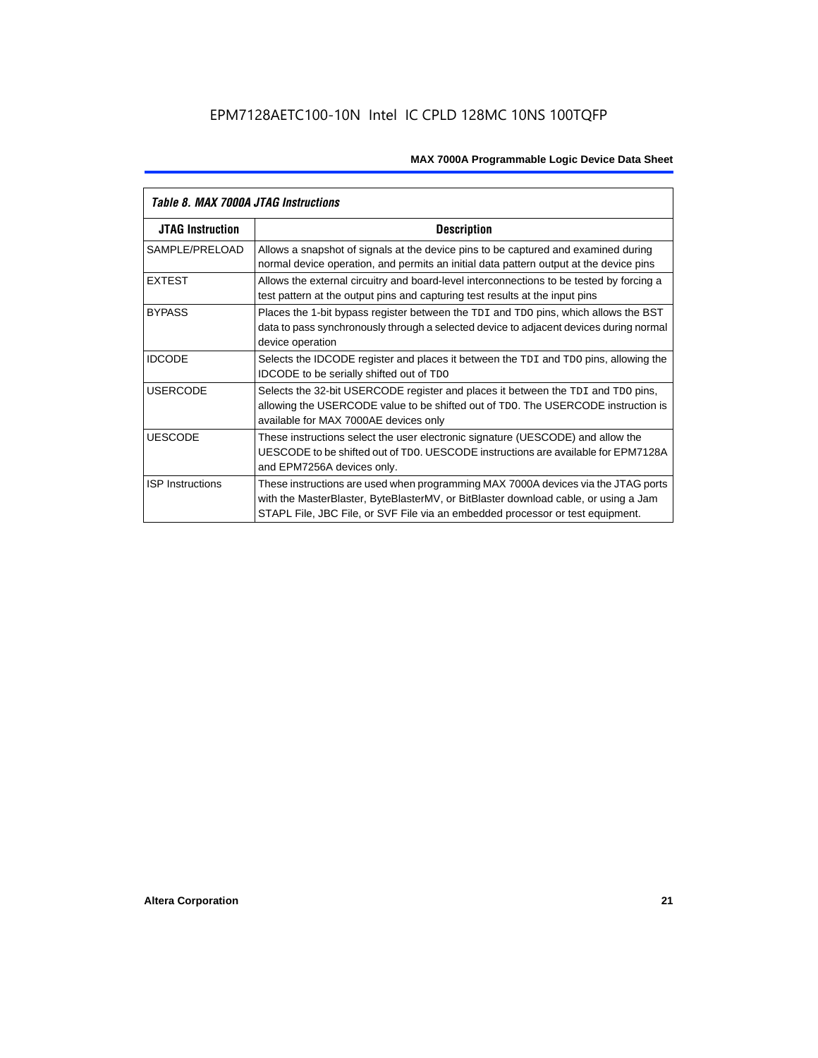| *Table 8. MAX 7000A JTAG Instructions* | |
|---|---|
| **JTAG Instruction** | **Description** |
| SAMPLE/PRELOAD | Allows a snapshot of signals at the device pins to be captured and examined during normal device operation, and permits an initial data pattern output at the device pins |
| EXTEST | Allows the external circuitry and board-level interconnections to be tested by forcing a test pattern at the output pins and capturing test results at the input pins |
| BYPASS | Places the 1-bit bypass register between the `TDI` and `TDO` pins, which allows the BST data to pass synchronously through a selected device to adjacent devices during normal device operation |
| IDCODE | Selects the IDCODE register and places it between the `TDI` and `TDO` pins, allowing the IDCODE to be serially shifted out of `TDO` |
| USERCODE | Selects the 32-bit USERCODE register and places it between the `TDI` and `TDO` pins, allowing the USERCODE value to be shifted out of `TDO`. The USERCODE instruction is available for MAX 7000AE devices only |
| UESCODE | These instructions select the user electronic signature (UESCODE) and allow the UESCODE to be shifted out of `TDO`. UESCODE instructions are available for EPM7128A and EPM7256A devices only. |
| ISP Instructions | These instructions are used when programming MAX 7000A devices via the JTAG ports with the MasterBlaster, ByteBlasterMV, or BitBlaster download cable, or using a Jam STAPL File, JBC File, or SVF File via an embedded processor or test equipment. |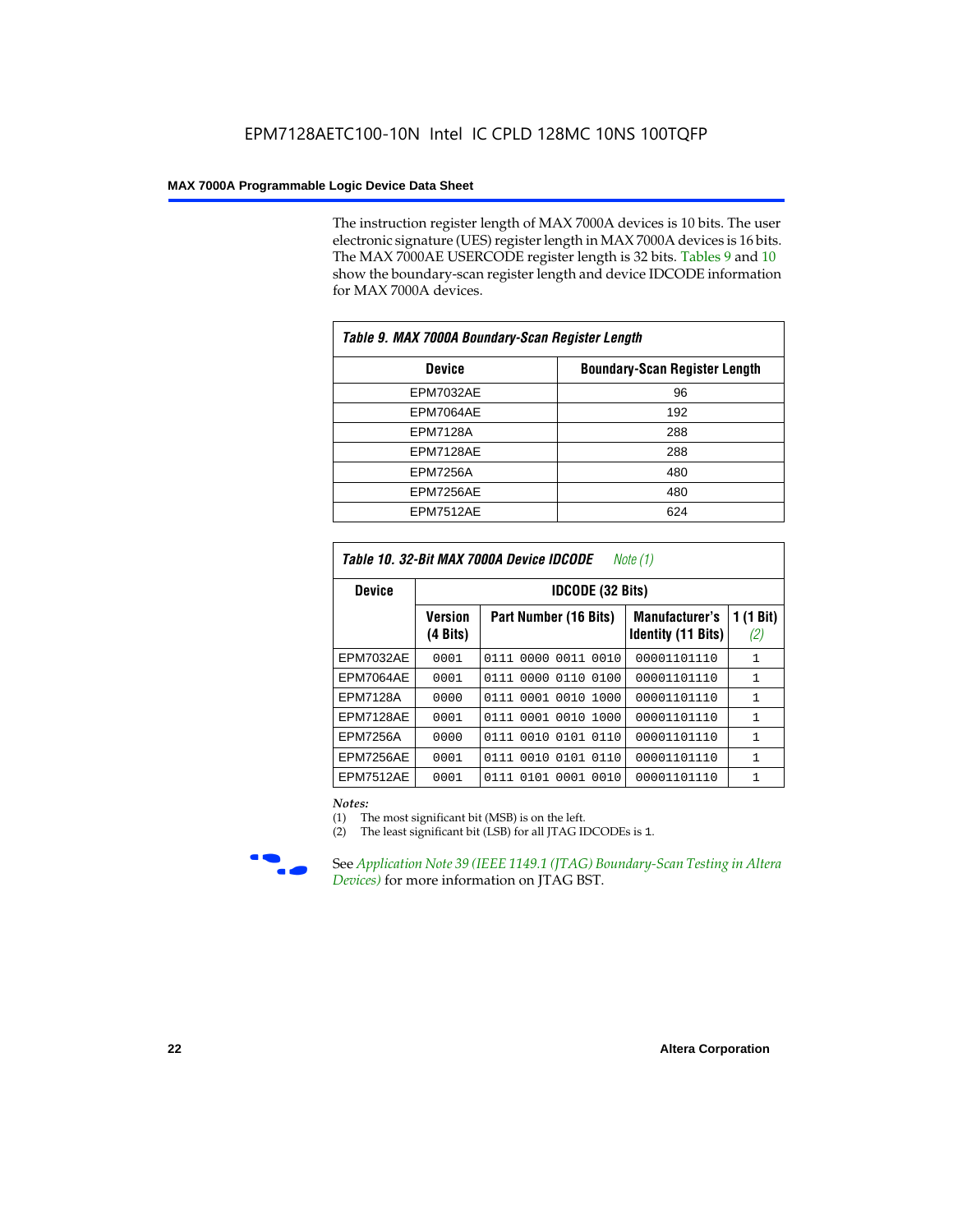The instruction register length of MAX 7000A devices is 10 bits. The user electronic signature (UES) register length in MAX 7000A devices is 16 bits. The MAX 7000AE USERCODE register length is 32 bits. Tables 9 and 10 show the boundary-scan register length and device IDCODE information for MAX 7000A devices.

**Table 9. MAX 7000A Boundary-Scan Register Length**

| Device | Boundary-Scan Register Length |
|---|---|
| EPM7032AE | 96 |
| EPM7064AE | 192 |
| EPM7128A | 288 |
| EPM7128AE | 288 |
| EPM7256A | 480 |
| EPM7256AE | 480 |
| EPM7512AE | 624 |

**Table 10. 32-Bit MAX 7000A Device IDCODE** *Note (1)*

| Device | IDCODE (32 Bits) | | | |
|---|---|---|---|---|
| | Version (4 Bits) | Part Number (16 Bits) | Manufacturer's Identity (11 Bits) | 1 (1 Bit) *(2)* |
| EPM7032AE | 0001 | 0111 0000 0011 0010 | 00001101110 | 1 |
| EPM7064AE | 0001 | 0111 0000 0110 0100 | 00001101110 | 1 |
| EPM7128A | 0000 | 0111 0001 0010 1000 | 00001101110 | 1 |
| EPM7128AE | 0001 | 0111 0001 0010 1000 | 00001101110 | 1 |
| EPM7256A | 0000 | 0111 0010 0101 0110 | 00001101110 | 1 |
| EPM7256AE | 0001 | 0111 0010 0101 0110 | 00001101110 | 1 |
| EPM7512AE | 0001 | 0111 0101 0001 0010 | 00001101110 | 1 |

*Notes:*

(1) The most significant bit (MSB) is on the left.

(2) The least significant bit (LSB) for all JTAG IDCODEs is 1.

See *Application Note 39 (IEEE 1149.1 (JTAG) Boundary-Scan Testing in Altera Devices)* for more information on JTAG BST.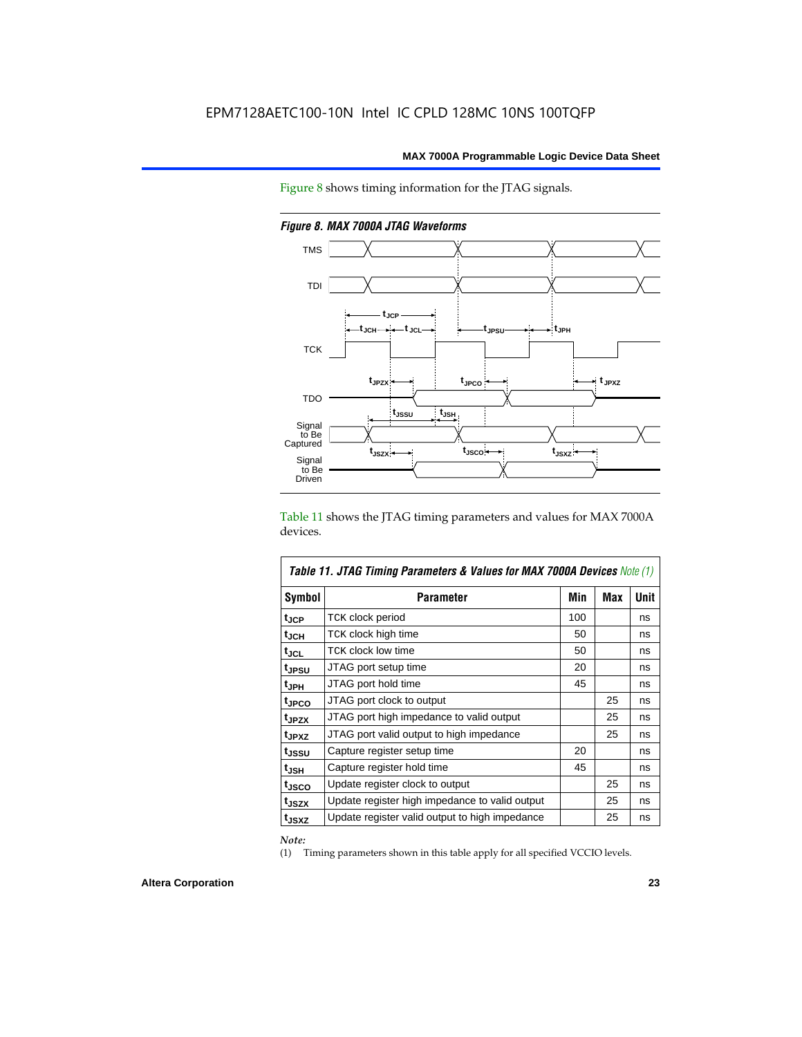Figure 8 shows timing information for the JTAG signals.

*Figure 8. MAX 7000A JTAG Waveforms*

Table 11 shows the JTAG timing parameters and values for MAX 7000A devices.

| *Table 11. JTAG Timing Parameters & Values for MAX 7000A Devices Note (1)* | | | | |
|---|---|---|---|---|
| **Symbol** | **Parameter** | **Min** | **Max** | **Unit** |
| $t_{JCP}$ | TCK clock period | 100 | | ns |
| $t_{JCH}$ | TCK clock high time | 50 | | ns |
| $t_{JCL}$ | TCK clock low time | 50 | | ns |
| $t_{JPSU}$ | JTAG port setup time | 20 | | ns |
| $t_{JPH}$ | JTAG port hold time | 45 | | ns |
| $t_{JPCO}$ | JTAG port clock to output | | 25 | ns |
| $t_{JPZX}$ | JTAG port high impedance to valid output | | 25 | ns |
| $t_{JPXZ}$ | JTAG port valid output to high impedance | | 25 | ns |
| $t_{JSSU}$ | Capture register setup time | 20 | | ns |
| $t_{JSH}$ | Capture register hold time | 45 | | ns |
| $t_{JSCO}$ | Update register clock to output | | 25 | ns |
| $t_{JSZX}$ | Update register high impedance to valid output | | 25 | ns |
| $t_{JSXZ}$ | Update register valid output to high impedance | | 25 | ns |

*Note:*

(1) Timing parameters shown in this table apply for all specified VCCIO levels.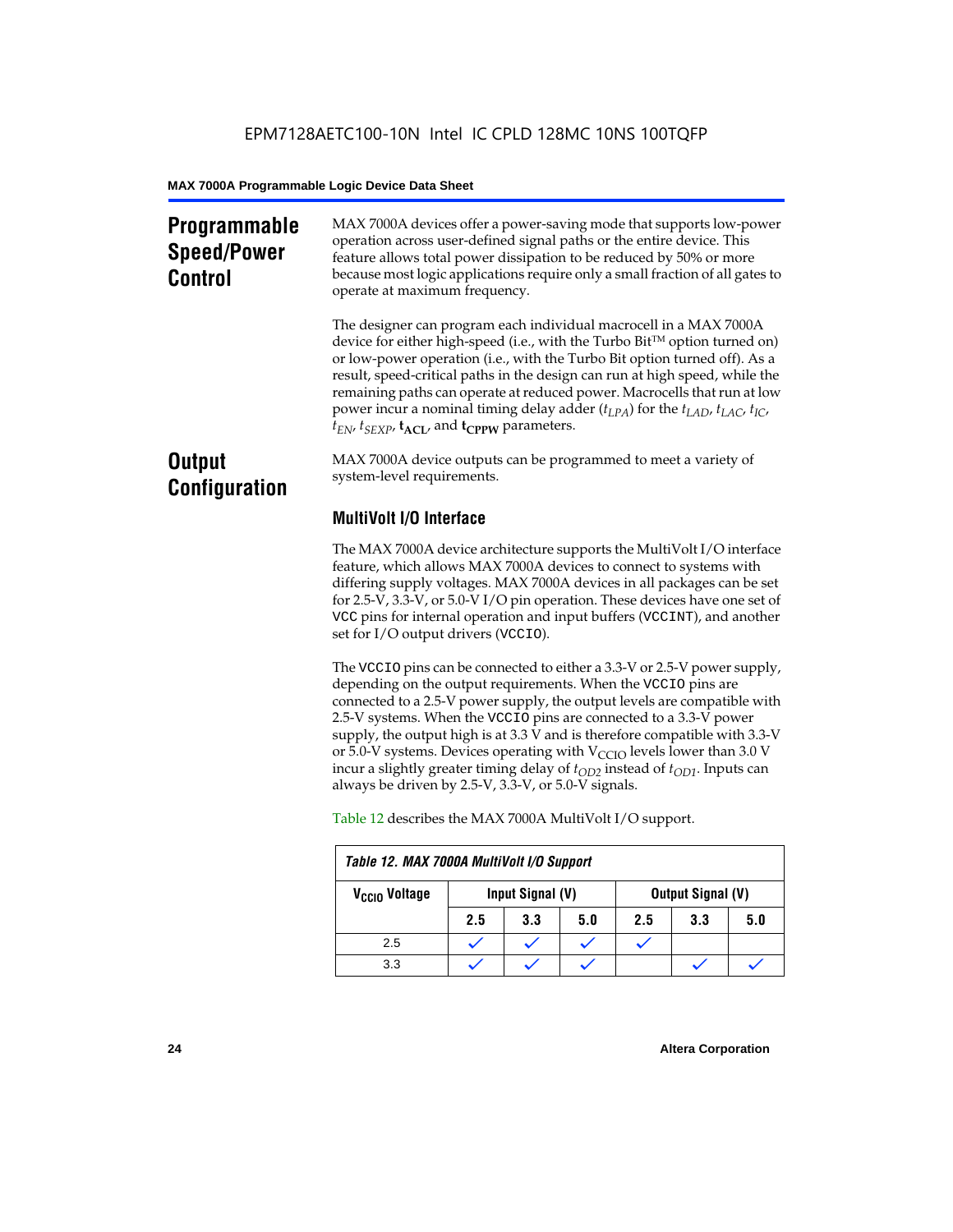## Programmable Speed/Power Control

MAX 7000A devices offer a power-saving mode that supports low-power operation across user-defined signal paths or the entire device. This feature allows total power dissipation to be reduced by 50% or more because most logic applications require only a small fraction of all gates to operate at maximum frequency.

The designer can program each individual macrocell in a MAX 7000A device for either high-speed (i.e., with the Turbo Bit™ option turned on) or low-power operation (i.e., with the Turbo Bit option turned off). As a result, speed-critical paths in the design can run at high speed, while the remaining paths can operate at reduced power. Macrocells that run at low power incur a nominal timing delay adder ($t_{LPA}$) for the $t_{LAD}$, $t_{LAC}$, $t_{IC}$, $t_{EN}$, $t_{SEXP}$, $\mathbf{t_{ACL}}$, and $\mathbf{t_{CPPW}}$ parameters.

## Output Configuration

MAX 7000A device outputs can be programmed to meet a variety of system-level requirements.

### MultiVolt I/O Interface

The MAX 7000A device architecture supports the MultiVolt I/O interface feature, which allows MAX 7000A devices to connect to systems with differing supply voltages. MAX 7000A devices in all packages can be set for 2.5-V, 3.3-V, or 5.0-V I/O pin operation. These devices have one set of VCC pins for internal operation and input buffers (VCCINT), and another set for I/O output drivers (VCCIO).

The VCCIO pins can be connected to either a 3.3-V or 2.5-V power supply, depending on the output requirements. When the VCCIO pins are connected to a 2.5-V power supply, the output levels are compatible with 2.5-V systems. When the VCCIO pins are connected to a 3.3-V power supply, the output high is at 3.3 V and is therefore compatible with 3.3-V or 5.0-V systems. Devices operating with $V_{CCIO}$ levels lower than 3.0 V incur a slightly greater timing delay of $t_{OD2}$ instead of $t_{OD1}$. Inputs can always be driven by 2.5-V, 3.3-V, or 5.0-V signals.

Table 12 describes the MAX 7000A MultiVolt I/O support.

*Table 12. MAX 7000A MultiVolt I/O Support*

| $V_{CCIO}$ Voltage | Input Signal (V) | | | Output Signal (V) | | |
|---|---|---|---|---|---|---|
| | 2.5 | 3.3 | 5.0 | 2.5 | 3.3 | 5.0 |
| 2.5 | ✓ | ✓ | ✓ | ✓ | | |
| 3.3 | ✓ | ✓ | ✓ | | ✓ | ✓ |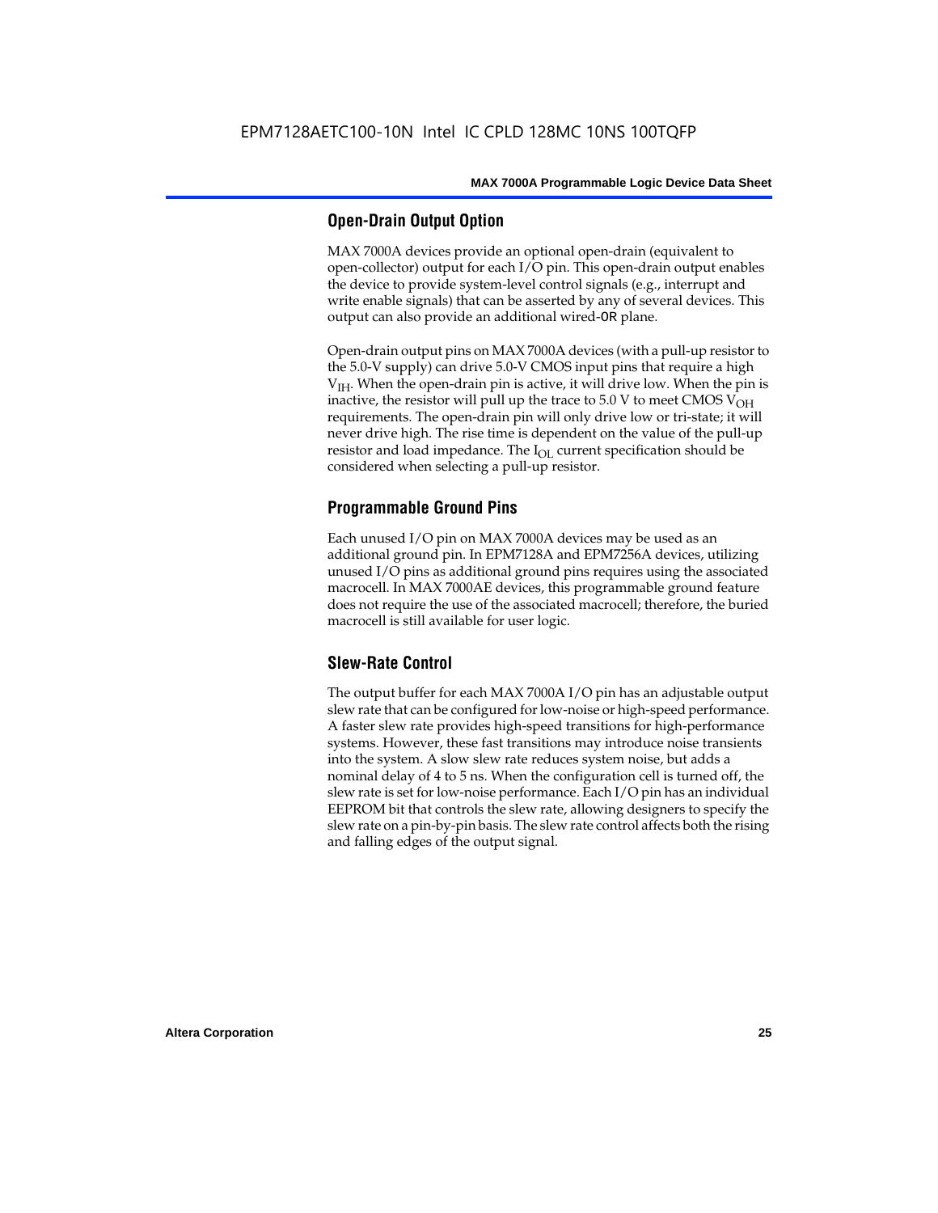## Open-Drain Output Option

MAX 7000A devices provide an optional open-drain (equivalent to open-collector) output for each I/O pin. This open-drain output enables the device to provide system-level control signals (e.g., interrupt and write enable signals) that can be asserted by any of several devices. This output can also provide an additional wired-OR plane.

Open-drain output pins on MAX 7000A devices (with a pull-up resistor to the 5.0-V supply) can drive 5.0-V CMOS input pins that require a high $V_{IH}$. When the open-drain pin is active, it will drive low. When the pin is inactive, the resistor will pull up the trace to 5.0 V to meet CMOS $V_{OH}$ requirements. The open-drain pin will only drive low or tri-state; it will never drive high. The rise time is dependent on the value of the pull-up resistor and load impedance. The $I_{OL}$ current specification should be considered when selecting a pull-up resistor.

## Programmable Ground Pins

Each unused I/O pin on MAX 7000A devices may be used as an additional ground pin. In EPM7128A and EPM7256A devices, utilizing unused I/O pins as additional ground pins requires using the associated macrocell. In MAX 7000AE devices, this programmable ground feature does not require the use of the associated macrocell; therefore, the buried macrocell is still available for user logic.

## Slew-Rate Control

The output buffer for each MAX 7000A I/O pin has an adjustable output slew rate that can be configured for low-noise or high-speed performance. A faster slew rate provides high-speed transitions for high-performance systems. However, these fast transitions may introduce noise transients into the system. A slow slew rate reduces system noise, but adds a nominal delay of 4 to 5 ns. When the configuration cell is turned off, the slew rate is set for low-noise performance. Each I/O pin has an individual EEPROM bit that controls the slew rate, allowing designers to specify the slew rate on a pin-by-pin basis. The slew rate control affects both the rising and falling edges of the output signal.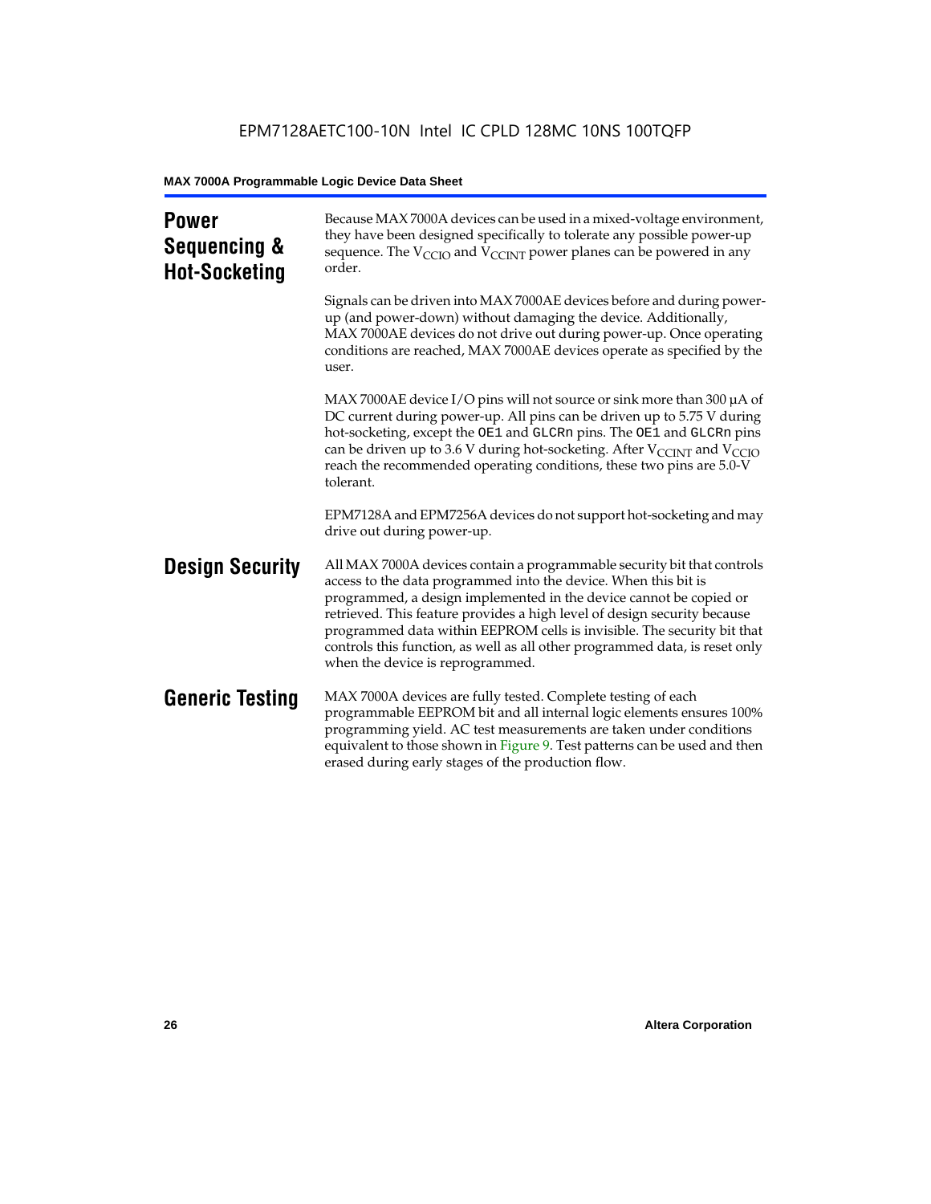## Power Sequencing & Hot-Socketing

Because MAX 7000A devices can be used in a mixed-voltage environment, they have been designed specifically to tolerate any possible power-up sequence. The $V_{CCIO}$ and $V_{CCINT}$ power planes can be powered in any order.

Signals can be driven into MAX 7000AE devices before and during power-up (and power-down) without damaging the device. Additionally, MAX 7000AE devices do not drive out during power-up. Once operating conditions are reached, MAX 7000AE devices operate as specified by the user.

MAX 7000AE device I/O pins will not source or sink more than 300 µA of DC current during power-up. All pins can be driven up to 5.75 V during hot-socketing, except the `OE1` and `GLCRn` pins. The `OE1` and `GLCRn` pins can be driven up to 3.6 V during hot-socketing. After $V_{CCINT}$ and $V_{CCIO}$ reach the recommended operating conditions, these two pins are 5.0-V tolerant.

EPM7128A and EPM7256A devices do not support hot-socketing and may drive out during power-up.

## Design Security

All MAX 7000A devices contain a programmable security bit that controls access to the data programmed into the device. When this bit is programmed, a design implemented in the device cannot be copied or retrieved. This feature provides a high level of design security because programmed data within EEPROM cells is invisible. The security bit that controls this function, as well as all other programmed data, is reset only when the device is reprogrammed.

## Generic Testing

MAX 7000A devices are fully tested. Complete testing of each programmable EEPROM bit and all internal logic elements ensures 100% programming yield. AC test measurements are taken under conditions equivalent to those shown in Figure 9. Test patterns can be used and then erased during early stages of the production flow.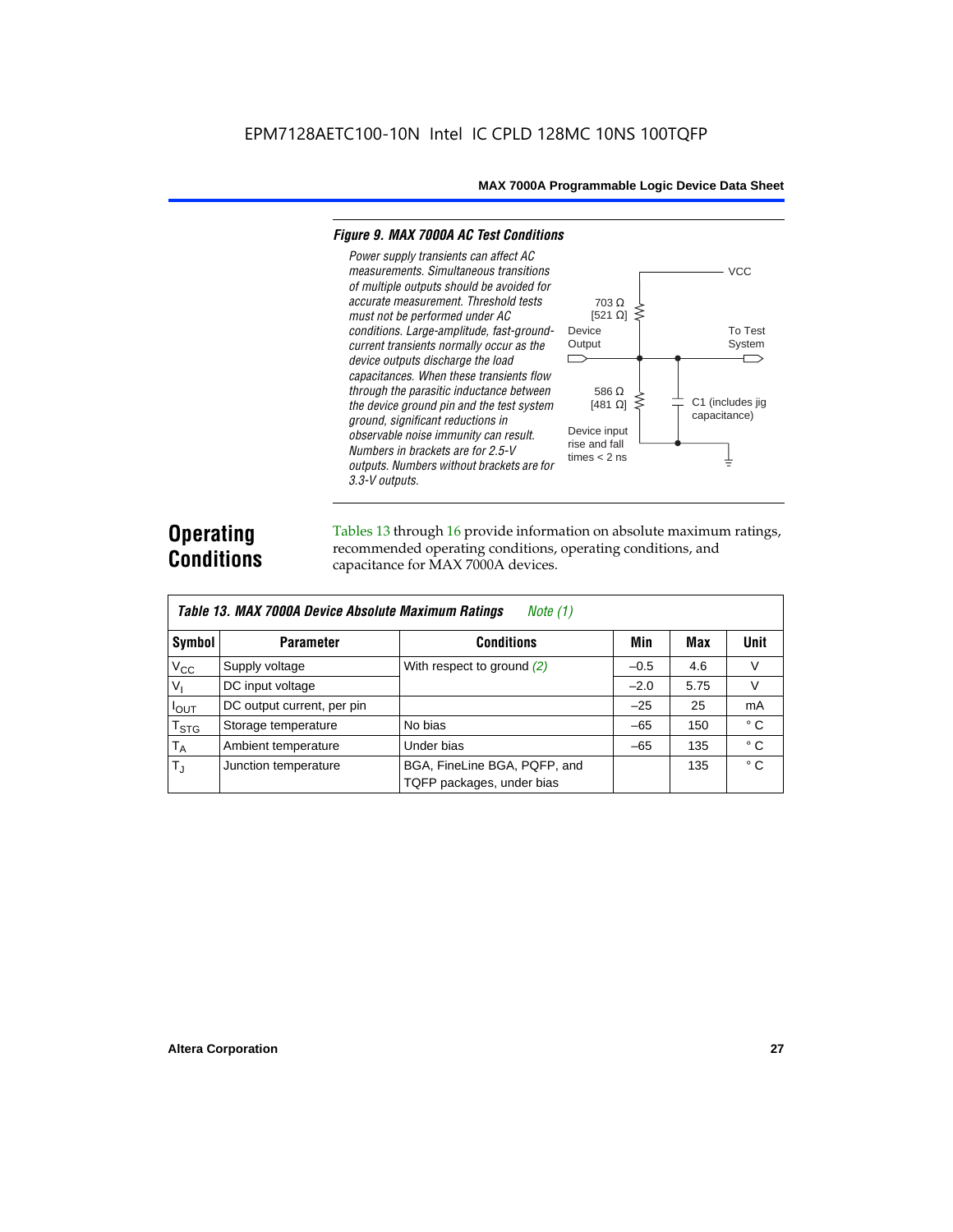*Figure 9. MAX 7000A AC Test Conditions*

*Power supply transients can affect AC measurements. Simultaneous transitions of multiple outputs should be avoided for accurate measurement. Threshold tests must not be performed under AC conditions. Large-amplitude, fast-ground-current transients normally occur as the device outputs discharge the load capacitances. When these transients flow through the parasitic inductance between the device ground pin and the test system ground, significant reductions in observable noise immunity can result. Numbers in brackets are for 2.5-V outputs. Numbers without brackets are for 3.3-V outputs.*

VCC

703 Ω [521 Ω]

Device Output

To Test System

586 Ω [481 Ω]

C1 (includes jig capacitance)

Device input rise and fall times < 2 ns

# Operating Conditions

Tables 13 through 16 provide information on absolute maximum ratings, recommended operating conditions, operating conditions, and capacitance for MAX 7000A devices.

**Table 13. MAX 7000A Device Absolute Maximum Ratings** *Note (1)*

| Symbol | Parameter | Conditions | Min | Max | Unit |
|---|---|---|---|---|---|
| $V_{CC}$ | Supply voltage | With respect to ground *(2)* | –0.5 | 4.6 | V |
| $V_I$ | DC input voltage | | –2.0 | 5.75 | V |
| $I_{OUT}$ | DC output current, per pin | | –25 | 25 | mA |
| $T_{STG}$ | Storage temperature | No bias | –65 | 150 | ° C |
| $T_A$ | Ambient temperature | Under bias | –65 | 135 | ° C |
| $T_J$ | Junction temperature | BGA, FineLine BGA, PQFP, and TQFP packages, under bias | | 135 | ° C |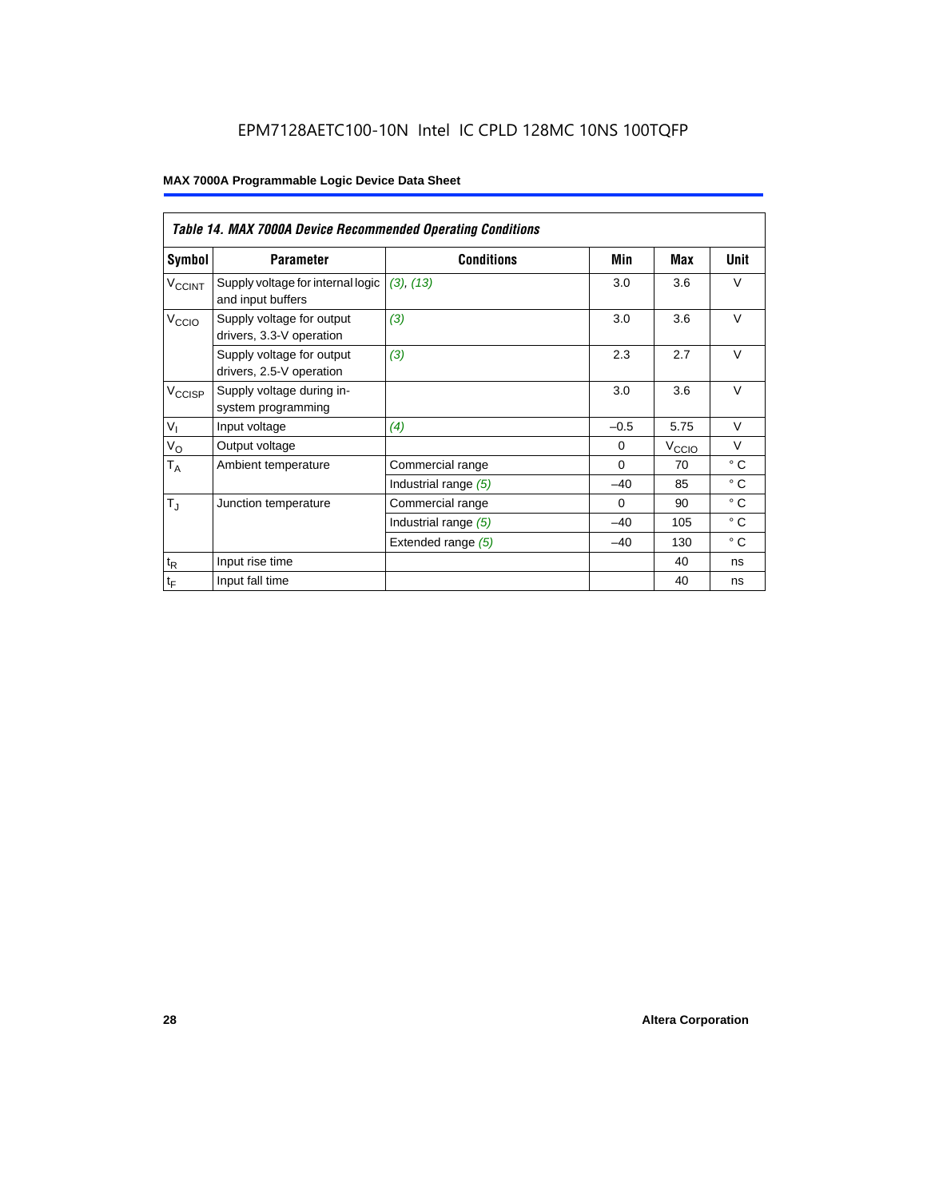*Table 14. MAX 7000A Device Recommended Operating Conditions*

| Symbol | Parameter | Conditions | Min | Max | Unit |
|---|---|---|---|---|---|
| $V_{CCINT}$ | Supply voltage for internal logic and input buffers | *(3), (13)* | 3.0 | 3.6 | V |
| $V_{CCIO}$ | Supply voltage for output drivers, 3.3-V operation | *(3)* | 3.0 | 3.6 | V |
| | Supply voltage for output drivers, 2.5-V operation | *(3)* | 2.3 | 2.7 | V |
| $V_{CCISP}$ | Supply voltage during in-system programming | | 3.0 | 3.6 | V |
| $V_I$ | Input voltage | *(4)* | –0.5 | 5.75 | V |
| $V_O$ | Output voltage | | 0 | $V_{CCIO}$ | V |
| $T_A$ | Ambient temperature | Commercial range | 0 | 70 | ° C |
| | | Industrial range *(5)* | –40 | 85 | ° C |
| $T_J$ | Junction temperature | Commercial range | 0 | 90 | ° C |
| | | Industrial range *(5)* | –40 | 105 | ° C |
| | | Extended range *(5)* | –40 | 130 | ° C |
| $t_R$ | Input rise time | | | 40 | ns |
| $t_F$ | Input fall time | | | 40 | ns |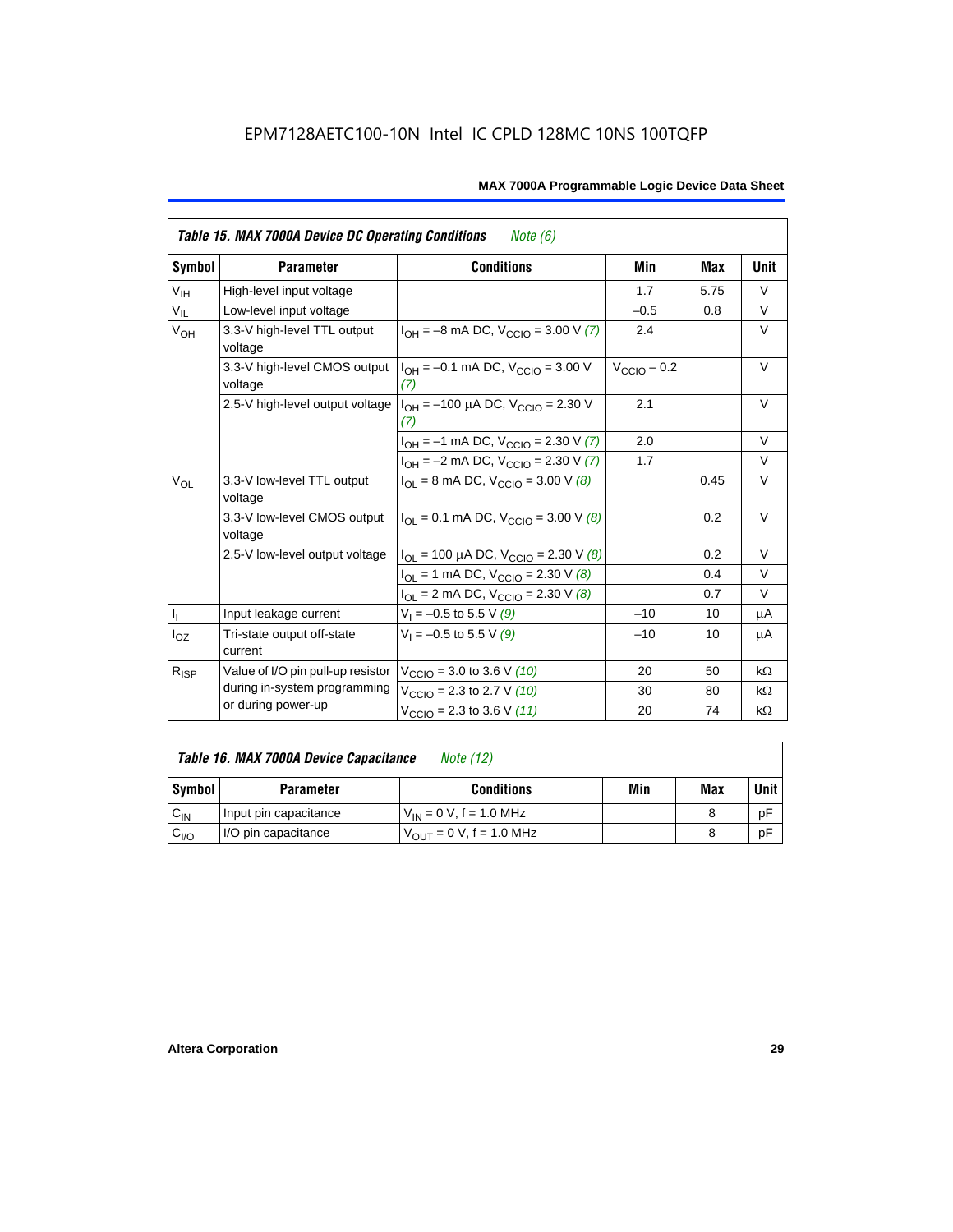EPM7128AETC100-10N Intel IC CPLD 128MC 10NS 100TQFP

| *Table 15. MAX 7000A Device DC Operating Conditions* *Note (6)* | | | | | |
|---|---|---|---|---|---|
| **Symbol** | **Parameter** | **Conditions** | **Min** | **Max** | **Unit** |
| $V_{IH}$ | High-level input voltage | | 1.7 | 5.75 | V |
| $V_{IL}$ | Low-level input voltage | | –0.5 | 0.8 | V |
| $V_{OH}$ | 3.3-V high-level TTL output voltage | $I_{OH}$ = –8 mA DC, $V_{CCIO}$ = 3.00 V *(7)* | 2.4 | | V |
| | 3.3-V high-level CMOS output voltage | $I_{OH}$ = –0.1 mA DC, $V_{CCIO}$ = 3.00 V *(7)* | $V_{CCIO}$ – 0.2 | | V |
| | 2.5-V high-level output voltage | $I_{OH}$ = –100 µA DC, $V_{CCIO}$ = 2.30 V *(7)* | 2.1 | | V |
| | | $I_{OH}$ = –1 mA DC, $V_{CCIO}$ = 2.30 V *(7)* | 2.0 | | V |
| | | $I_{OH}$ = –2 mA DC, $V_{CCIO}$ = 2.30 V *(7)* | 1.7 | | V |
| $V_{OL}$ | 3.3-V low-level TTL output voltage | $I_{OL}$ = 8 mA DC, $V_{CCIO}$ = 3.00 V *(8)* | | 0.45 | V |
| | 3.3-V low-level CMOS output voltage | $I_{OL}$ = 0.1 mA DC, $V_{CCIO}$ = 3.00 V *(8)* | | 0.2 | V |
| | 2.5-V low-level output voltage | $I_{OL}$ = 100 µA DC, $V_{CCIO}$ = 2.30 V *(8)* | | 0.2 | V |
| | | $I_{OL}$ = 1 mA DC, $V_{CCIO}$ = 2.30 V *(8)* | | 0.4 | V |
| | | $I_{OL}$ = 2 mA DC, $V_{CCIO}$ = 2.30 V *(8)* | | 0.7 | V |
| $I_I$ | Input leakage current | $V_I$ = –0.5 to 5.5 V *(9)* | –10 | 10 | µA |
| $I_{OZ}$ | Tri-state output off-state current | $V_I$ = –0.5 to 5.5 V *(9)* | –10 | 10 | µA |
| $R_{ISP}$ | Value of I/O pin pull-up resistor during in-system programming or during power-up | $V_{CCIO}$ = 3.0 to 3.6 V *(10)* | 20 | 50 | kΩ |
| | | $V_{CCIO}$ = 2.3 to 2.7 V *(10)* | 30 | 80 | kΩ |
| | | $V_{CCIO}$ = 2.3 to 3.6 V *(11)* | 20 | 74 | kΩ |

| *Table 16. MAX 7000A Device Capacitance* *Note (12)* | | | | | |
|---|---|---|---|---|---|
| **Symbol** | **Parameter** | **Conditions** | **Min** | **Max** | **Unit** |
| $C_{IN}$ | Input pin capacitance | $V_{IN}$ = 0 V, f = 1.0 MHz | | 8 | pF |
| $C_{I/O}$ | I/O pin capacitance | $V_{OUT}$ = 0 V, f = 1.0 MHz | | 8 | pF |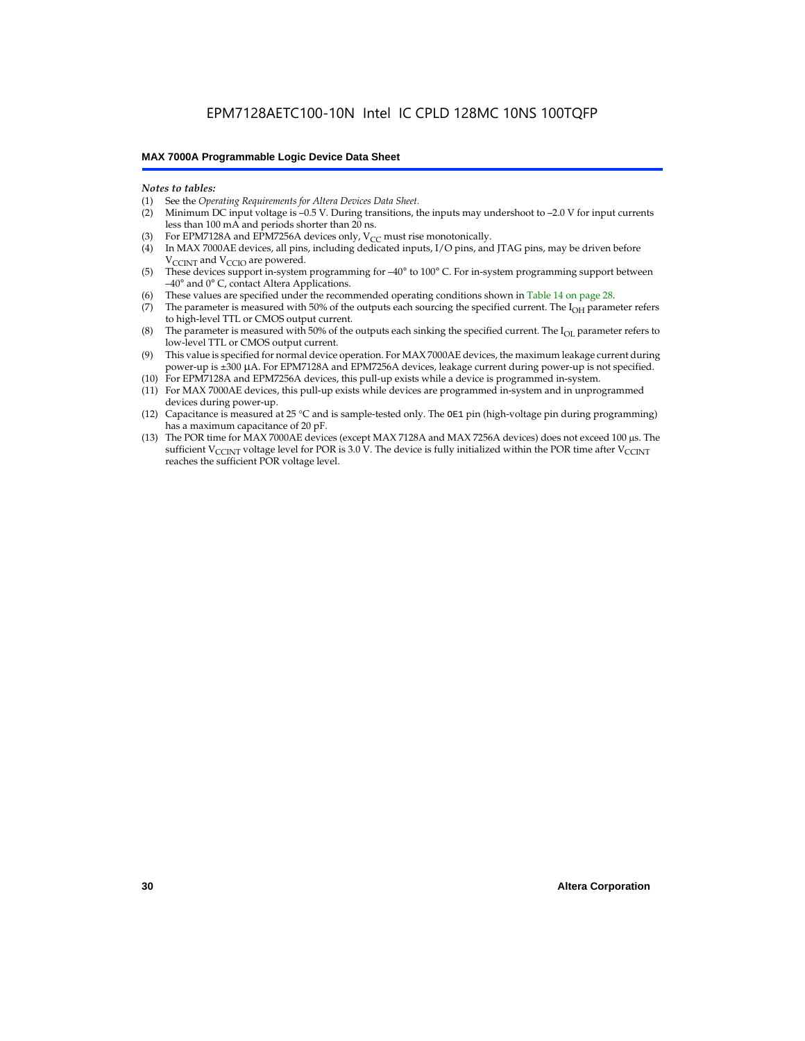*Notes to tables:*

(1) See the *Operating Requirements for Altera Devices Data Sheet*.
(2) Minimum DC input voltage is –0.5 V. During transitions, the inputs may undershoot to –2.0 V for input currents less than 100 mA and periods shorter than 20 ns.
(3) For EPM7128A and EPM7256A devices only, $V_{CC}$ must rise monotonically.
(4) In MAX 7000AE devices, all pins, including dedicated inputs, I/O pins, and JTAG pins, may be driven before $V_{CCINT}$ and $V_{CCIO}$ are powered.
(5) These devices support in-system programming for –40° to 100° C. For in-system programming support between –40° and 0° C, contact Altera Applications.
(6) These values are specified under the recommended operating conditions shown in Table 14 on page 28.
(7) The parameter is measured with 50% of the outputs each sourcing the specified current. The $I_{OH}$ parameter refers to high-level TTL or CMOS output current.
(8) The parameter is measured with 50% of the outputs each sinking the specified current. The $I_{OL}$ parameter refers to low-level TTL or CMOS output current.
(9) This value is specified for normal device operation. For MAX 7000AE devices, the maximum leakage current during power-up is ±300 µA. For EPM7128A and EPM7256A devices, leakage current during power-up is not specified.
(10) For EPM7128A and EPM7256A devices, this pull-up exists while a device is programmed in-system.
(11) For MAX 7000AE devices, this pull-up exists while devices are programmed in-system and in unprogrammed devices during power-up.
(12) Capacitance is measured at 25 °C and is sample-tested only. The `OE1` pin (high-voltage pin during programming) has a maximum capacitance of 20 pF.
(13) The POR time for MAX 7000AE devices (except MAX 7128A and MAX 7256A devices) does not exceed 100 µs. The sufficient $V_{CCINT}$ voltage level for POR is 3.0 V. The device is fully initialized within the POR time after $V_{CCINT}$ reaches the sufficient POR voltage level.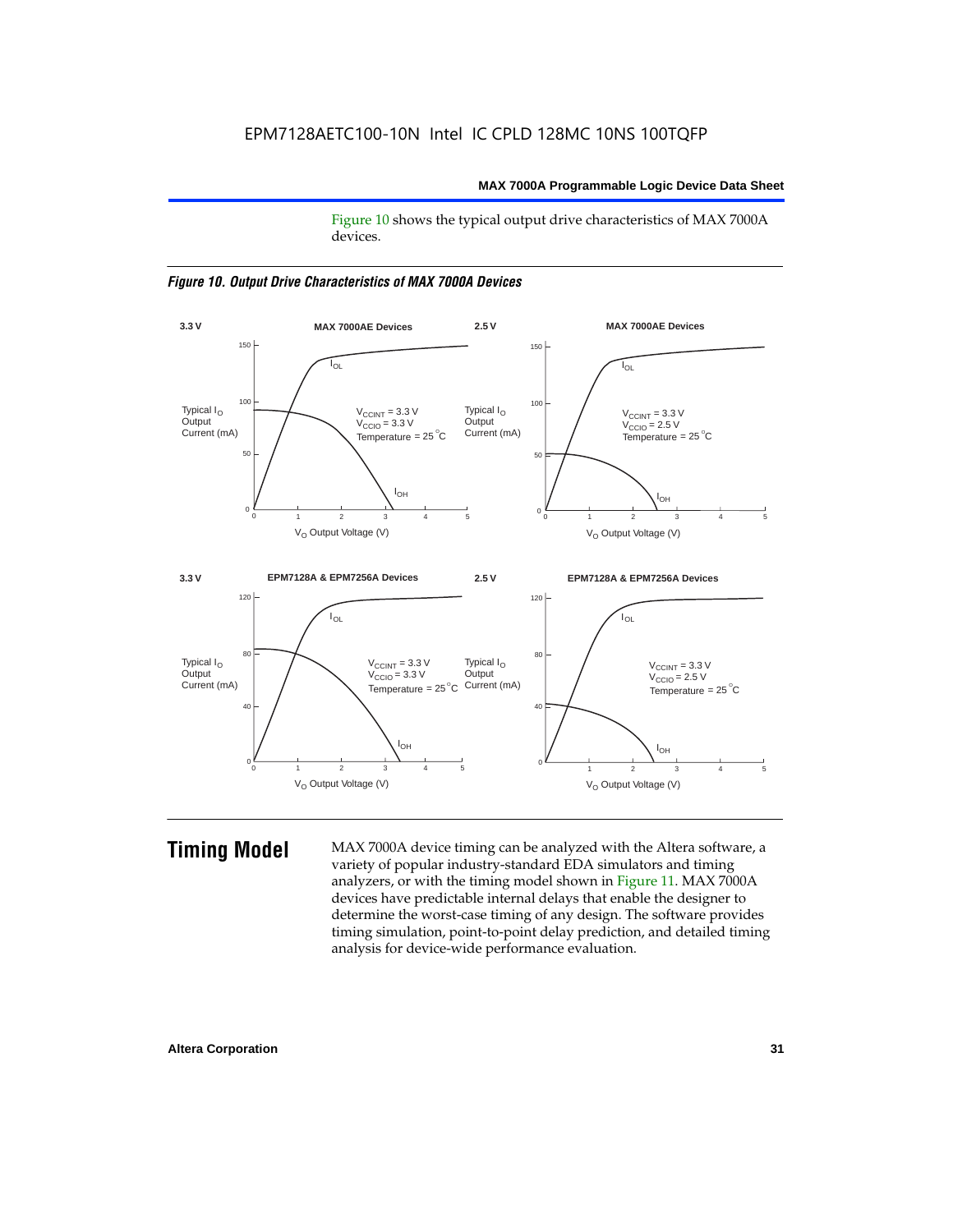EPM7128AETC100-10N Intel IC CPLD 128MC 10NS 100TQFP

Figure 10 shows the typical output drive characteristics of MAX 7000A devices.

*Figure 10. Output Drive Characteristics of MAX 7000A Devices*

# Timing Model

MAX 7000A device timing can be analyzed with the Altera software, a variety of popular industry-standard EDA simulators and timing analyzers, or with the timing model shown in Figure 11. MAX 7000A devices have predictable internal delays that enable the designer to determine the worst-case timing of any design. The software provides timing simulation, point-to-point delay prediction, and detailed timing analysis for device-wide performance evaluation.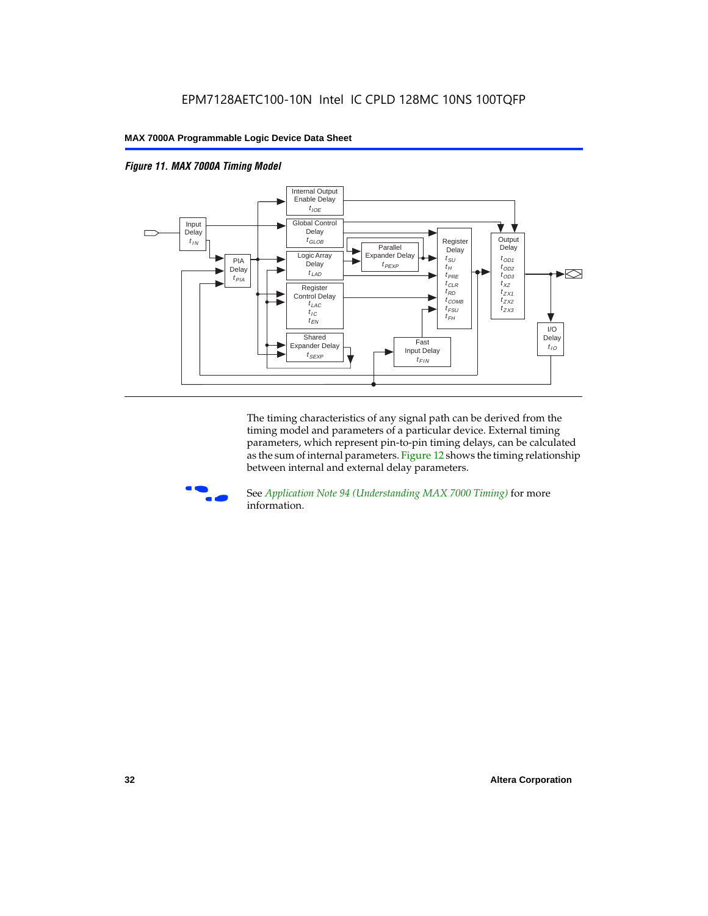*Figure 11. MAX 7000A Timing Model*

Input Delay $t_{IN}$

PIA Delay $t_{PIA}$

Internal Output Enable Delay $t_{IOE}$

Global Control Delay $t_{GLOB}$

Logic Array Delay $t_{LAD}$

Parallel Expander Delay $t_{PEXP}$

Register Control Delay $t_{LAC}$ $t_{IC}$ $t_{EN}$

Shared Expander Delay $t_{SEXP}$

Fast Input Delay $t_{FIN}$

Register Delay $t_{SU}$ $t_{H}$ $t_{PRE}$ $t_{CLR}$ $t_{RD}$ $t_{COMB}$ $t_{FSU}$ $t_{FH}$

Output Delay $t_{OD1}$ $t_{OD2}$ $t_{OD3}$ $t_{XZ}$ $t_{ZX1}$ $t_{ZX2}$ $t_{ZX3}$

I/O Delay $t_{IO}$

The timing characteristics of any signal path can be derived from the timing model and parameters of a particular device. External timing parameters, which represent pin-to-pin timing delays, can be calculated as the sum of internal parameters. Figure 12 shows the timing relationship between internal and external delay parameters.

See *Application Note 94 (Understanding MAX 7000 Timing)* for more information.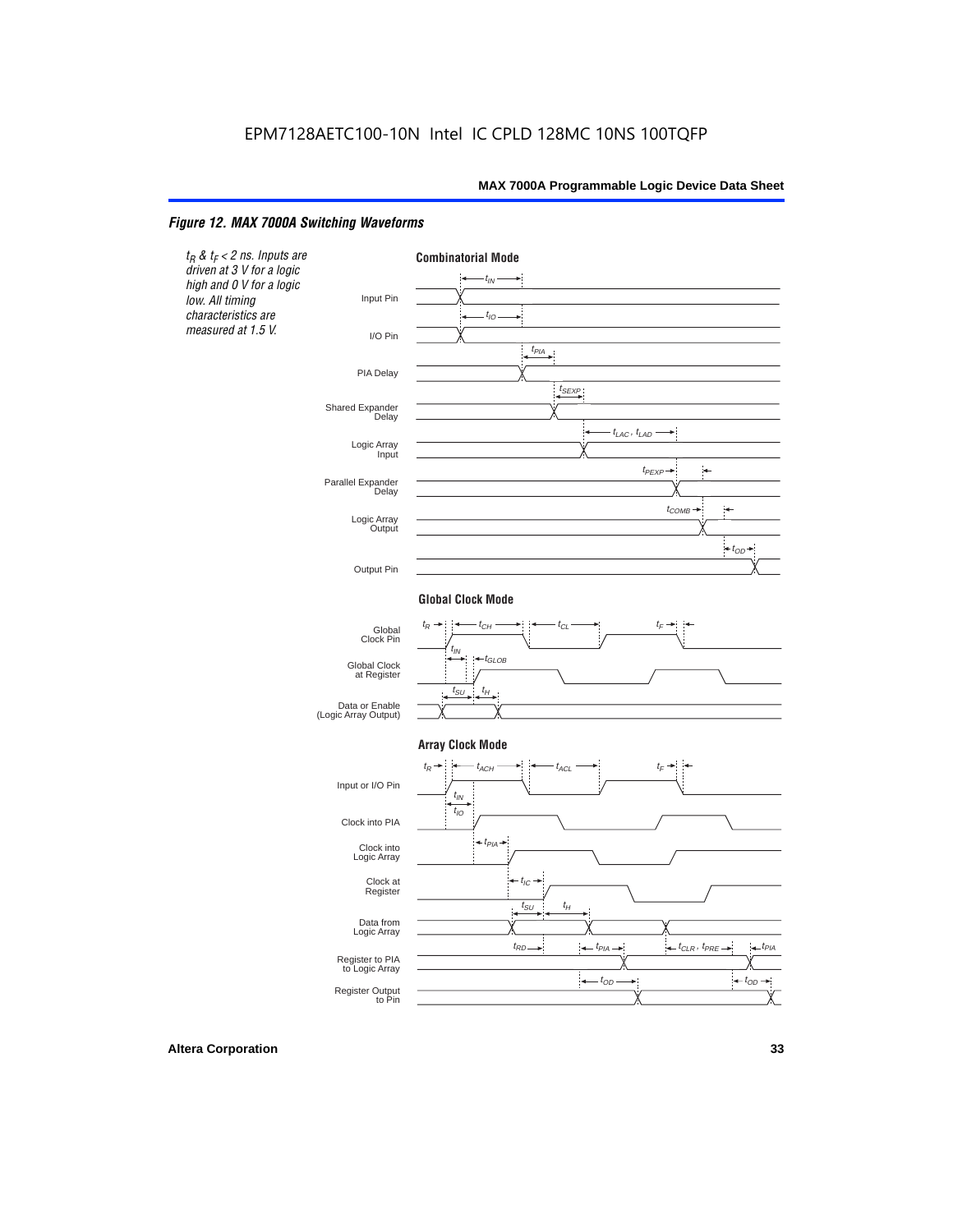EPM7128AETC100-10N Intel IC CPLD 128MC 10NS 100TQFP

### *Figure 12. MAX 7000A Switching Waveforms*

*$t_R$ & $t_F$ < 2 ns. Inputs are driven at 3 V for a logic high and 0 V for a logic low. All timing characteristics are measured at 1.5 V.*

**Combinatorial Mode**

Input Pin — $t_{IN}$
I/O Pin — $t_{IO}$
PIA Delay — $t_{PIA}$
Shared Expander Delay — $t_{SEXP}$
Logic Array Input — $t_{LAC}$, $t_{LAD}$
Parallel Expander Delay — $t_{PEXP}$
Logic Array Output — $t_{COMB}$
Output Pin — $t_{OD}$

**Global Clock Mode**

Global Clock Pin — $t_R$, $t_{CH}$, $t_{CL}$, $t_F$
Global Clock at Register — $t_{IN}$, $t_{GLOB}$
Data or Enable (Logic Array Output) — $t_{SU}$, $t_H$

**Array Clock Mode**

Input or I/O Pin — $t_R$, $t_{ACH}$, $t_{ACL}$, $t_F$
Clock into PIA — $t_{IN}$, $t_{IO}$
Clock into Logic Array — $t_{PIA}$
Clock at Register — $t_{IC}$
Data from Logic Array — $t_{SU}$, $t_H$
Register to PIA to Logic Array — $t_{RD}$, $t_{PIA}$, $t_{CLR}$, $t_{PRE}$, $t_{PIA}$
Register Output to Pin — $t_{OD}$, $t_{OD}$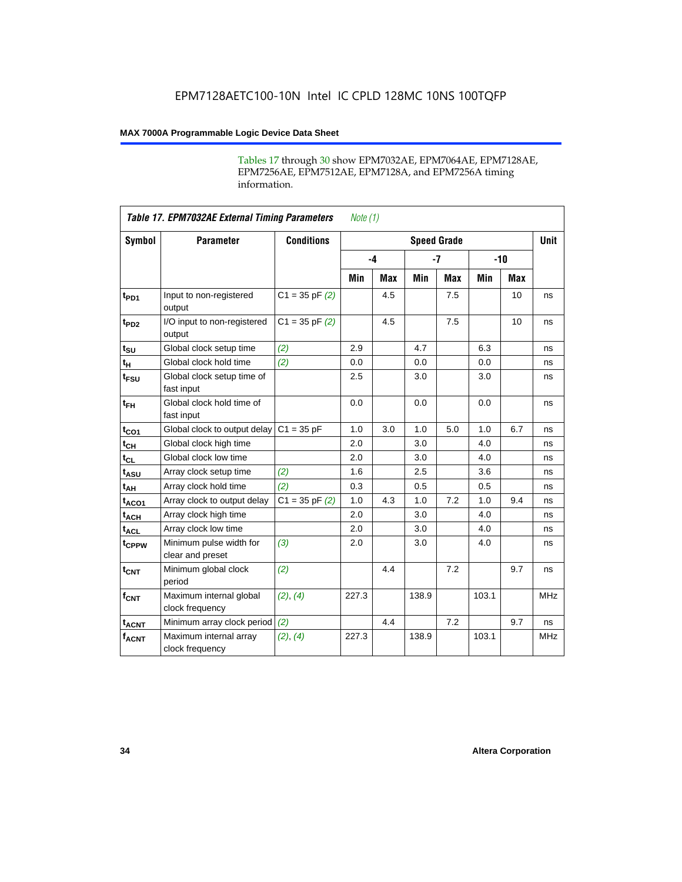EPM7128AETC100-10N Intel IC CPLD 128MC 10NS 100TQFP

Tables 17 through 30 show EPM7032AE, EPM7064AE, EPM7128AE, EPM7256AE, EPM7512AE, EPM7128A, and EPM7256A timing information.

**Table 17. EPM7032AE External Timing Parameters** *Note (1)*

| Symbol | Parameter | Conditions | Speed Grade | | | | | | Unit |
|---|---|---|---|---|---|---|---|---|---|
| | | | -4 | | -7 | | -10 | | |
| | | | Min | Max | Min | Max | Min | Max | |
| $t_{PD1}$ | Input to non-registered output | C1 = 35 pF *(2)* | | 4.5 | | 7.5 | | 10 | ns |
| $t_{PD2}$ | I/O input to non-registered output | C1 = 35 pF *(2)* | | 4.5 | | 7.5 | | 10 | ns |
| $t_{SU}$ | Global clock setup time | *(2)* | 2.9 | | 4.7 | | 6.3 | | ns |
| $t_{H}$ | Global clock hold time | *(2)* | 0.0 | | 0.0 | | 0.0 | | ns |
| $t_{FSU}$ | Global clock setup time of fast input | | 2.5 | | 3.0 | | 3.0 | | ns |
| $t_{FH}$ | Global clock hold time of fast input | | 0.0 | | 0.0 | | 0.0 | | ns |
| $t_{CO1}$ | Global clock to output delay | C1 = 35 pF | 1.0 | 3.0 | 1.0 | 5.0 | 1.0 | 6.7 | ns |
| $t_{CH}$ | Global clock high time | | 2.0 | | 3.0 | | 4.0 | | ns |
| $t_{CL}$ | Global clock low time | | 2.0 | | 3.0 | | 4.0 | | ns |
| $t_{ASU}$ | Array clock setup time | *(2)* | 1.6 | | 2.5 | | 3.6 | | ns |
| $t_{AH}$ | Array clock hold time | *(2)* | 0.3 | | 0.5 | | 0.5 | | ns |
| $t_{ACO1}$ | Array clock to output delay | C1 = 35 pF *(2)* | 1.0 | 4.3 | 1.0 | 7.2 | 1.0 | 9.4 | ns |
| $t_{ACH}$ | Array clock high time | | 2.0 | | 3.0 | | 4.0 | | ns |
| $t_{ACL}$ | Array clock low time | | 2.0 | | 3.0 | | 4.0 | | ns |
| $t_{CPPW}$ | Minimum pulse width for clear and preset | *(3)* | 2.0 | | 3.0 | | 4.0 | | ns |
| $t_{CNT}$ | Minimum global clock period | *(2)* | | 4.4 | | 7.2 | | 9.7 | ns |
| $f_{CNT}$ | Maximum internal global clock frequency | *(2)*, *(4)* | 227.3 | | 138.9 | | 103.1 | | MHz |
| $t_{ACNT}$ | Minimum array clock period | *(2)* | | 4.4 | | 7.2 | | 9.7 | ns |
| $f_{ACNT}$ | Maximum internal array clock frequency | *(2)*, *(4)* | 227.3 | | 138.9 | | 103.1 | | MHz |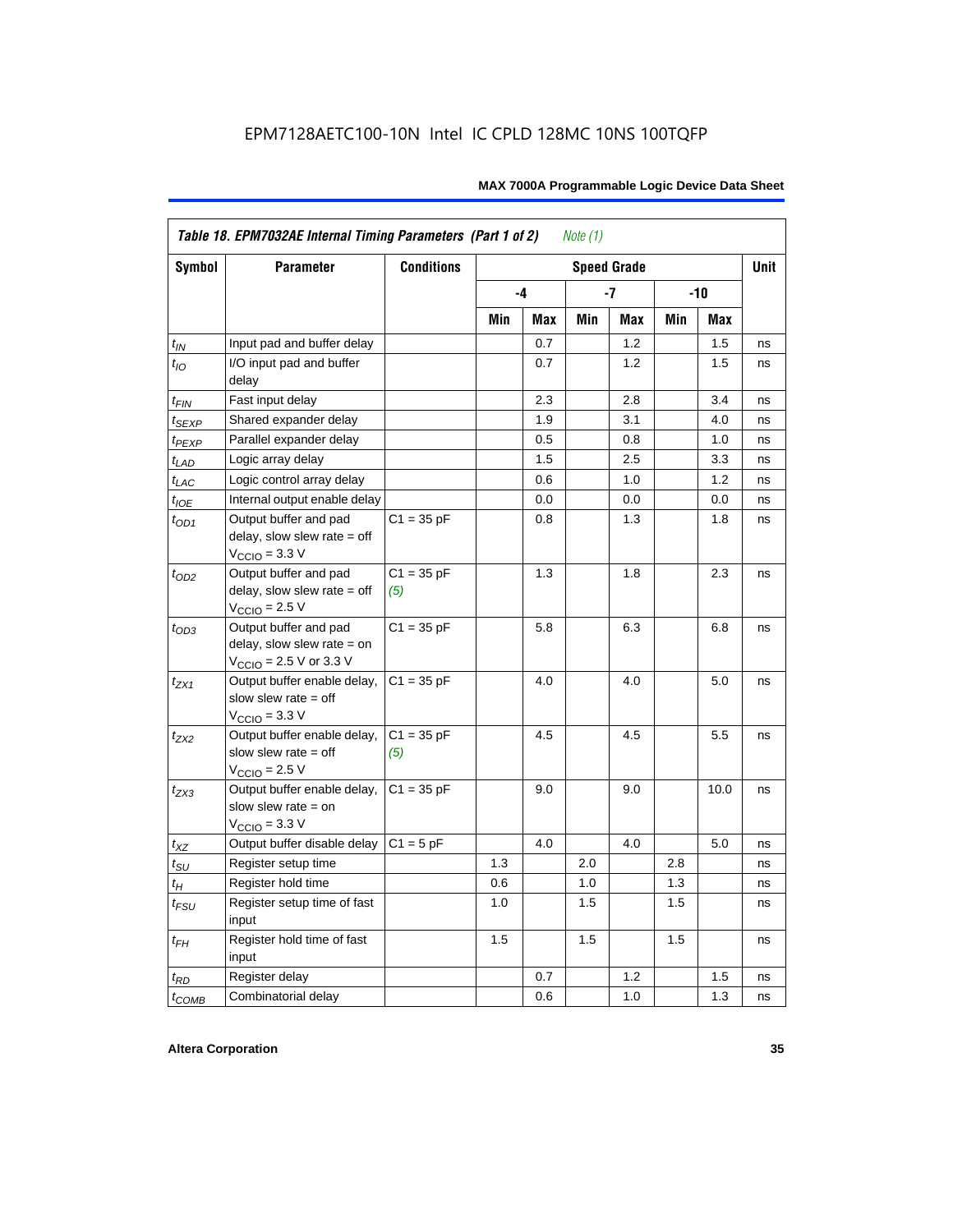EPM7128AETC100-10N Intel IC CPLD 128MC 10NS 100TQFP

| Table 18. EPM7032AE Internal Timing Parameters (Part 1 of 2) *Note (1)* | | | | | | | | | |
|---|---|---|---|---|---|---|---|---|---|
| **Symbol** | **Parameter** | **Conditions** | **Speed Grade** | | | | | | **Unit** |
| | | | **-4** | | **-7** | | **-10** | | |
| | | | **Min** | **Max** | **Min** | **Max** | **Min** | **Max** | |
| $t_{IN}$ | Input pad and buffer delay | | | 0.7 | | 1.2 | | 1.5 | ns |
| $t_{IO}$ | I/O input pad and buffer delay | | | 0.7 | | 1.2 | | 1.5 | ns |
| $t_{FIN}$ | Fast input delay | | | 2.3 | | 2.8 | | 3.4 | ns |
| $t_{SEXP}$ | Shared expander delay | | | 1.9 | | 3.1 | | 4.0 | ns |
| $t_{PEXP}$ | Parallel expander delay | | | 0.5 | | 0.8 | | 1.0 | ns |
| $t_{LAD}$ | Logic array delay | | | 1.5 | | 2.5 | | 3.3 | ns |
| $t_{LAC}$ | Logic control array delay | | | 0.6 | | 1.0 | | 1.2 | ns |
| $t_{IOE}$ | Internal output enable delay | | | 0.0 | | 0.0 | | 0.0 | ns |
| $t_{OD1}$ | Output buffer and pad delay, slow slew rate = off $V_{CCIO}$ = 3.3 V | C1 = 35 pF | | 0.8 | | 1.3 | | 1.8 | ns |
| $t_{OD2}$ | Output buffer and pad delay, slow slew rate = off $V_{CCIO}$ = 2.5 V | C1 = 35 pF *(5)* | | 1.3 | | 1.8 | | 2.3 | ns |
| $t_{OD3}$ | Output buffer and pad delay, slow slew rate = on $V_{CCIO}$ = 2.5 V or 3.3 V | C1 = 35 pF | | 5.8 | | 6.3 | | 6.8 | ns |
| $t_{ZX1}$ | Output buffer enable delay, slow slew rate = off $V_{CCIO}$ = 3.3 V | C1 = 35 pF | | 4.0 | | 4.0 | | 5.0 | ns |
| $t_{ZX2}$ | Output buffer enable delay, slow slew rate = off $V_{CCIO}$ = 2.5 V | C1 = 35 pF *(5)* | | 4.5 | | 4.5 | | 5.5 | ns |
| $t_{ZX3}$ | Output buffer enable delay, slow slew rate = on $V_{CCIO}$ = 3.3 V | C1 = 35 pF | | 9.0 | | 9.0 | | 10.0 | ns |
| $t_{XZ}$ | Output buffer disable delay | C1 = 5 pF | | 4.0 | | 4.0 | | 5.0 | ns |
| $t_{SU}$ | Register setup time | | 1.3 | | 2.0 | | 2.8 | | ns |
| $t_{H}$ | Register hold time | | 0.6 | | 1.0 | | 1.3 | | ns |
| $t_{FSU}$ | Register setup time of fast input | | 1.0 | | 1.5 | | 1.5 | | ns |
| $t_{FH}$ | Register hold time of fast input | | 1.5 | | 1.5 | | 1.5 | | ns |
| $t_{RD}$ | Register delay | | | 0.7 | | 1.2 | | 1.5 | ns |
| $t_{COMB}$ | Combinatorial delay | | | 0.6 | | 1.0 | | 1.3 | ns |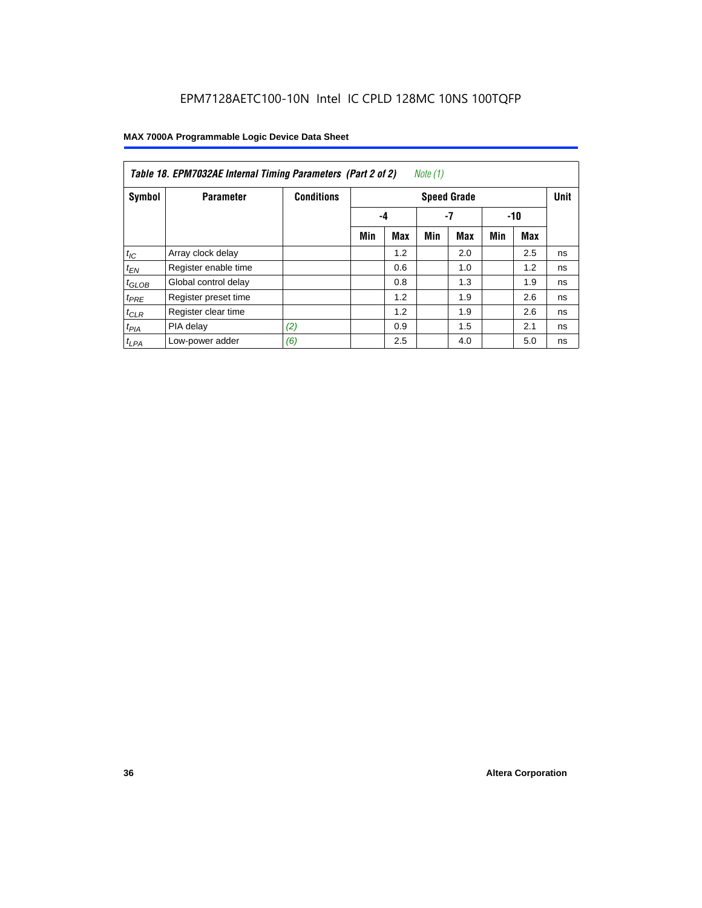EPM7128AETC100-10N Intel IC CPLD 128MC 10NS 100TQFP

**Table 18. EPM7032AE Internal Timing Parameters (Part 2 of 2)** *Note (1)*

| Symbol | Parameter | Conditions | Speed Grade | | | | | | Unit |
|---|---|---|---|---|---|---|---|---|---|
| | | | -4 | | -7 | | -10 | | |
| | | | Min | Max | Min | Max | Min | Max | |
| $t_{IC}$ | Array clock delay | | | 1.2 | | 2.0 | | 2.5 | ns |
| $t_{EN}$ | Register enable time | | | 0.6 | | 1.0 | | 1.2 | ns |
| $t_{GLOB}$ | Global control delay | | | 0.8 | | 1.3 | | 1.9 | ns |
| $t_{PRE}$ | Register preset time | | | 1.2 | | 1.9 | | 2.6 | ns |
| $t_{CLR}$ | Register clear time | | | 1.2 | | 1.9 | | 2.6 | ns |
| $t_{PIA}$ | PIA delay | *(2)* | | 0.9 | | 1.5 | | 2.1 | ns |
| $t_{LPA}$ | Low-power adder | *(6)* | | 2.5 | | 4.0 | | 5.0 | ns |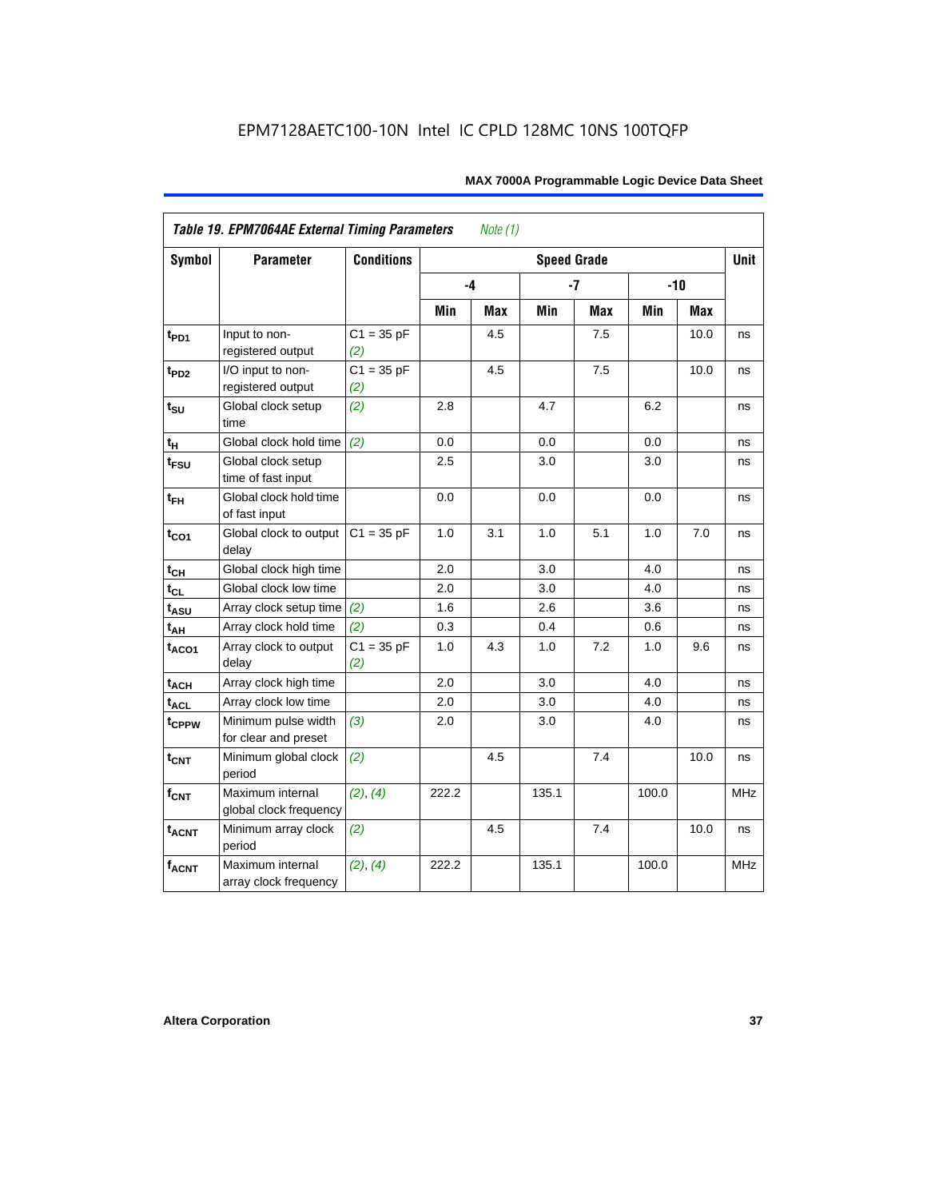EPM7128AETC100-10N Intel IC CPLD 128MC 10NS 100TQFP

| *Table 19. EPM7064AE External Timing Parameters* *Note (1)* | | | | | | | | | |
|---|---|---|---|---|---|---|---|---|---|
| **Symbol** | **Parameter** | **Conditions** | **Speed Grade** | | | | | | **Unit** |
| | | | **-4** | | **-7** | | **-10** | | |
| | | | **Min** | **Max** | **Min** | **Max** | **Min** | **Max** | |
| $t_{PD1}$ | Input to non-registered output | C1 = 35 pF *(2)* | | 4.5 | | 7.5 | | 10.0 | ns |
| $t_{PD2}$ | I/O input to non-registered output | C1 = 35 pF *(2)* | | 4.5 | | 7.5 | | 10.0 | ns |
| $t_{SU}$ | Global clock setup time | *(2)* | 2.8 | | 4.7 | | 6.2 | | ns |
| $t_H$ | Global clock hold time | *(2)* | 0.0 | | 0.0 | | 0.0 | | ns |
| $t_{FSU}$ | Global clock setup time of fast input | | 2.5 | | 3.0 | | 3.0 | | ns |
| $t_{FH}$ | Global clock hold time of fast input | | 0.0 | | 0.0 | | 0.0 | | ns |
| $t_{CO1}$ | Global clock to output delay | C1 = 35 pF | 1.0 | 3.1 | 1.0 | 5.1 | 1.0 | 7.0 | ns |
| $t_{CH}$ | Global clock high time | | 2.0 | | 3.0 | | 4.0 | | ns |
| $t_{CL}$ | Global clock low time | | 2.0 | | 3.0 | | 4.0 | | ns |
| $t_{ASU}$ | Array clock setup time | *(2)* | 1.6 | | 2.6 | | 3.6 | | ns |
| $t_{AH}$ | Array clock hold time | *(2)* | 0.3 | | 0.4 | | 0.6 | | ns |
| $t_{ACO1}$ | Array clock to output delay | C1 = 35 pF *(2)* | 1.0 | 4.3 | 1.0 | 7.2 | 1.0 | 9.6 | ns |
| $t_{ACH}$ | Array clock high time | | 2.0 | | 3.0 | | 4.0 | | ns |
| $t_{ACL}$ | Array clock low time | | 2.0 | | 3.0 | | 4.0 | | ns |
| $t_{CPPW}$ | Minimum pulse width for clear and preset | *(3)* | 2.0 | | 3.0 | | 4.0 | | ns |
| $t_{CNT}$ | Minimum global clock period | *(2)* | | 4.5 | | 7.4 | | 10.0 | ns |
| $f_{CNT}$ | Maximum internal global clock frequency | *(2)*, *(4)* | 222.2 | | 135.1 | | 100.0 | | MHz |
| $t_{ACNT}$ | Minimum array clock period | *(2)* | | 4.5 | | 7.4 | | 10.0 | ns |
| $f_{ACNT}$ | Maximum internal array clock frequency | *(2)*, *(4)* | 222.2 | | 135.1 | | 100.0 | | MHz |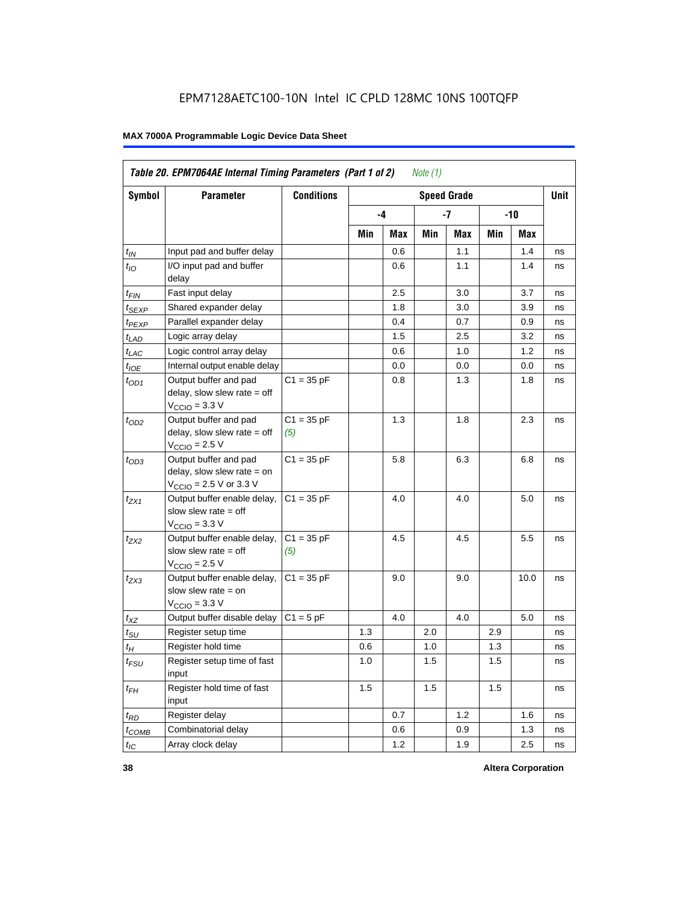EPM7128AETC100-10N Intel IC CPLD 128MC 10NS 100TQFP

**MAX 7000A Programmable Logic Device Data Sheet**

| *Table 20. EPM7064AE Internal Timing Parameters (Part 1 of 2) Note (1)* | | | | | | | | | |
|---|---|---|---|---|---|---|---|---|---|
| Symbol | Parameter | Conditions | Speed Grade | | | | | | Unit |
| | | | -4 | | -7 | | -10 | | |
| | | | Min | Max | Min | Max | Min | Max | |
| $t_{IN}$ | Input pad and buffer delay | | | 0.6 | | 1.1 | | 1.4 | ns |
| $t_{IO}$ | I/O input pad and buffer delay | | | 0.6 | | 1.1 | | 1.4 | ns |
| $t_{FIN}$ | Fast input delay | | | 2.5 | | 3.0 | | 3.7 | ns |
| $t_{SEXP}$ | Shared expander delay | | | 1.8 | | 3.0 | | 3.9 | ns |
| $t_{PEXP}$ | Parallel expander delay | | | 0.4 | | 0.7 | | 0.9 | ns |
| $t_{LAD}$ | Logic array delay | | | 1.5 | | 2.5 | | 3.2 | ns |
| $t_{LAC}$ | Logic control array delay | | | 0.6 | | 1.0 | | 1.2 | ns |
| $t_{IOE}$ | Internal output enable delay | | | 0.0 | | 0.0 | | 0.0 | ns |
| $t_{OD1}$ | Output buffer and pad delay, slow slew rate = off $V_{CCIO}$ = 3.3 V | C1 = 35 pF | | 0.8 | | 1.3 | | 1.8 | ns |
| $t_{OD2}$ | Output buffer and pad delay, slow slew rate = off $V_{CCIO}$ = 2.5 V | C1 = 35 pF *(5)* | | 1.3 | | 1.8 | | 2.3 | ns |
| $t_{OD3}$ | Output buffer and pad delay, slow slew rate = on $V_{CCIO}$ = 2.5 V or 3.3 V | C1 = 35 pF | | 5.8 | | 6.3 | | 6.8 | ns |
| $t_{ZX1}$ | Output buffer enable delay, slow slew rate = off $V_{CCIO}$ = 3.3 V | C1 = 35 pF | | 4.0 | | 4.0 | | 5.0 | ns |
| $t_{ZX2}$ | Output buffer enable delay, slow slew rate = off $V_{CCIO}$ = 2.5 V | C1 = 35 pF *(5)* | | 4.5 | | 4.5 | | 5.5 | ns |
| $t_{ZX3}$ | Output buffer enable delay, slow slew rate = on $V_{CCIO}$ = 3.3 V | C1 = 35 pF | | 9.0 | | 9.0 | | 10.0 | ns |
| $t_{XZ}$ | Output buffer disable delay | C1 = 5 pF | | 4.0 | | 4.0 | | 5.0 | ns |
| $t_{SU}$ | Register setup time | | 1.3 | | 2.0 | | 2.9 | | ns |
| $t_{H}$ | Register hold time | | 0.6 | | 1.0 | | 1.3 | | ns |
| $t_{FSU}$ | Register setup time of fast input | | 1.0 | | 1.5 | | 1.5 | | ns |
| $t_{FH}$ | Register hold time of fast input | | 1.5 | | 1.5 | | 1.5 | | ns |
| $t_{RD}$ | Register delay | | | 0.7 | | 1.2 | | 1.6 | ns |
| $t_{COMB}$ | Combinatorial delay | | | 0.6 | | 0.9 | | 1.3 | ns |
| $t_{IC}$ | Array clock delay | | | 1.2 | | 1.9 | | 2.5 | ns |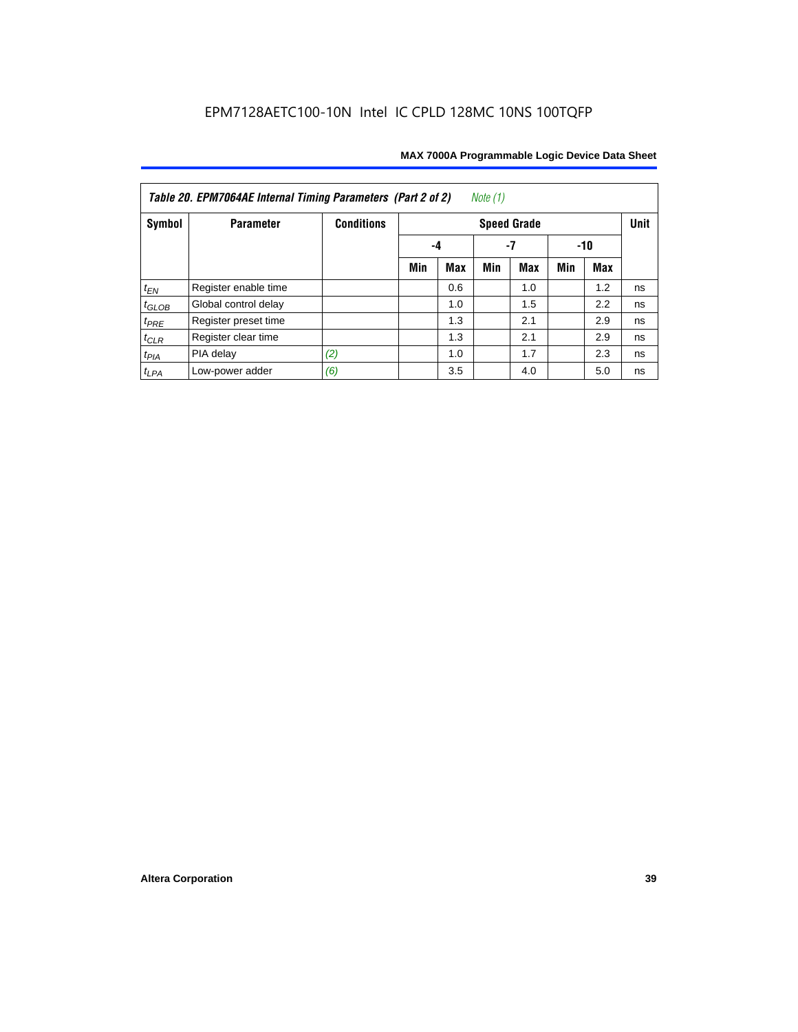EPM7128AETC100-10N Intel IC CPLD 128MC 10NS 100TQFP

| Table 20. EPM7064AE Internal Timing Parameters (Part 2 of 2) *Note (1)* | | | | | | | | | |
|---|---|---|---|---|---|---|---|---|---|
| Symbol | Parameter | Conditions | Speed Grade | | | | | | Unit |
| | | | -4 | | -7 | | -10 | | |
| | | | Min | Max | Min | Max | Min | Max | |
| $t_{EN}$ | Register enable time | | | 0.6 | | 1.0 | | 1.2 | ns |
| $t_{GLOB}$ | Global control delay | | | 1.0 | | 1.5 | | 2.2 | ns |
| $t_{PRE}$ | Register preset time | | | 1.3 | | 2.1 | | 2.9 | ns |
| $t_{CLR}$ | Register clear time | | | 1.3 | | 2.1 | | 2.9 | ns |
| $t_{PIA}$ | PIA delay | *(2)* | | 1.0 | | 1.7 | | 2.3 | ns |
| $t_{LPA}$ | Low-power adder | *(6)* | | 3.5 | | 4.0 | | 5.0 | ns |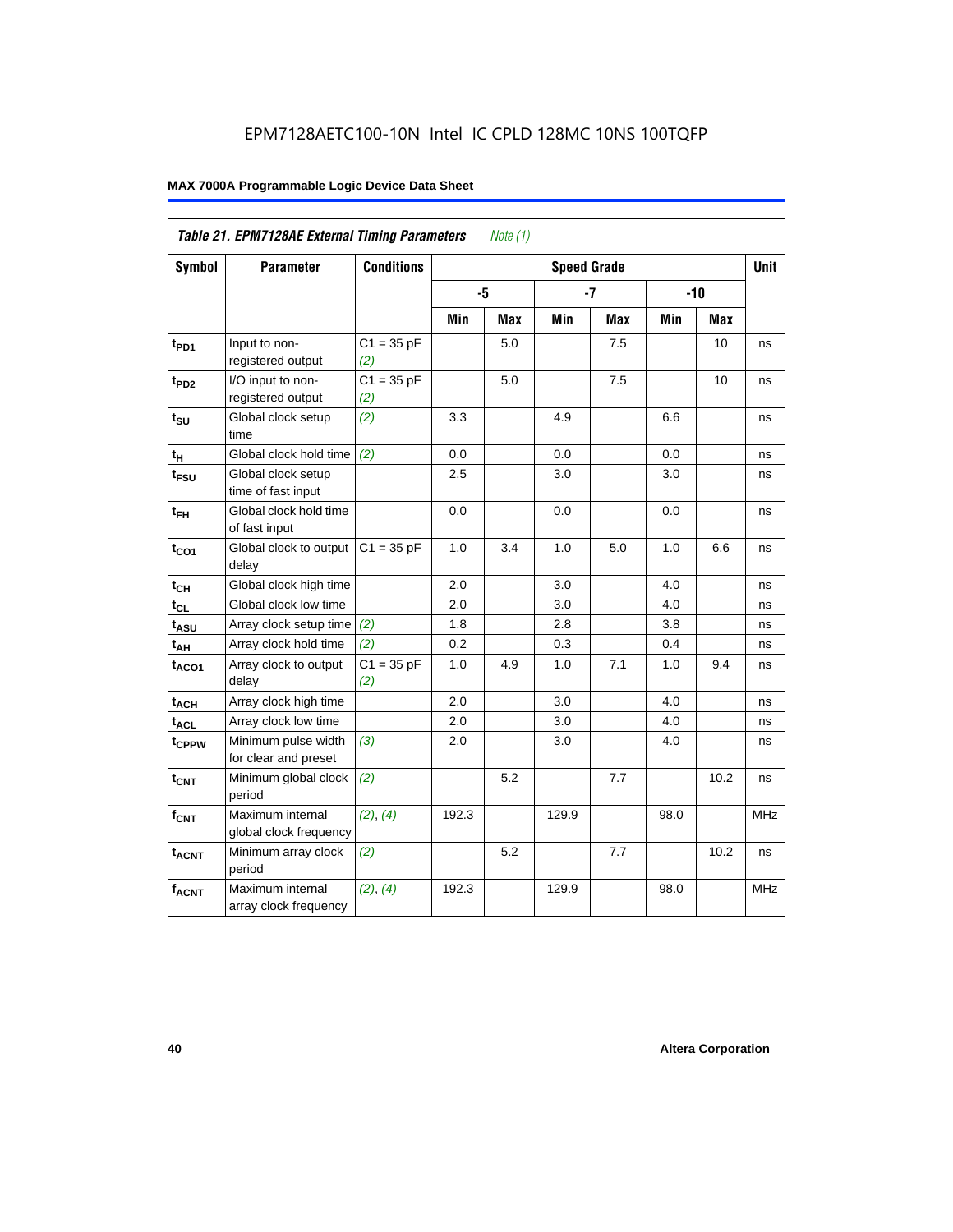EPM7128AETC100-10N Intel IC CPLD 128MC 10NS 100TQFP

**Table 21. EPM7128AE External Timing Parameters** *Note (1)*

| Symbol | Parameter | Conditions | Speed Grade | | | | | | Unit |
|---|---|---|---|---|---|---|---|---|---|
| | | | -5 | | -7 | | -10 | | |
| | | | Min | Max | Min | Max | Min | Max | |
| $t_{PD1}$ | Input to non-registered output | C1 = 35 pF *(2)* | | 5.0 | | 7.5 | | 10 | ns |
| $t_{PD2}$ | I/O input to non-registered output | C1 = 35 pF *(2)* | | 5.0 | | 7.5 | | 10 | ns |
| $t_{SU}$ | Global clock setup time | *(2)* | 3.3 | | 4.9 | | 6.6 | | ns |
| $t_{H}$ | Global clock hold time | *(2)* | 0.0 | | 0.0 | | 0.0 | | ns |
| $t_{FSU}$ | Global clock setup time of fast input | | 2.5 | | 3.0 | | 3.0 | | ns |
| $t_{FH}$ | Global clock hold time of fast input | | 0.0 | | 0.0 | | 0.0 | | ns |
| $t_{CO1}$ | Global clock to output delay | C1 = 35 pF | 1.0 | 3.4 | 1.0 | 5.0 | 1.0 | 6.6 | ns |
| $t_{CH}$ | Global clock high time | | 2.0 | | 3.0 | | 4.0 | | ns |
| $t_{CL}$ | Global clock low time | | 2.0 | | 3.0 | | 4.0 | | ns |
| $t_{ASU}$ | Array clock setup time | *(2)* | 1.8 | | 2.8 | | 3.8 | | ns |
| $t_{AH}$ | Array clock hold time | *(2)* | 0.2 | | 0.3 | | 0.4 | | ns |
| $t_{ACO1}$ | Array clock to output delay | C1 = 35 pF *(2)* | 1.0 | 4.9 | 1.0 | 7.1 | 1.0 | 9.4 | ns |
| $t_{ACH}$ | Array clock high time | | 2.0 | | 3.0 | | 4.0 | | ns |
| $t_{ACL}$ | Array clock low time | | 2.0 | | 3.0 | | 4.0 | | ns |
| $t_{CPPW}$ | Minimum pulse width for clear and preset | *(3)* | 2.0 | | 3.0 | | 4.0 | | ns |
| $t_{CNT}$ | Minimum global clock period | *(2)* | | 5.2 | | 7.7 | | 10.2 | ns |
| $f_{CNT}$ | Maximum internal global clock frequency | *(2), (4)* | 192.3 | | 129.9 | | 98.0 | | MHz |
| $t_{ACNT}$ | Minimum array clock period | *(2)* | | 5.2 | | 7.7 | | 10.2 | ns |
| $f_{ACNT}$ | Maximum internal array clock frequency | *(2), (4)* | 192.3 | | 129.9 | | 98.0 | | MHz |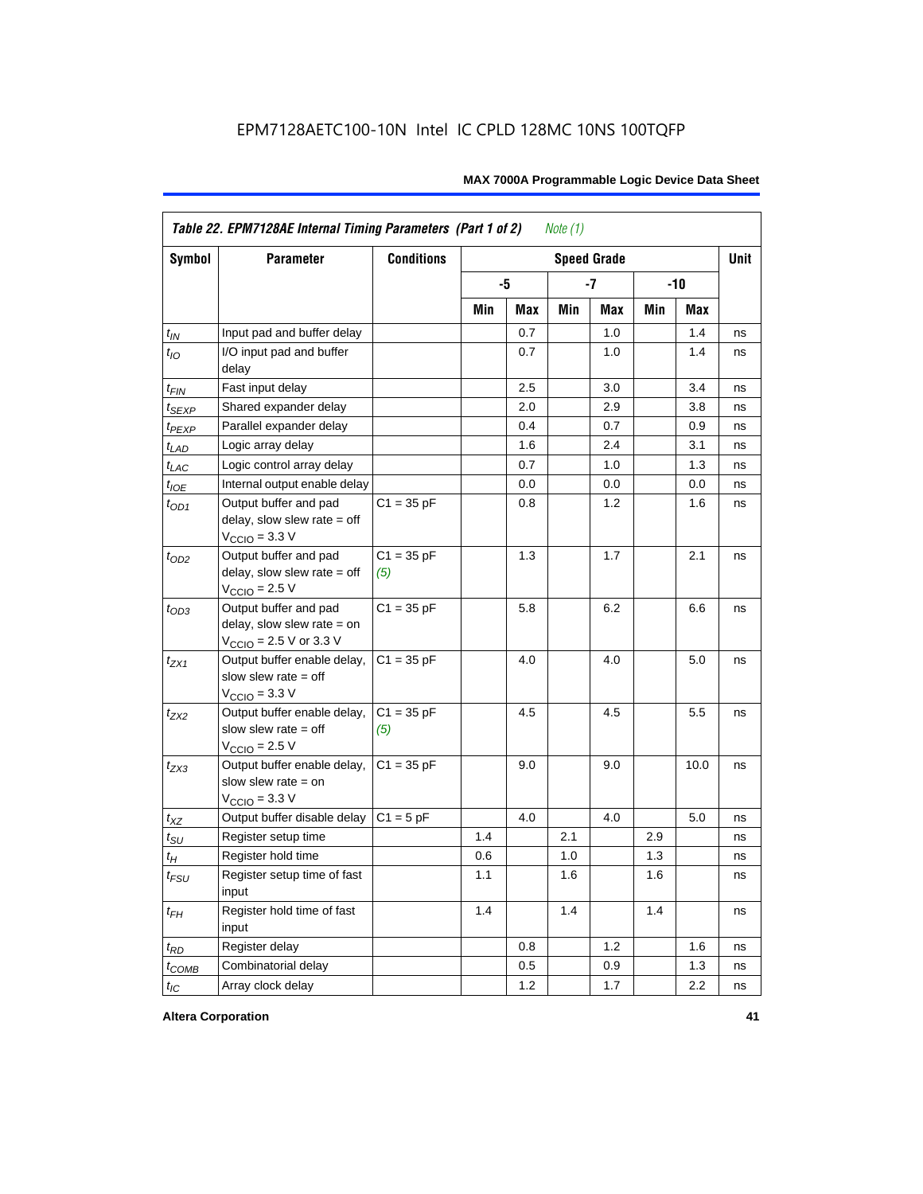EPM7128AETC100-10N Intel IC CPLD 128MC 10NS 100TQFP

| Table 22. EPM7128AE Internal Timing Parameters (Part 1 of 2) *Note (1)* | | | | | | | | | |
|---|---|---|---|---|---|---|---|---|---|
| Symbol | Parameter | Conditions | Speed Grade | | | | | | Unit |
| | | | -5 | | -7 | | -10 | | |
| | | | Min | Max | Min | Max | Min | Max | |
| $t_{IN}$ | Input pad and buffer delay | | | 0.7 | | 1.0 | | 1.4 | ns |
| $t_{IO}$ | I/O input pad and buffer delay | | | 0.7 | | 1.0 | | 1.4 | ns |
| $t_{FIN}$ | Fast input delay | | | 2.5 | | 3.0 | | 3.4 | ns |
| $t_{SEXP}$ | Shared expander delay | | | 2.0 | | 2.9 | | 3.8 | ns |
| $t_{PEXP}$ | Parallel expander delay | | | 0.4 | | 0.7 | | 0.9 | ns |
| $t_{LAD}$ | Logic array delay | | | 1.6 | | 2.4 | | 3.1 | ns |
| $t_{LAC}$ | Logic control array delay | | | 0.7 | | 1.0 | | 1.3 | ns |
| $t_{IOE}$ | Internal output enable delay | | | 0.0 | | 0.0 | | 0.0 | ns |
| $t_{OD1}$ | Output buffer and pad delay, slow slew rate = off $V_{CCIO}$ = 3.3 V | C1 = 35 pF | | 0.8 | | 1.2 | | 1.6 | ns |
| $t_{OD2}$ | Output buffer and pad delay, slow slew rate = off $V_{CCIO}$ = 2.5 V | C1 = 35 pF *(5)* | | 1.3 | | 1.7 | | 2.1 | ns |
| $t_{OD3}$ | Output buffer and pad delay, slow slew rate = on $V_{CCIO}$ = 2.5 V or 3.3 V | C1 = 35 pF | | 5.8 | | 6.2 | | 6.6 | ns |
| $t_{ZX1}$ | Output buffer enable delay, slow slew rate = off $V_{CCIO}$ = 3.3 V | C1 = 35 pF | | 4.0 | | 4.0 | | 5.0 | ns |
| $t_{ZX2}$ | Output buffer enable delay, slow slew rate = off $V_{CCIO}$ = 2.5 V | C1 = 35 pF *(5)* | | 4.5 | | 4.5 | | 5.5 | ns |
| $t_{ZX3}$ | Output buffer enable delay, slow slew rate = on $V_{CCIO}$ = 3.3 V | C1 = 35 pF | | 9.0 | | 9.0 | | 10.0 | ns |
| $t_{XZ}$ | Output buffer disable delay | C1 = 5 pF | | 4.0 | | 4.0 | | 5.0 | ns |
| $t_{SU}$ | Register setup time | | 1.4 | | 2.1 | | 2.9 | | ns |
| $t_H$ | Register hold time | | 0.6 | | 1.0 | | 1.3 | | ns |
| $t_{FSU}$ | Register setup time of fast input | | 1.1 | | 1.6 | | 1.6 | | ns |
| $t_{FH}$ | Register hold time of fast input | | 1.4 | | 1.4 | | 1.4 | | ns |
| $t_{RD}$ | Register delay | | | 0.8 | | 1.2 | | 1.6 | ns |
| $t_{COMB}$ | Combinatorial delay | | | 0.5 | | 0.9 | | 1.3 | ns |
| $t_{IC}$ | Array clock delay | | | 1.2 | | 1.7 | | 2.2 | ns |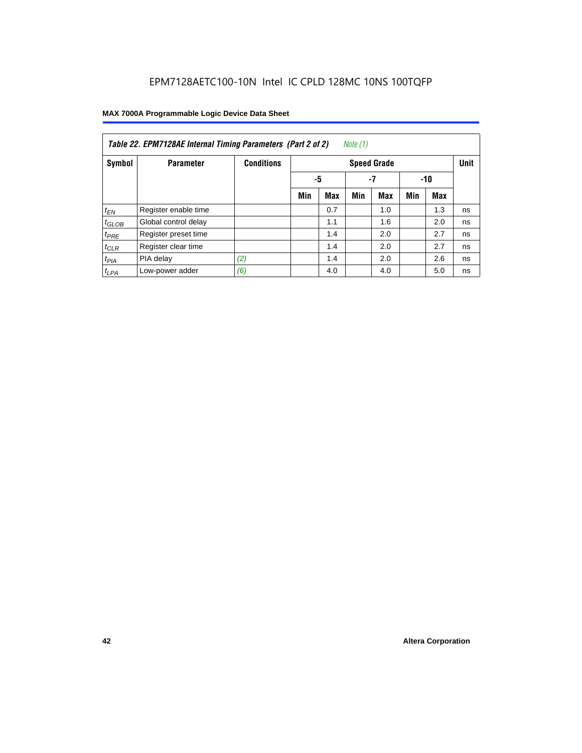EPM7128AETC100-10N Intel IC CPLD 128MC 10NS 100TQFP

**Table 22. EPM7128AE Internal Timing Parameters (Part 2 of 2)** *Note (1)*

| Symbol | Parameter | Conditions | Speed Grade | | | | | | Unit |
|---|---|---|---|---|---|---|---|---|---|
| | | | -5 | | -7 | | -10 | | |
| | | | Min | Max | Min | Max | Min | Max | |
| $t_{EN}$ | Register enable time | | | 0.7 | | 1.0 | | 1.3 | ns |
| $t_{GLOB}$ | Global control delay | | | 1.1 | | 1.6 | | 2.0 | ns |
| $t_{PRE}$ | Register preset time | | | 1.4 | | 2.0 | | 2.7 | ns |
| $t_{CLR}$ | Register clear time | | | 1.4 | | 2.0 | | 2.7 | ns |
| $t_{PIA}$ | PIA delay | *(2)* | | 1.4 | | 2.0 | | 2.6 | ns |
| $t_{LPA}$ | Low-power adder | *(6)* | | 4.0 | | 4.0 | | 5.0 | ns |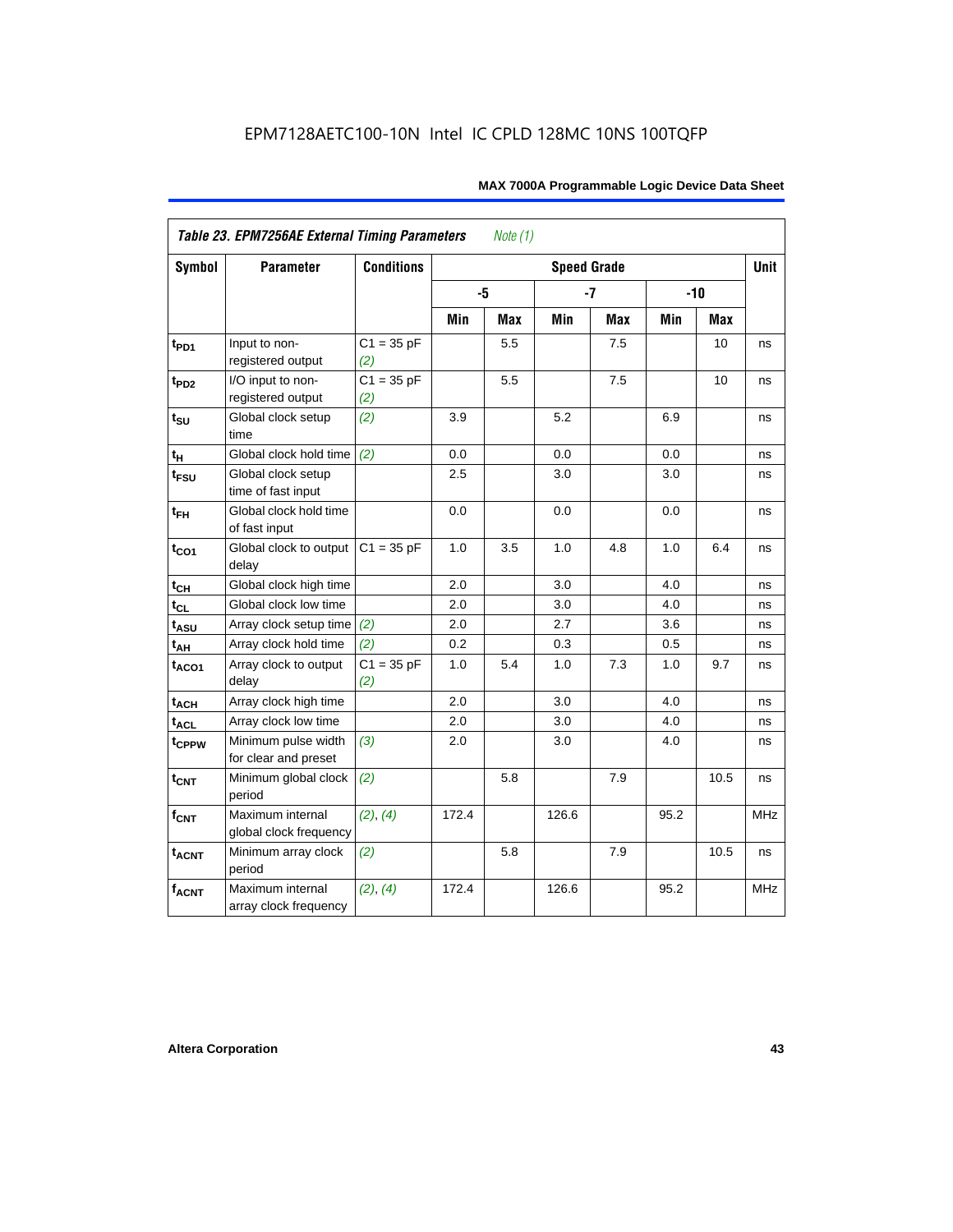EPM7128AETC100-10N Intel IC CPLD 128MC 10NS 100TQFP

| *Table 23. EPM7256AE External Timing Parameters* *Note (1)* | | | | | | | | | |
|---|---|---|---|---|---|---|---|---|---|
| **Symbol** | **Parameter** | **Conditions** | **Speed Grade** | | | | | | **Unit** |
| | | | **-5** | | **-7** | | **-10** | | |
| | | | **Min** | **Max** | **Min** | **Max** | **Min** | **Max** | |
| $t_{PD1}$ | Input to non-registered output | C1 = 35 pF *(2)* | | 5.5 | | 7.5 | | 10 | ns |
| $t_{PD2}$ | I/O input to non-registered output | C1 = 35 pF *(2)* | | 5.5 | | 7.5 | | 10 | ns |
| $t_{SU}$ | Global clock setup time | *(2)* | 3.9 | | 5.2 | | 6.9 | | ns |
| $t_{H}$ | Global clock hold time | *(2)* | 0.0 | | 0.0 | | 0.0 | | ns |
| $t_{FSU}$ | Global clock setup time of fast input | | 2.5 | | 3.0 | | 3.0 | | ns |
| $t_{FH}$ | Global clock hold time of fast input | | 0.0 | | 0.0 | | 0.0 | | ns |
| $t_{CO1}$ | Global clock to output delay | C1 = 35 pF | 1.0 | 3.5 | 1.0 | 4.8 | 1.0 | 6.4 | ns |
| $t_{CH}$ | Global clock high time | | 2.0 | | 3.0 | | 4.0 | | ns |
| $t_{CL}$ | Global clock low time | | 2.0 | | 3.0 | | 4.0 | | ns |
| $t_{ASU}$ | Array clock setup time | *(2)* | 2.0 | | 2.7 | | 3.6 | | ns |
| $t_{AH}$ | Array clock hold time | *(2)* | 0.2 | | 0.3 | | 0.5 | | ns |
| $t_{ACO1}$ | Array clock to output delay | C1 = 35 pF *(2)* | 1.0 | 5.4 | 1.0 | 7.3 | 1.0 | 9.7 | ns |
| $t_{ACH}$ | Array clock high time | | 2.0 | | 3.0 | | 4.0 | | ns |
| $t_{ACL}$ | Array clock low time | | 2.0 | | 3.0 | | 4.0 | | ns |
| $t_{CPPW}$ | Minimum pulse width for clear and preset | *(3)* | 2.0 | | 3.0 | | 4.0 | | ns |
| $t_{CNT}$ | Minimum global clock period | *(2)* | | 5.8 | | 7.9 | | 10.5 | ns |
| $f_{CNT}$ | Maximum internal global clock frequency | *(2)*, *(4)* | 172.4 | | 126.6 | | 95.2 | | MHz |
| $t_{ACNT}$ | Minimum array clock period | *(2)* | | 5.8 | | 7.9 | | 10.5 | ns |
| $f_{ACNT}$ | Maximum internal array clock frequency | *(2)*, *(4)* | 172.4 | | 126.6 | | 95.2 | | MHz |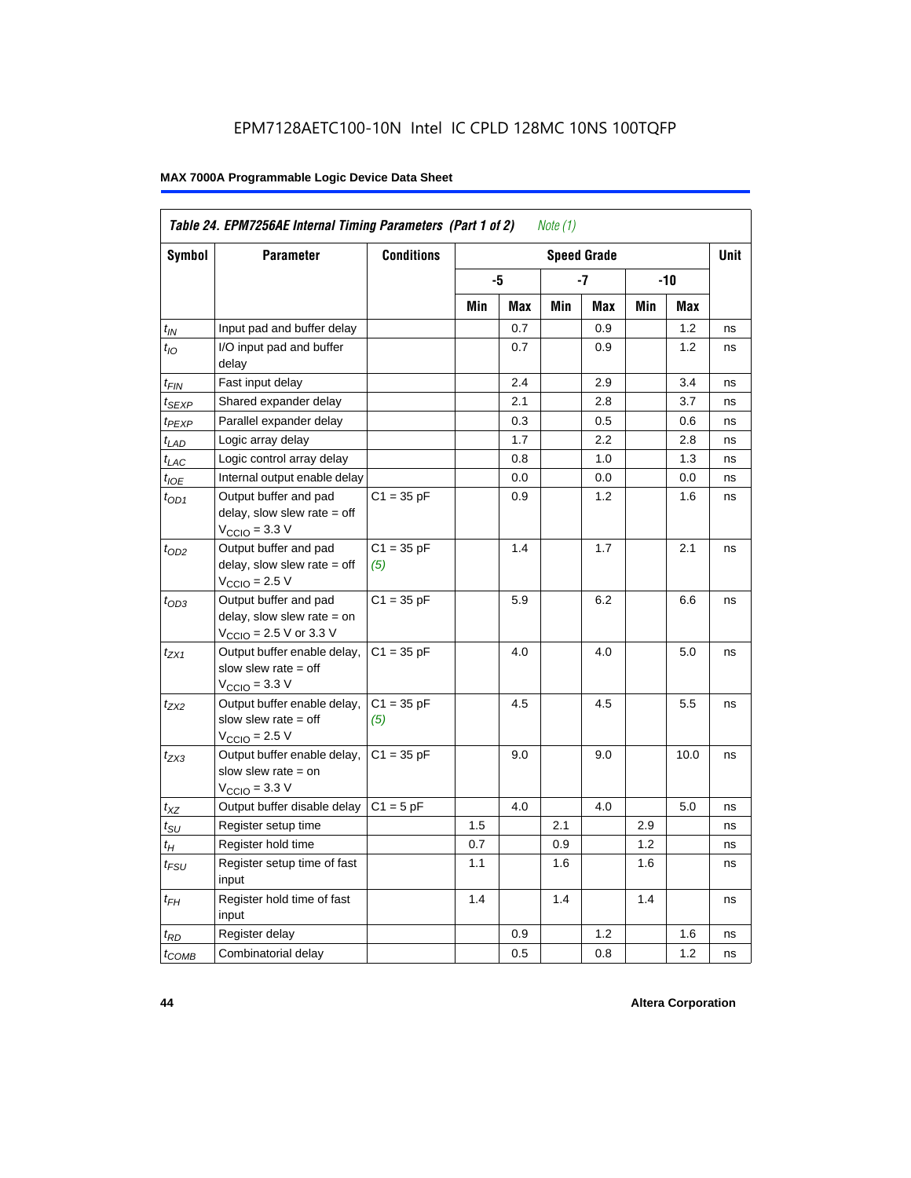# EPM7128AETC100-10N Intel IC CPLD 128MC 10NS 100TQFP

| *Table 24. EPM7256AE Internal Timing Parameters (Part 1 of 2)* *Note (1)* | | | | | | | | | |
|---|---|---|---|---|---|---|---|---|---|
| **Symbol** | **Parameter** | **Conditions** | **Speed Grade** | | | | | | **Unit** |
| | | | **-5** | | **-7** | | **-10** | | |
| | | | **Min** | **Max** | **Min** | **Max** | **Min** | **Max** | |
| $t_{IN}$ | Input pad and buffer delay | | | 0.7 | | 0.9 | | 1.2 | ns |
| $t_{IO}$ | I/O input pad and buffer delay | | | 0.7 | | 0.9 | | 1.2 | ns |
| $t_{FIN}$ | Fast input delay | | | 2.4 | | 2.9 | | 3.4 | ns |
| $t_{SEXP}$ | Shared expander delay | | | 2.1 | | 2.8 | | 3.7 | ns |
| $t_{PEXP}$ | Parallel expander delay | | | 0.3 | | 0.5 | | 0.6 | ns |
| $t_{LAD}$ | Logic array delay | | | 1.7 | | 2.2 | | 2.8 | ns |
| $t_{LAC}$ | Logic control array delay | | | 0.8 | | 1.0 | | 1.3 | ns |
| $t_{IOE}$ | Internal output enable delay | | | 0.0 | | 0.0 | | 0.0 | ns |
| $t_{OD1}$ | Output buffer and pad delay, slow slew rate = off $V_{CCIO}$ = 3.3 V | C1 = 35 pF | | 0.9 | | 1.2 | | 1.6 | ns |
| $t_{OD2}$ | Output buffer and pad delay, slow slew rate = off $V_{CCIO}$ = 2.5 V | C1 = 35 pF *(5)* | | 1.4 | | 1.7 | | 2.1 | ns |
| $t_{OD3}$ | Output buffer and pad delay, slow slew rate = on $V_{CCIO}$ = 2.5 V or 3.3 V | C1 = 35 pF | | 5.9 | | 6.2 | | 6.6 | ns |
| $t_{ZX1}$ | Output buffer enable delay, slow slew rate = off $V_{CCIO}$ = 3.3 V | C1 = 35 pF | | 4.0 | | 4.0 | | 5.0 | ns |
| $t_{ZX2}$ | Output buffer enable delay, slow slew rate = off $V_{CCIO}$ = 2.5 V | C1 = 35 pF *(5)* | | 4.5 | | 4.5 | | 5.5 | ns |
| $t_{ZX3}$ | Output buffer enable delay, slow slew rate = on $V_{CCIO}$ = 3.3 V | C1 = 35 pF | | 9.0 | | 9.0 | | 10.0 | ns |
| $t_{XZ}$ | Output buffer disable delay | C1 = 5 pF | | 4.0 | | 4.0 | | 5.0 | ns |
| $t_{SU}$ | Register setup time | | 1.5 | | 2.1 | | 2.9 | | ns |
| $t_{H}$ | Register hold time | | 0.7 | | 0.9 | | 1.2 | | ns |
| $t_{FSU}$ | Register setup time of fast input | | 1.1 | | 1.6 | | 1.6 | | ns |
| $t_{FH}$ | Register hold time of fast input | | 1.4 | | 1.4 | | 1.4 | | ns |
| $t_{RD}$ | Register delay | | | 0.9 | | 1.2 | | 1.6 | ns |
| $t_{COMB}$ | Combinatorial delay | | | 0.5 | | 0.8 | | 1.2 | ns |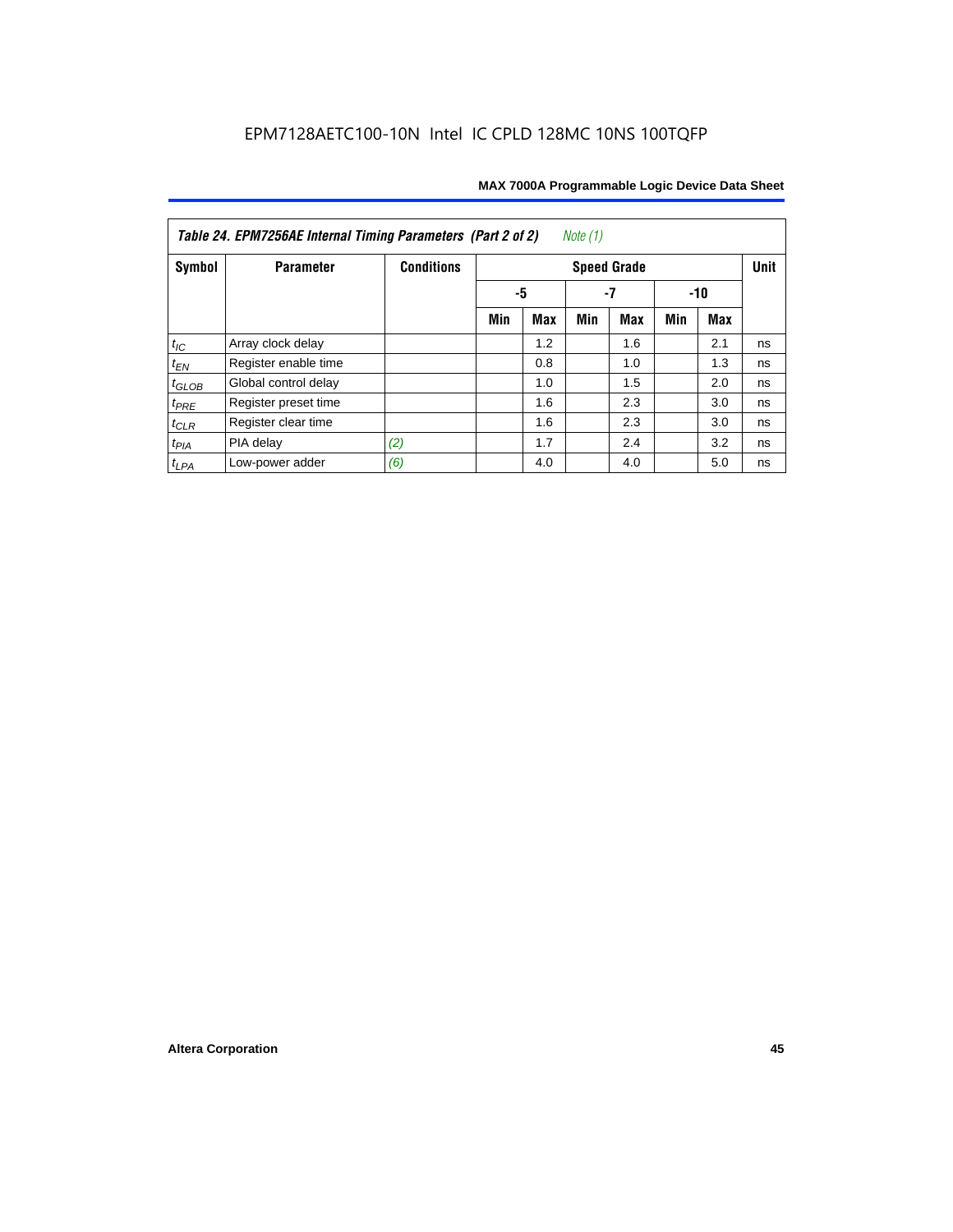**Table 24. EPM7256AE Internal Timing Parameters (Part 2 of 2)** *Note (1)*

| Symbol | Parameter | Conditions | Speed Grade | | | | | | Unit |
|---|---|---|---|---|---|---|---|---|---|
| | | | -5 | | -7 | | -10 | | |
| | | | Min | Max | Min | Max | Min | Max | |
| $t_{IC}$ | Array clock delay | | | 1.2 | | 1.6 | | 2.1 | ns |
| $t_{EN}$ | Register enable time | | | 0.8 | | 1.0 | | 1.3 | ns |
| $t_{GLOB}$ | Global control delay | | | 1.0 | | 1.5 | | 2.0 | ns |
| $t_{PRE}$ | Register preset time | | | 1.6 | | 2.3 | | 3.0 | ns |
| $t_{CLR}$ | Register clear time | | | 1.6 | | 2.3 | | 3.0 | ns |
| $t_{PIA}$ | PIA delay | *(2)* | | 1.7 | | 2.4 | | 3.2 | ns |
| $t_{LPA}$ | Low-power adder | *(6)* | | 4.0 | | 4.0 | | 5.0 | ns |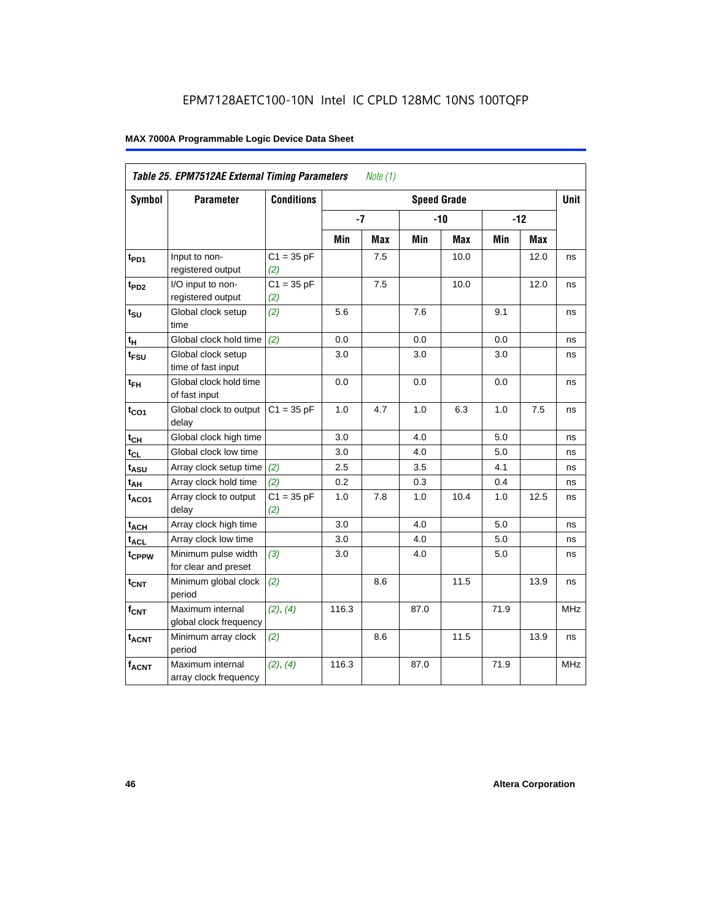EPM7128AETC100-10N Intel IC CPLD 128MC 10NS 100TQFP

**MAX 7000A Programmable Logic Device Data Sheet**

| *Table 25. EPM7512AE External Timing Parameters* *Note (1)* | | | | | | | | | |
|---|---|---|---|---|---|---|---|---|---|
| **Symbol** | **Parameter** | **Conditions** | **Speed Grade** | | | | | | **Unit** |
| | | | **-7** | | **-10** | | **-12** | | |
| | | | **Min** | **Max** | **Min** | **Max** | **Min** | **Max** | |
| $t_{PD1}$ | Input to non-registered output | C1 = 35 pF *(2)* | | 7.5 | | 10.0 | | 12.0 | ns |
| $t_{PD2}$ | I/O input to non-registered output | C1 = 35 pF *(2)* | | 7.5 | | 10.0 | | 12.0 | ns |
| $t_{SU}$ | Global clock setup time | *(2)* | 5.6 | | 7.6 | | 9.1 | | ns |
| $t_H$ | Global clock hold time | *(2)* | 0.0 | | 0.0 | | 0.0 | | ns |
| $t_{FSU}$ | Global clock setup time of fast input | | 3.0 | | 3.0 | | 3.0 | | ns |
| $t_{FH}$ | Global clock hold time of fast input | | 0.0 | | 0.0 | | 0.0 | | ns |
| $t_{CO1}$ | Global clock to output delay | C1 = 35 pF | 1.0 | 4.7 | 1.0 | 6.3 | 1.0 | 7.5 | ns |
| $t_{CH}$ | Global clock high time | | 3.0 | | 4.0 | | 5.0 | | ns |
| $t_{CL}$ | Global clock low time | | 3.0 | | 4.0 | | 5.0 | | ns |
| $t_{ASU}$ | Array clock setup time | *(2)* | 2.5 | | 3.5 | | 4.1 | | ns |
| $t_{AH}$ | Array clock hold time | *(2)* | 0.2 | | 0.3 | | 0.4 | | ns |
| $t_{ACO1}$ | Array clock to output delay | C1 = 35 pF *(2)* | 1.0 | 7.8 | 1.0 | 10.4 | 1.0 | 12.5 | ns |
| $t_{ACH}$ | Array clock high time | | 3.0 | | 4.0 | | 5.0 | | ns |
| $t_{ACL}$ | Array clock low time | | 3.0 | | 4.0 | | 5.0 | | ns |
| $t_{CPPW}$ | Minimum pulse width for clear and preset | *(3)* | 3.0 | | 4.0 | | 5.0 | | ns |
| $t_{CNT}$ | Minimum global clock period | *(2)* | | 8.6 | | 11.5 | | 13.9 | ns |
| $f_{CNT}$ | Maximum internal global clock frequency | *(2)*, *(4)* | 116.3 | | 87.0 | | 71.9 | | MHz |
| $t_{ACNT}$ | Minimum array clock period | *(2)* | | 8.6 | | 11.5 | | 13.9 | ns |
| $f_{ACNT}$ | Maximum internal array clock frequency | *(2)*, *(4)* | 116.3 | | 87.0 | | 71.9 | | MHz |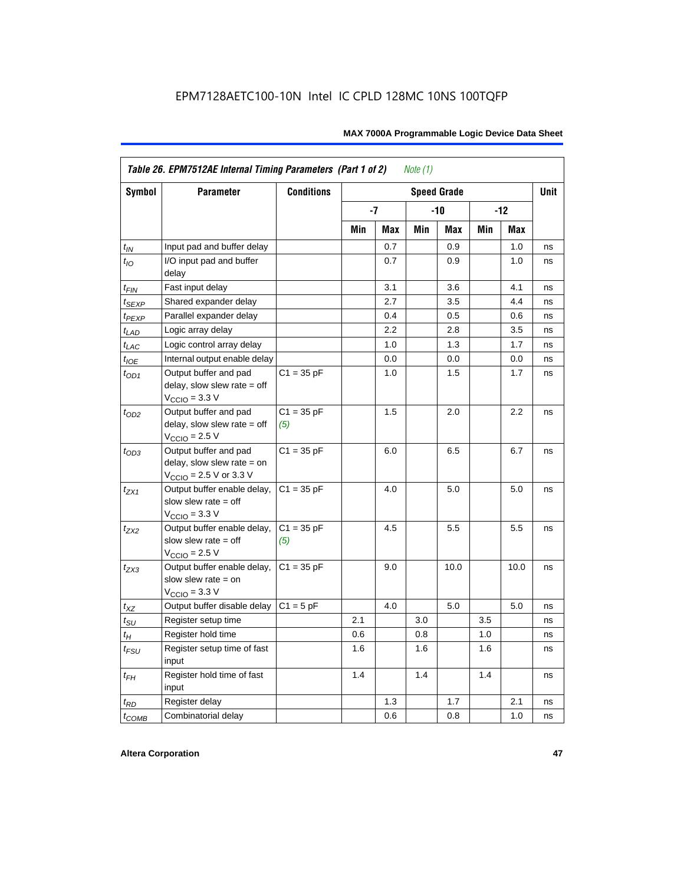EPM7128AETC100-10N Intel IC CPLD 128MC 10NS 100TQFP

| Table 26. EPM7512AE Internal Timing Parameters (Part 1 of 2) *Note (1)* | | | | | | | | | |
|---|---|---|---|---|---|---|---|---|---|
| **Symbol** | **Parameter** | **Conditions** | **Speed Grade** | | | | | | **Unit** |
| | | | **-7** | | **-10** | | **-12** | | |
| | | | **Min** | **Max** | **Min** | **Max** | **Min** | **Max** | |
| $t_{IN}$ | Input pad and buffer delay | | | 0.7 | | 0.9 | | 1.0 | ns |
| $t_{IO}$ | I/O input pad and buffer delay | | | 0.7 | | 0.9 | | 1.0 | ns |
| $t_{FIN}$ | Fast input delay | | | 3.1 | | 3.6 | | 4.1 | ns |
| $t_{SEXP}$ | Shared expander delay | | | 2.7 | | 3.5 | | 4.4 | ns |
| $t_{PEXP}$ | Parallel expander delay | | | 0.4 | | 0.5 | | 0.6 | ns |
| $t_{LAD}$ | Logic array delay | | | 2.2 | | 2.8 | | 3.5 | ns |
| $t_{LAC}$ | Logic control array delay | | | 1.0 | | 1.3 | | 1.7 | ns |
| $t_{IOE}$ | Internal output enable delay | | | 0.0 | | 0.0 | | 0.0 | ns |
| $t_{OD1}$ | Output buffer and pad delay, slow slew rate = off $V_{CCIO}$ = 3.3 V | C1 = 35 pF | | 1.0 | | 1.5 | | 1.7 | ns |
| $t_{OD2}$ | Output buffer and pad delay, slow slew rate = off $V_{CCIO}$ = 2.5 V | C1 = 35 pF *(5)* | | 1.5 | | 2.0 | | 2.2 | ns |
| $t_{OD3}$ | Output buffer and pad delay, slow slew rate = on $V_{CCIO}$ = 2.5 V or 3.3 V | C1 = 35 pF | | 6.0 | | 6.5 | | 6.7 | ns |
| $t_{ZX1}$ | Output buffer enable delay, slow slew rate = off $V_{CCIO}$ = 3.3 V | C1 = 35 pF | | 4.0 | | 5.0 | | 5.0 | ns |
| $t_{ZX2}$ | Output buffer enable delay, slow slew rate = off $V_{CCIO}$ = 2.5 V | C1 = 35 pF *(5)* | | 4.5 | | 5.5 | | 5.5 | ns |
| $t_{ZX3}$ | Output buffer enable delay, slow slew rate = on $V_{CCIO}$ = 3.3 V | C1 = 35 pF | | 9.0 | | 10.0 | | 10.0 | ns |
| $t_{XZ}$ | Output buffer disable delay | C1 = 5 pF | | 4.0 | | 5.0 | | 5.0 | ns |
| $t_{SU}$ | Register setup time | | 2.1 | | 3.0 | | 3.5 | | ns |
| $t_{H}$ | Register hold time | | 0.6 | | 0.8 | | 1.0 | | ns |
| $t_{FSU}$ | Register setup time of fast input | | 1.6 | | 1.6 | | 1.6 | | ns |
| $t_{FH}$ | Register hold time of fast input | | 1.4 | | 1.4 | | 1.4 | | ns |
| $t_{RD}$ | Register delay | | | 1.3 | | 1.7 | | 2.1 | ns |
| $t_{COMB}$ | Combinatorial delay | | | 0.6 | | 0.8 | | 1.0 | ns |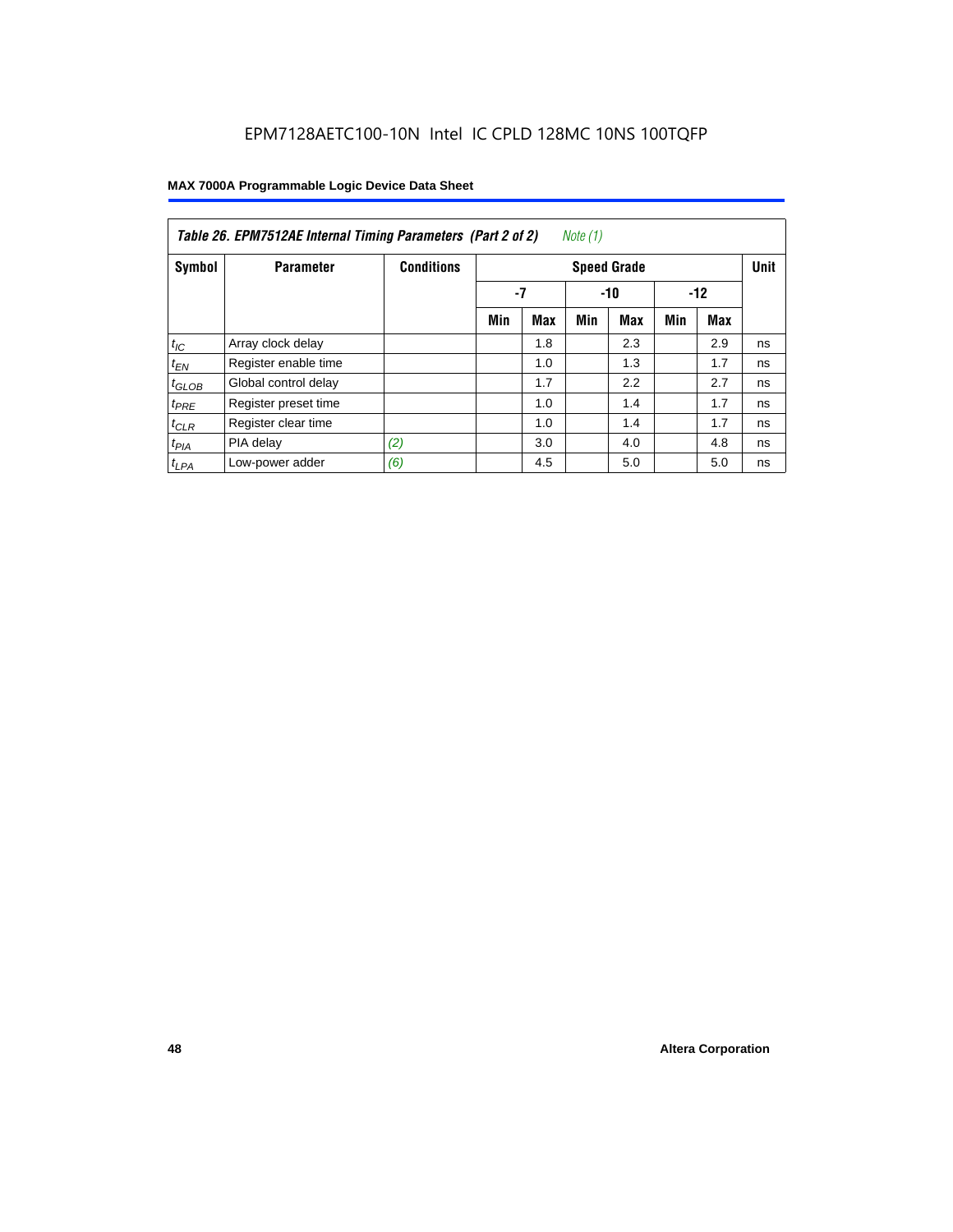EPM7128AETC100-10N Intel IC CPLD 128MC 10NS 100TQFP

**Table 26. EPM7512AE Internal Timing Parameters (Part 2 of 2)** *Note (1)*

| Symbol | Parameter | Conditions | Speed Grade | | | | | | Unit |
|---|---|---|---|---|---|---|---|---|---|
| | | | -7 | | -10 | | -12 | | |
| | | | Min | Max | Min | Max | Min | Max | |
| $t_{IC}$ | Array clock delay | | | 1.8 | | 2.3 | | 2.9 | ns |
| $t_{EN}$ | Register enable time | | | 1.0 | | 1.3 | | 1.7 | ns |
| $t_{GLOB}$ | Global control delay | | | 1.7 | | 2.2 | | 2.7 | ns |
| $t_{PRE}$ | Register preset time | | | 1.0 | | 1.4 | | 1.7 | ns |
| $t_{CLR}$ | Register clear time | | | 1.0 | | 1.4 | | 1.7 | ns |
| $t_{PIA}$ | PIA delay | *(2)* | | 3.0 | | 4.0 | | 4.8 | ns |
| $t_{LPA}$ | Low-power adder | *(6)* | | 4.5 | | 5.0 | | 5.0 | ns |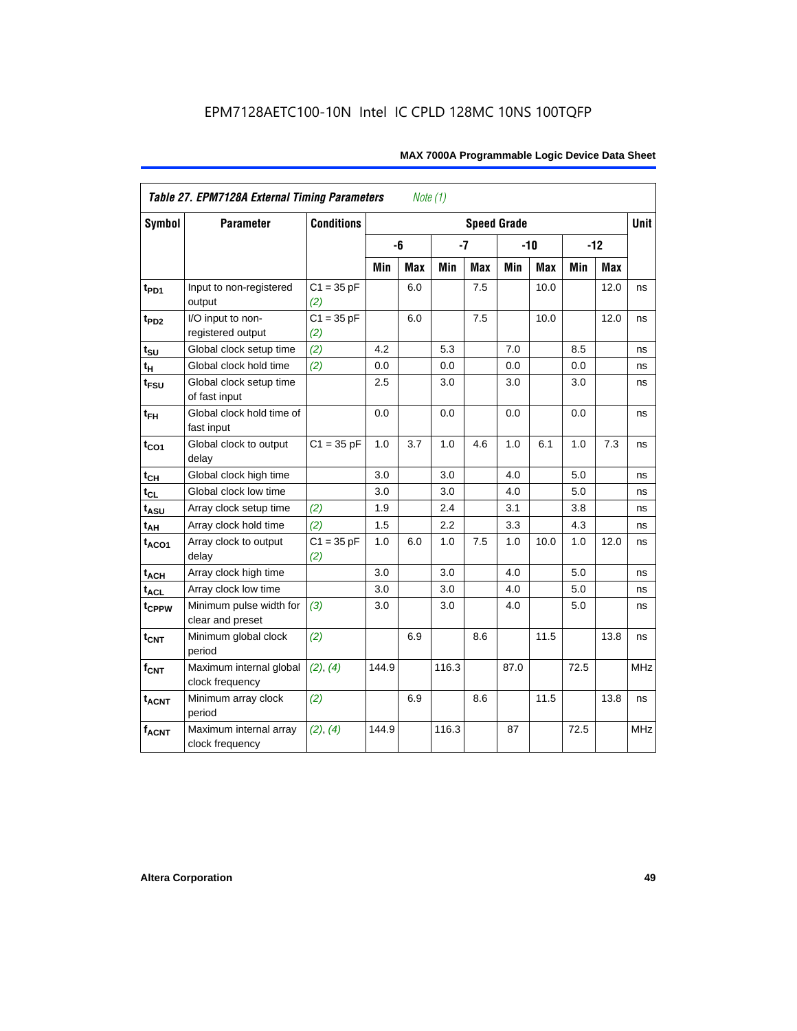EPM7128AETC100-10N Intel IC CPLD 128MC 10NS 100TQFP

| *Table 27. EPM7128A External Timing Parameters* *Note (1)* | | | | | | | | | | | |
|---|---|---|---|---|---|---|---|---|---|---|---|
| **Symbol** | **Parameter** | **Conditions** | **Speed Grade** | | | | | | | | **Unit** |
| | | | **-6** | | **-7** | | **-10** | | **-12** | | |
| | | | **Min** | **Max** | **Min** | **Max** | **Min** | **Max** | **Min** | **Max** | |
| $t_{PD1}$ | Input to non-registered output | C1 = 35 pF *(2)* | | 6.0 | | 7.5 | | 10.0 | | 12.0 | ns |
| $t_{PD2}$ | I/O input to non-registered output | C1 = 35 pF *(2)* | | 6.0 | | 7.5 | | 10.0 | | 12.0 | ns |
| $t_{SU}$ | Global clock setup time | *(2)* | 4.2 | | 5.3 | | 7.0 | | 8.5 | | ns |
| $t_{H}$ | Global clock hold time | *(2)* | 0.0 | | 0.0 | | 0.0 | | 0.0 | | ns |
| $t_{FSU}$ | Global clock setup time of fast input | | 2.5 | | 3.0 | | 3.0 | | 3.0 | | ns |
| $t_{FH}$ | Global clock hold time of fast input | | 0.0 | | 0.0 | | 0.0 | | 0.0 | | ns |
| $t_{CO1}$ | Global clock to output delay | C1 = 35 pF | 1.0 | 3.7 | 1.0 | 4.6 | 1.0 | 6.1 | 1.0 | 7.3 | ns |
| $t_{CH}$ | Global clock high time | | 3.0 | | 3.0 | | 4.0 | | 5.0 | | ns |
| $t_{CL}$ | Global clock low time | | 3.0 | | 3.0 | | 4.0 | | 5.0 | | ns |
| $t_{ASU}$ | Array clock setup time | *(2)* | 1.9 | | 2.4 | | 3.1 | | 3.8 | | ns |
| $t_{AH}$ | Array clock hold time | *(2)* | 1.5 | | 2.2 | | 3.3 | | 4.3 | | ns |
| $t_{ACO1}$ | Array clock to output delay | C1 = 35 pF *(2)* | 1.0 | 6.0 | 1.0 | 7.5 | 1.0 | 10.0 | 1.0 | 12.0 | ns |
| $t_{ACH}$ | Array clock high time | | 3.0 | | 3.0 | | 4.0 | | 5.0 | | ns |
| $t_{ACL}$ | Array clock low time | | 3.0 | | 3.0 | | 4.0 | | 5.0 | | ns |
| $t_{CPPW}$ | Minimum pulse width for clear and preset | *(3)* | 3.0 | | 3.0 | | 4.0 | | 5.0 | | ns |
| $t_{CNT}$ | Minimum global clock period | *(2)* | | 6.9 | | 8.6 | | 11.5 | | 13.8 | ns |
| $f_{CNT}$ | Maximum internal global clock frequency | *(2)*, *(4)* | 144.9 | | 116.3 | | 87.0 | | 72.5 | | MHz |
| $t_{ACNT}$ | Minimum array clock period | *(2)* | | 6.9 | | 8.6 | | 11.5 | | 13.8 | ns |
| $f_{ACNT}$ | Maximum internal array clock frequency | *(2)*, *(4)* | 144.9 | | 116.3 | | 87 | | 72.5 | | MHz |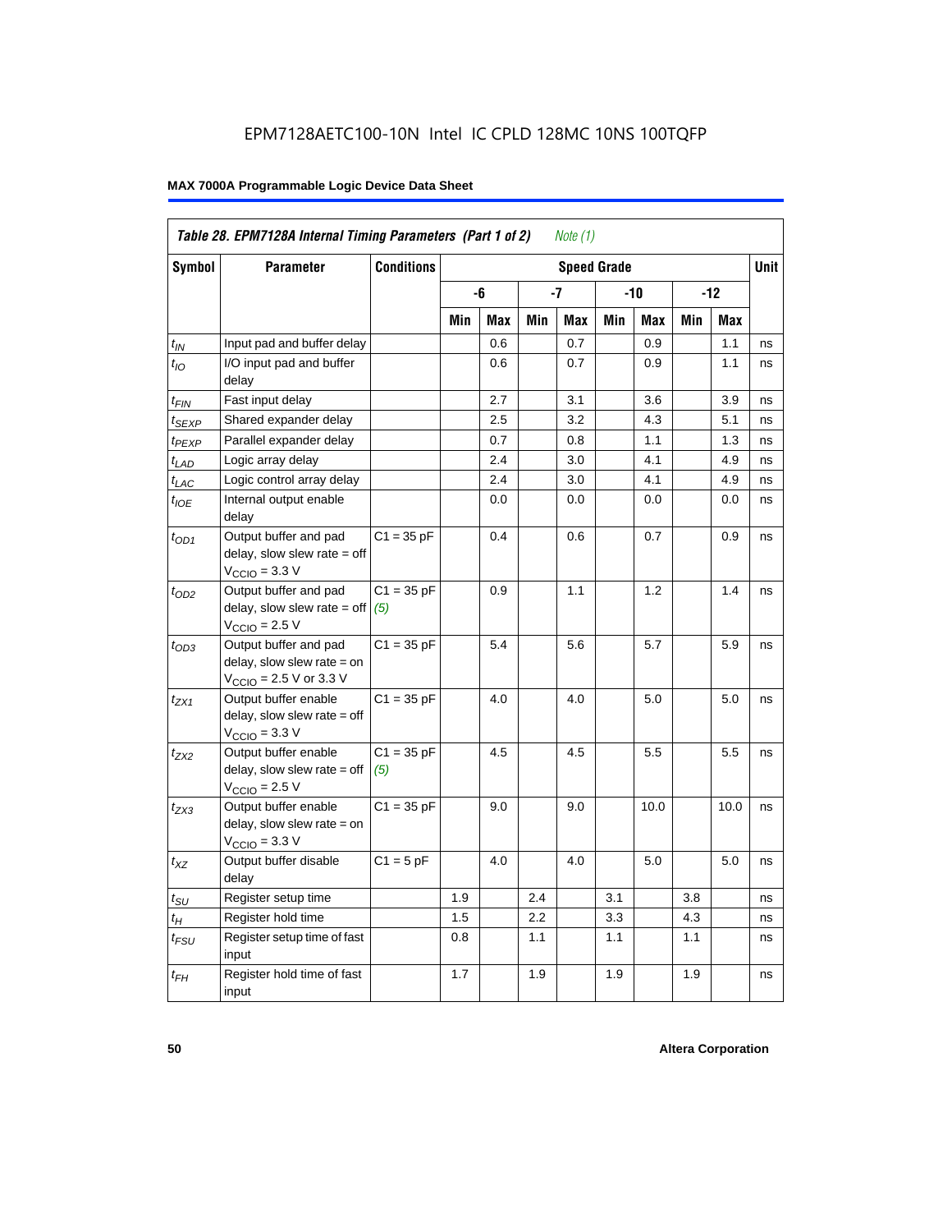EPM7128AETC100-10N Intel IC CPLD 128MC 10NS 100TQFP

| *Table 28. EPM7128A Internal Timing Parameters (Part 1 of 2) Note (1)* | | | | | | | | | | | |
|---|---|---|---|---|---|---|---|---|---|---|---|
| Symbol | Parameter | Conditions | Speed Grade | | | | | | | | Unit |
| | | | -6 | | -7 | | -10 | | -12 | | |
| | | | Min | Max | Min | Max | Min | Max | Min | Max | |
| $t_{IN}$ | Input pad and buffer delay | | | 0.6 | | 0.7 | | 0.9 | | 1.1 | ns |
| $t_{IO}$ | I/O input pad and buffer delay | | | 0.6 | | 0.7 | | 0.9 | | 1.1 | ns |
| $t_{FIN}$ | Fast input delay | | | 2.7 | | 3.1 | | 3.6 | | 3.9 | ns |
| $t_{SEXP}$ | Shared expander delay | | | 2.5 | | 3.2 | | 4.3 | | 5.1 | ns |
| $t_{PEXP}$ | Parallel expander delay | | | 0.7 | | 0.8 | | 1.1 | | 1.3 | ns |
| $t_{LAD}$ | Logic array delay | | | 2.4 | | 3.0 | | 4.1 | | 4.9 | ns |
| $t_{LAC}$ | Logic control array delay | | | 2.4 | | 3.0 | | 4.1 | | 4.9 | ns |
| $t_{IOE}$ | Internal output enable delay | | | 0.0 | | 0.0 | | 0.0 | | 0.0 | ns |
| $t_{OD1}$ | Output buffer and pad delay, slow slew rate = off $V_{CCIO}$ = 3.3 V | C1 = 35 pF | | 0.4 | | 0.6 | | 0.7 | | 0.9 | ns |
| $t_{OD2}$ | Output buffer and pad delay, slow slew rate = off $V_{CCIO}$ = 2.5 V | C1 = 35 pF (5) | | 0.9 | | 1.1 | | 1.2 | | 1.4 | ns |
| $t_{OD3}$ | Output buffer and pad delay, slow slew rate = on $V_{CCIO}$ = 2.5 V or 3.3 V | C1 = 35 pF | | 5.4 | | 5.6 | | 5.7 | | 5.9 | ns |
| $t_{ZX1}$ | Output buffer enable delay, slow slew rate = off $V_{CCIO}$ = 3.3 V | C1 = 35 pF | | 4.0 | | 4.0 | | 5.0 | | 5.0 | ns |
| $t_{ZX2}$ | Output buffer enable delay, slow slew rate = off $V_{CCIO}$ = 2.5 V | C1 = 35 pF (5) | | 4.5 | | 4.5 | | 5.5 | | 5.5 | ns |
| $t_{ZX3}$ | Output buffer enable delay, slow slew rate = on $V_{CCIO}$ = 3.3 V | C1 = 35 pF | | 9.0 | | 9.0 | | 10.0 | | 10.0 | ns |
| $t_{XZ}$ | Output buffer disable delay | C1 = 5 pF | | 4.0 | | 4.0 | | 5.0 | | 5.0 | ns |
| $t_{SU}$ | Register setup time | | 1.9 | | 2.4 | | 3.1 | | 3.8 | | ns |
| $t_{H}$ | Register hold time | | 1.5 | | 2.2 | | 3.3 | | 4.3 | | ns |
| $t_{FSU}$ | Register setup time of fast input | | 0.8 | | 1.1 | | 1.1 | | 1.1 | | ns |
| $t_{FH}$ | Register hold time of fast input | | 1.7 | | 1.9 | | 1.9 | | 1.9 | | ns |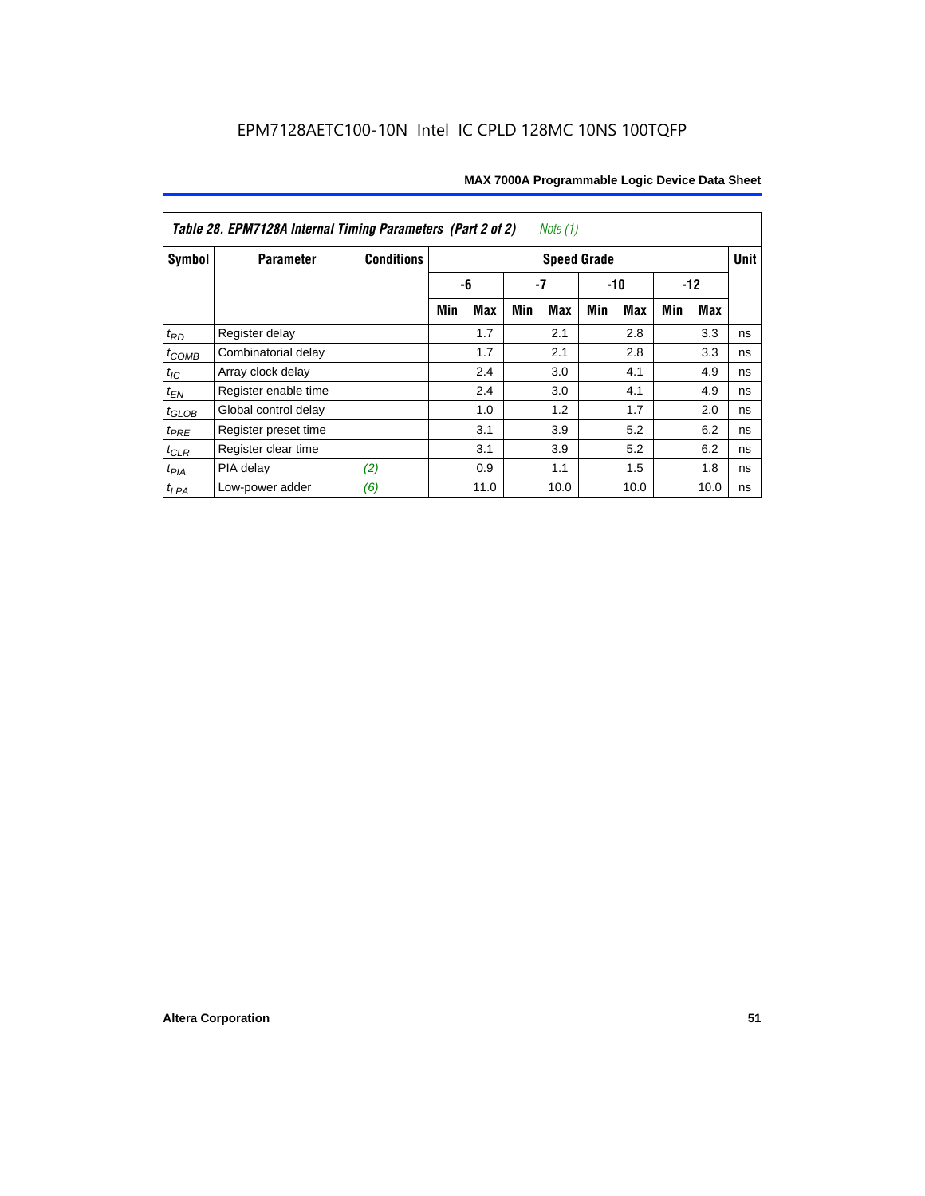EPM7128AETC100-10N Intel IC CPLD 128MC 10NS 100TQFP

**Table 28. EPM7128A Internal Timing Parameters (Part 2 of 2)** *Note (1)*

| Symbol | Parameter | Conditions | Speed Grade | | | | | | | | Unit |
|---|---|---|---|---|---|---|---|---|---|---|---|
| | | | -6 | | -7 | | -10 | | -12 | | |
| | | | Min | Max | Min | Max | Min | Max | Min | Max | |
| $t_{RD}$ | Register delay | | | 1.7 | | 2.1 | | 2.8 | | 3.3 | ns |
| $t_{COMB}$ | Combinatorial delay | | | 1.7 | | 2.1 | | 2.8 | | 3.3 | ns |
| $t_{IC}$ | Array clock delay | | | 2.4 | | 3.0 | | 4.1 | | 4.9 | ns |
| $t_{EN}$ | Register enable time | | | 2.4 | | 3.0 | | 4.1 | | 4.9 | ns |
| $t_{GLOB}$ | Global control delay | | | 1.0 | | 1.2 | | 1.7 | | 2.0 | ns |
| $t_{PRE}$ | Register preset time | | | 3.1 | | 3.9 | | 5.2 | | 6.2 | ns |
| $t_{CLR}$ | Register clear time | | | 3.1 | | 3.9 | | 5.2 | | 6.2 | ns |
| $t_{PIA}$ | PIA delay | *(2)* | | 0.9 | | 1.1 | | 1.5 | | 1.8 | ns |
| $t_{LPA}$ | Low-power adder | *(6)* | | 11.0 | | 10.0 | | 10.0 | | 10.0 | ns |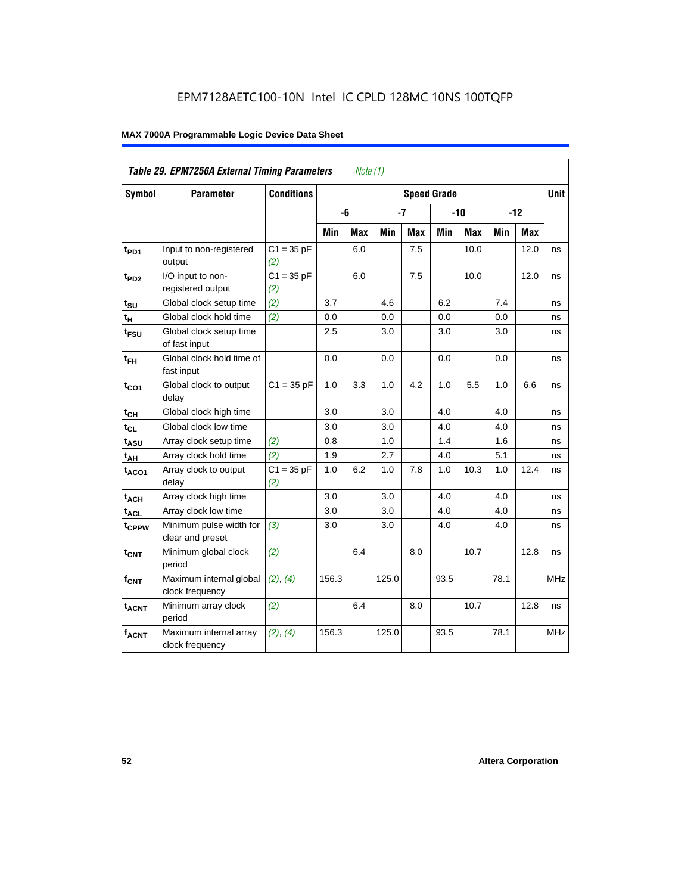EPM7128AETC100-10N Intel IC CPLD 128MC 10NS 100TQFP

**MAX 7000A Programmable Logic Device Data Sheet**

| *Table 29. EPM7256A External Timing Parameters* *Note (1)* | | | | | | | | | | | |
|---|---|---|---|---|---|---|---|---|---|---|---|
| **Symbol** | **Parameter** | **Conditions** | **Speed Grade** | | | | | | | | **Unit** |
| | | | **-6** | | **-7** | | **-10** | | **-12** | | |
| | | | **Min** | **Max** | **Min** | **Max** | **Min** | **Max** | **Min** | **Max** | |
| $t_{PD1}$ | Input to non-registered output | C1 = 35 pF *(2)* | | 6.0 | | 7.5 | | 10.0 | | 12.0 | ns |
| $t_{PD2}$ | I/O input to non-registered output | C1 = 35 pF *(2)* | | 6.0 | | 7.5 | | 10.0 | | 12.0 | ns |
| $t_{SU}$ | Global clock setup time | *(2)* | 3.7 | | 4.6 | | 6.2 | | 7.4 | | ns |
| $t_{H}$ | Global clock hold time | *(2)* | 0.0 | | 0.0 | | 0.0 | | 0.0 | | ns |
| $t_{FSU}$ | Global clock setup time of fast input | | 2.5 | | 3.0 | | 3.0 | | 3.0 | | ns |
| $t_{FH}$ | Global clock hold time of fast input | | 0.0 | | 0.0 | | 0.0 | | 0.0 | | ns |
| $t_{CO1}$ | Global clock to output delay | C1 = 35 pF | 1.0 | 3.3 | 1.0 | 4.2 | 1.0 | 5.5 | 1.0 | 6.6 | ns |
| $t_{CH}$ | Global clock high time | | 3.0 | | 3.0 | | 4.0 | | 4.0 | | ns |
| $t_{CL}$ | Global clock low time | | 3.0 | | 3.0 | | 4.0 | | 4.0 | | ns |
| $t_{ASU}$ | Array clock setup time | *(2)* | 0.8 | | 1.0 | | 1.4 | | 1.6 | | ns |
| $t_{AH}$ | Array clock hold time | *(2)* | 1.9 | | 2.7 | | 4.0 | | 5.1 | | ns |
| $t_{ACO1}$ | Array clock to output delay | C1 = 35 pF *(2)* | 1.0 | 6.2 | 1.0 | 7.8 | 1.0 | 10.3 | 1.0 | 12.4 | ns |
| $t_{ACH}$ | Array clock high time | | 3.0 | | 3.0 | | 4.0 | | 4.0 | | ns |
| $t_{ACL}$ | Array clock low time | | 3.0 | | 3.0 | | 4.0 | | 4.0 | | ns |
| $t_{CPPW}$ | Minimum pulse width for clear and preset | *(3)* | 3.0 | | 3.0 | | 4.0 | | 4.0 | | ns |
| $t_{CNT}$ | Minimum global clock period | *(2)* | | 6.4 | | 8.0 | | 10.7 | | 12.8 | ns |
| $f_{CNT}$ | Maximum internal global clock frequency | *(2)*, *(4)* | 156.3 | | 125.0 | | 93.5 | | 78.1 | | MHz |
| $t_{ACNT}$ | Minimum array clock period | *(2)* | | 6.4 | | 8.0 | | 10.7 | | 12.8 | ns |
| $f_{ACNT}$ | Maximum internal array clock frequency | *(2)*, *(4)* | 156.3 | | 125.0 | | 93.5 | | 78.1 | | MHz |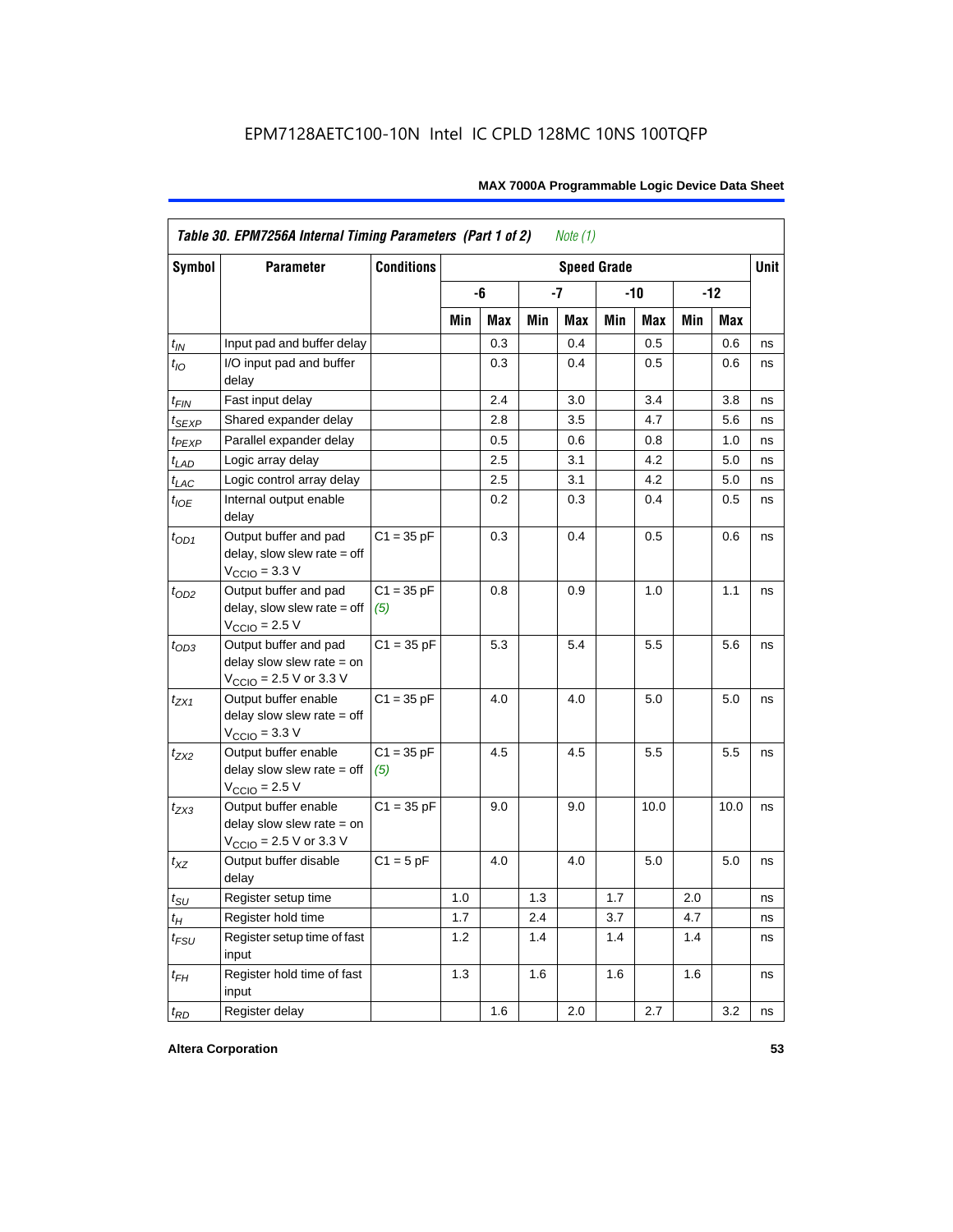EPM7128AETC100-10N Intel IC CPLD 128MC 10NS 100TQFP

| *Table 30. EPM7256A Internal Timing Parameters (Part 1 of 2) Note (1)* | | | | | | | | | | | |
|---|---|---|---|---|---|---|---|---|---|---|---|
| **Symbol** | **Parameter** | **Conditions** | **Speed Grade** | | | | | | | | **Unit** |
| | | | **-6** | | **-7** | | **-10** | | **-12** | | |
| | | | **Min** | **Max** | **Min** | **Max** | **Min** | **Max** | **Min** | **Max** | |
| $t_{IN}$ | Input pad and buffer delay | | | 0.3 | | 0.4 | | 0.5 | | 0.6 | ns |
| $t_{IO}$ | I/O input pad and buffer delay | | | 0.3 | | 0.4 | | 0.5 | | 0.6 | ns |
| $t_{FIN}$ | Fast input delay | | | 2.4 | | 3.0 | | 3.4 | | 3.8 | ns |
| $t_{SEXP}$ | Shared expander delay | | | 2.8 | | 3.5 | | 4.7 | | 5.6 | ns |
| $t_{PEXP}$ | Parallel expander delay | | | 0.5 | | 0.6 | | 0.8 | | 1.0 | ns |
| $t_{LAD}$ | Logic array delay | | | 2.5 | | 3.1 | | 4.2 | | 5.0 | ns |
| $t_{LAC}$ | Logic control array delay | | | 2.5 | | 3.1 | | 4.2 | | 5.0 | ns |
| $t_{IOE}$ | Internal output enable delay | | | 0.2 | | 0.3 | | 0.4 | | 0.5 | ns |
| $t_{OD1}$ | Output buffer and pad delay, slow slew rate = off $V_{CCIO}$ = 3.3 V | C1 = 35 pF | | 0.3 | | 0.4 | | 0.5 | | 0.6 | ns |
| $t_{OD2}$ | Output buffer and pad delay, slow slew rate = off $V_{CCIO}$ = 2.5 V | C1 = 35 pF *(5)* | | 0.8 | | 0.9 | | 1.0 | | 1.1 | ns |
| $t_{OD3}$ | Output buffer and pad delay slow slew rate = on $V_{CCIO}$ = 2.5 V or 3.3 V | C1 = 35 pF | | 5.3 | | 5.4 | | 5.5 | | 5.6 | ns |
| $t_{ZX1}$ | Output buffer enable delay slow slew rate = off $V_{CCIO}$ = 3.3 V | C1 = 35 pF | | 4.0 | | 4.0 | | 5.0 | | 5.0 | ns |
| $t_{ZX2}$ | Output buffer enable delay slow slew rate = off $V_{CCIO}$ = 2.5 V | C1 = 35 pF *(5)* | | 4.5 | | 4.5 | | 5.5 | | 5.5 | ns |
| $t_{ZX3}$ | Output buffer enable delay slow slew rate = on $V_{CCIO}$ = 2.5 V or 3.3 V | C1 = 35 pF | | 9.0 | | 9.0 | | 10.0 | | 10.0 | ns |
| $t_{XZ}$ | Output buffer disable delay | C1 = 5 pF | | 4.0 | | 4.0 | | 5.0 | | 5.0 | ns |
| $t_{SU}$ | Register setup time | | 1.0 | | 1.3 | | 1.7 | | 2.0 | | ns |
| $t_{H}$ | Register hold time | | 1.7 | | 2.4 | | 3.7 | | 4.7 | | ns |
| $t_{FSU}$ | Register setup time of fast input | | 1.2 | | 1.4 | | 1.4 | | 1.4 | | ns |
| $t_{FH}$ | Register hold time of fast input | | 1.3 | | 1.6 | | 1.6 | | 1.6 | | ns |
| $t_{RD}$ | Register delay | | | 1.6 | | 2.0 | | 2.7 | | 3.2 | ns |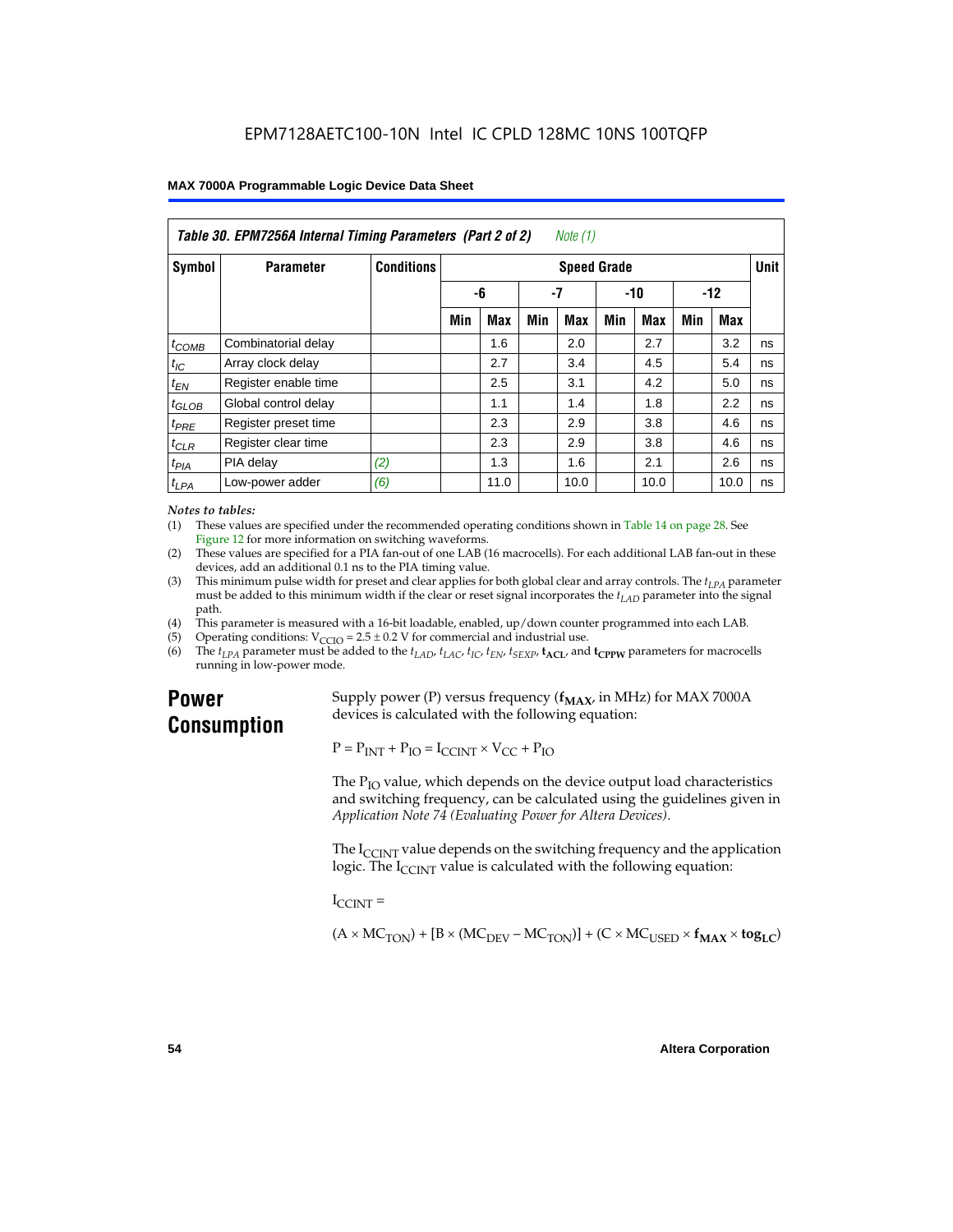**Table 30. EPM7256A Internal Timing Parameters (Part 2 of 2)** *Note (1)*

| Symbol | Parameter | Conditions | Speed Grade | | | | | | | | Unit |
|---|---|---|---|---|---|---|---|---|---|---|---|
| | | | -6 | | -7 | | -10 | | -12 | | |
| | | | Min | Max | Min | Max | Min | Max | Min | Max | |
| $t_{COMB}$ | Combinatorial delay | | | 1.6 | | 2.0 | | 2.7 | | 3.2 | ns |
| $t_{IC}$ | Array clock delay | | | 2.7 | | 3.4 | | 4.5 | | 5.4 | ns |
| $t_{EN}$ | Register enable time | | | 2.5 | | 3.1 | | 4.2 | | 5.0 | ns |
| $t_{GLOB}$ | Global control delay | | | 1.1 | | 1.4 | | 1.8 | | 2.2 | ns |
| $t_{PRE}$ | Register preset time | | | 2.3 | | 2.9 | | 3.8 | | 4.6 | ns |
| $t_{CLR}$ | Register clear time | | | 2.3 | | 2.9 | | 3.8 | | 4.6 | ns |
| $t_{PIA}$ | PIA delay | *(2)* | | 1.3 | | 1.6 | | 2.1 | | 2.6 | ns |
| $t_{LPA}$ | Low-power adder | *(6)* | | 11.0 | | 10.0 | | 10.0 | | 10.0 | ns |

*Notes to tables:*

(1) These values are specified under the recommended operating conditions shown in Table 14 on page 28. See Figure 12 for more information on switching waveforms.

(2) These values are specified for a PIA fan-out of one LAB (16 macrocells). For each additional LAB fan-out in these devices, add an additional 0.1 ns to the PIA timing value.

(3) This minimum pulse width for preset and clear applies for both global clear and array controls. The $t_{LPA}$ parameter must be added to this minimum width if the clear or reset signal incorporates the $t_{LAD}$ parameter into the signal path.

(4) This parameter is measured with a 16-bit loadable, enabled, up/down counter programmed into each LAB.

(5) Operating conditions: $V_{CCIO} = 2.5 \pm 0.2$ V for commercial and industrial use.

(6) The $t_{LPA}$ parameter must be added to the $t_{LAD}$, $t_{LAC}$, $t_{IC}$, $t_{EN}$, $t_{SEXP}$, $\mathbf{t_{ACL}}$, and $\mathbf{t_{CPPW}}$ parameters for macrocells running in low-power mode.

# Power Consumption

Supply power (P) versus frequency ($\mathbf{f_{MAX}}$, in MHz) for MAX 7000A devices is calculated with the following equation:

$$P = P_{INT} + P_{IO} = I_{CCINT} \times V_{CC} + P_{IO}$$

The $P_{IO}$ value, which depends on the device output load characteristics and switching frequency, can be calculated using the guidelines given in *Application Note 74 (Evaluating Power for Altera Devices)*.

The $I_{CCINT}$ value depends on the switching frequency and the application logic. The $I_{CCINT}$ value is calculated with the following equation:

$I_{CCINT}$ =

$$(A \times MC_{TON}) + [B \times (MC_{DEV} - MC_{TON})] + (C \times MC_{USED} \times \mathbf{f_{MAX}} \times \mathbf{tog_{LC}})$$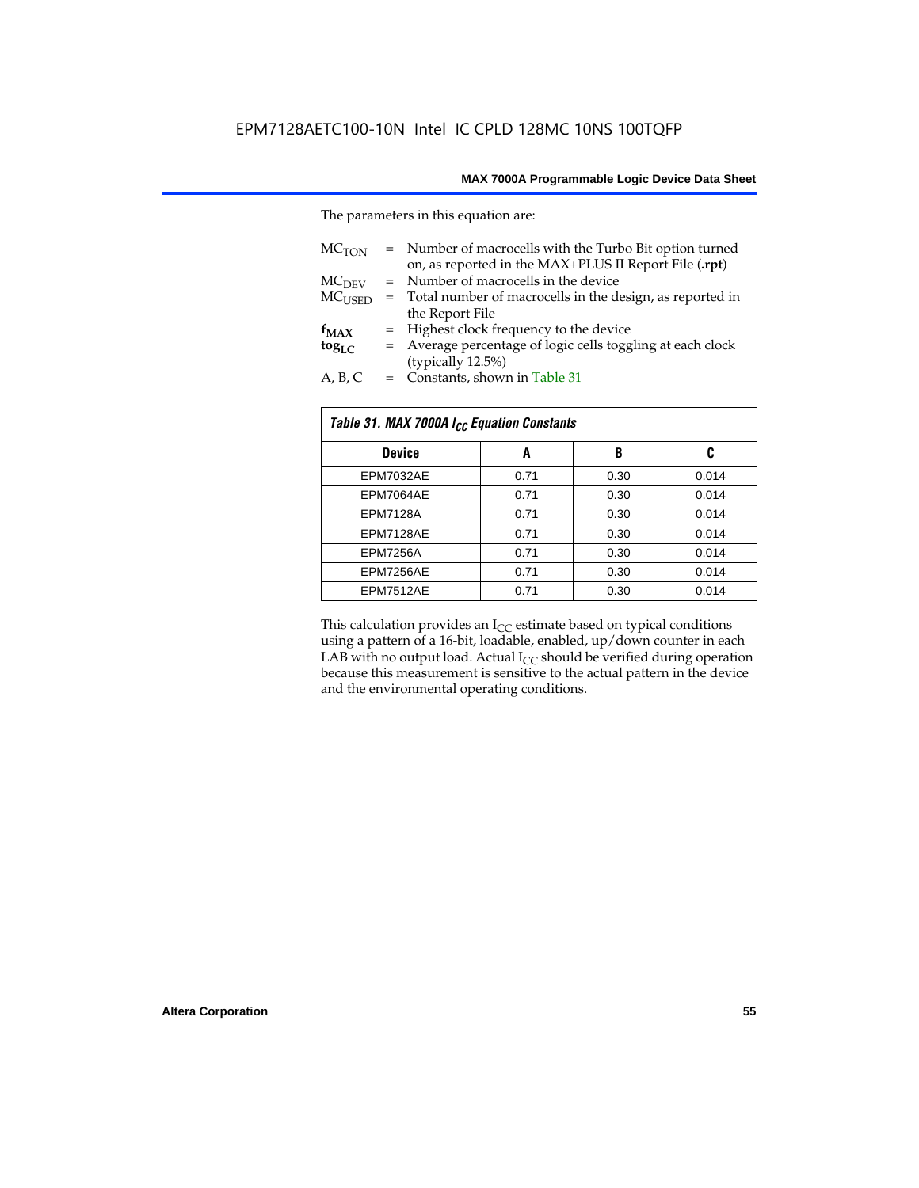The parameters in this equation are:

$MC_{TON}$ = Number of macrocells with the Turbo Bit option turned on, as reported in the MAX+PLUS II Report File (**.rpt**)
$MC_{DEV}$ = Number of macrocells in the device
$MC_{USED}$ = Total number of macrocells in the design, as reported in the Report File
$f_{MAX}$ = Highest clock frequency to the device
$tog_{LC}$ = Average percentage of logic cells toggling at each clock (typically 12.5%)
A, B, C = Constants, shown in Table 31

*Table 31. MAX 7000A $I_{CC}$ Equation Constants*

| Device | A | B | C |
|---|---|---|---|
| EPM7032AE | 0.71 | 0.30 | 0.014 |
| EPM7064AE | 0.71 | 0.30 | 0.014 |
| EPM7128A | 0.71 | 0.30 | 0.014 |
| EPM7128AE | 0.71 | 0.30 | 0.014 |
| EPM7256A | 0.71 | 0.30 | 0.014 |
| EPM7256AE | 0.71 | 0.30 | 0.014 |
| EPM7512AE | 0.71 | 0.30 | 0.014 |

This calculation provides an $I_{CC}$ estimate based on typical conditions using a pattern of a 16-bit, loadable, enabled, up/down counter in each LAB with no output load. Actual $I_{CC}$ should be verified during operation because this measurement is sensitive to the actual pattern in the device and the environmental operating conditions.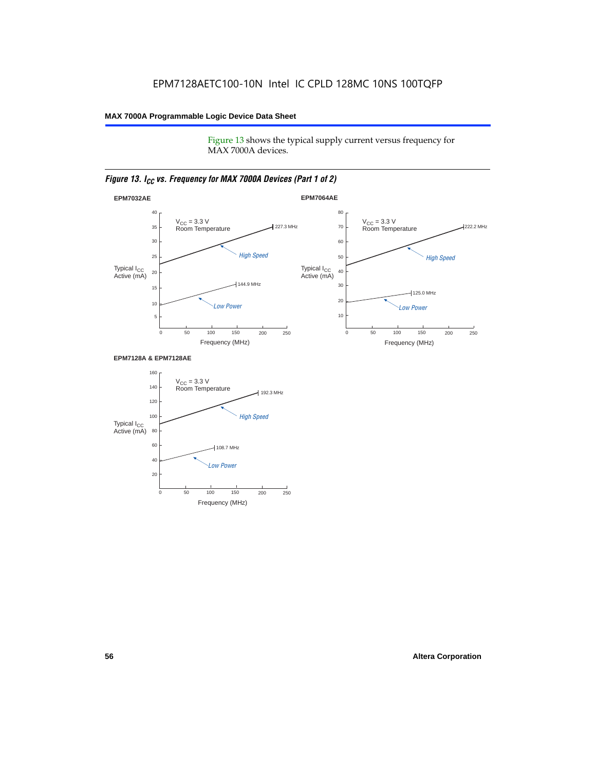Figure 13 shows the typical supply current versus frequency for MAX 7000A devices.

*Figure 13. $I_{CC}$ vs. Frequency for MAX 7000A Devices (Part 1 of 2)*

**EPM7032AE**

$V_{CC}$ = 3.3 V
Room Temperature

High Speed: 227.3 MHz

Low Power: 144.9 MHz

Typical $I_{CC}$ Active (mA)

Frequency (MHz)

**EPM7064AE**

$V_{CC}$ = 3.3 V
Room Temperature

High Speed: 222.2 MHz

Low Power: 125.0 MHz

Typical $I_{CC}$ Active (mA)

Frequency (MHz)

**EPM7128A & EPM7128AE**

$V_{CC}$ = 3.3 V
Room Temperature

High Speed: 192.3 MHz

Low Power: 108.7 MHz

Typical $I_{CC}$ Active (mA)

Frequency (MHz)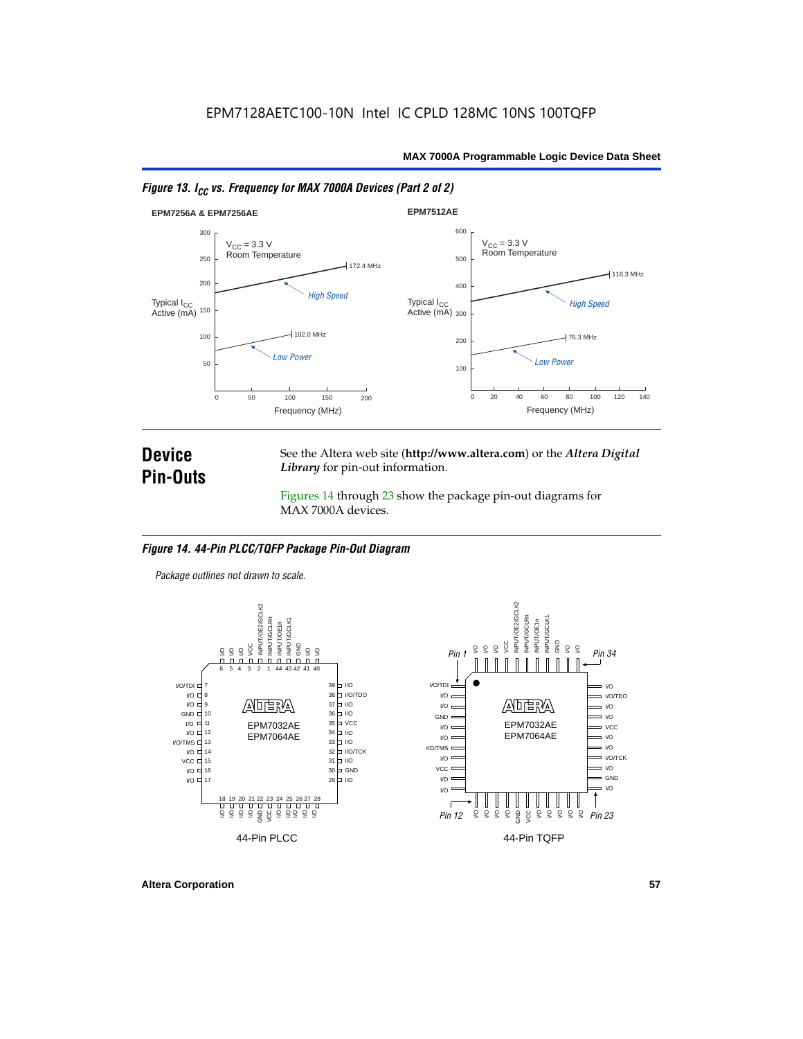*Figure 13. $I_{CC}$ vs. Frequency for MAX 7000A Devices (Part 2 of 2)*

**EPM7256A & EPM7256AE**

$V_{CC}$ = 3.3 V
Room Temperature

Typical $I_{CC}$ Active (mA)

Frequency (MHz)

High Speed — 172.4 MHz

Low Power — 102.0 MHz

**EPM7512AE**

$V_{CC}$ = 3.3 V
Room Temperature

Typical $I_{CC}$ Active (mA)

Frequency (MHz)

High Speed — 116.3 MHz

Low Power — 76.3 MHz

## Device Pin-Outs

See the Altera web site (**http://www.altera.com**) or the ***Altera Digital Library*** for pin-out information.

Figures 14 through 23 show the package pin-out diagrams for MAX 7000A devices.

*Figure 14. 44-Pin PLCC/TQFP Package Pin-Out Diagram*

*Package outlines not drawn to scale.*

EPM7032AE
EPM7064AE

44-Pin PLCC

44-Pin TQFP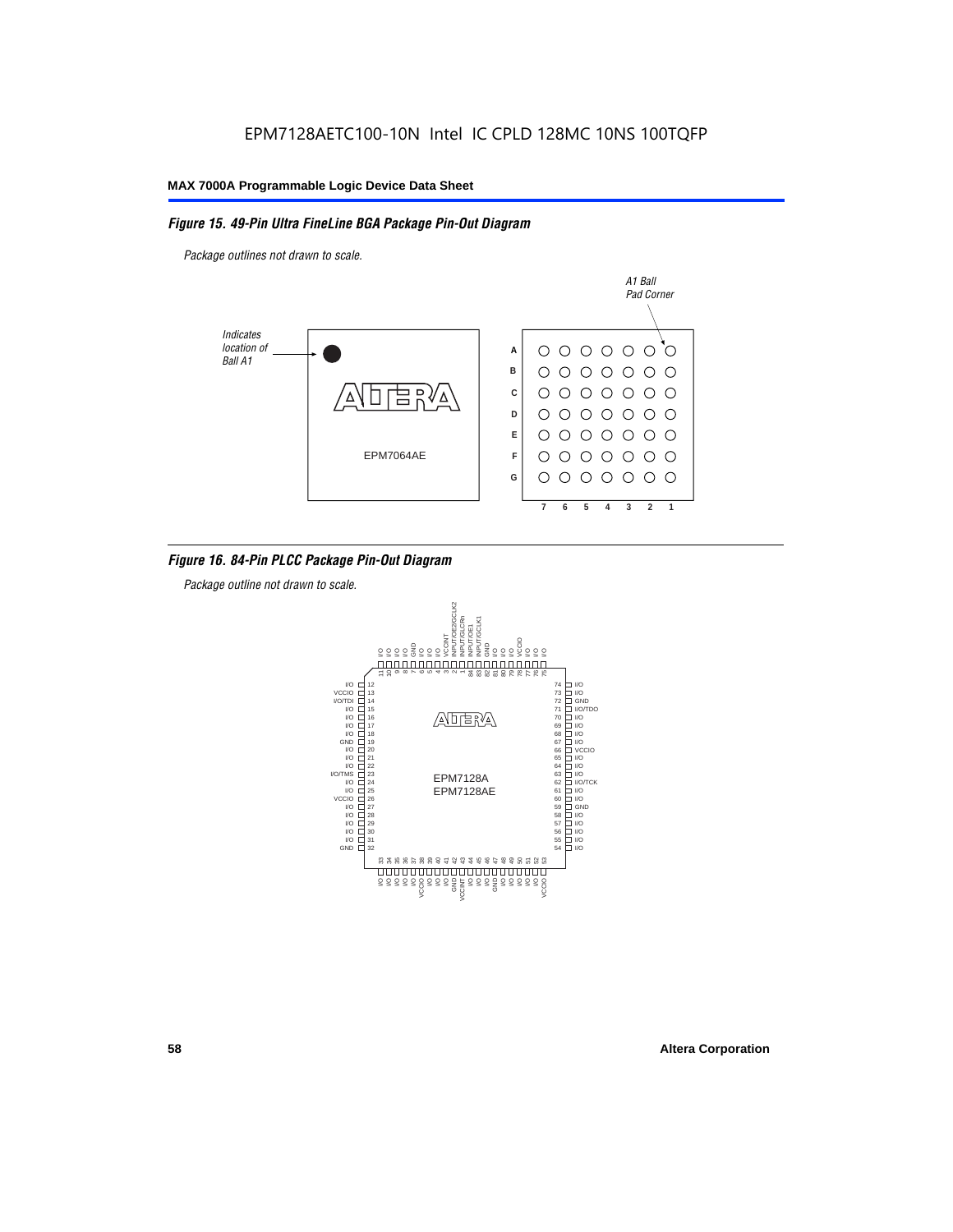EPM7128AETC100-10N Intel IC CPLD 128MC 10NS 100TQFP

## Figure 15. 49-Pin Ultra FineLine BGA Package Pin-Out Diagram

*Package outlines not drawn to scale.*

## Figure 16. 84-Pin PLCC Package Pin-Out Diagram

*Package outline not drawn to scale.*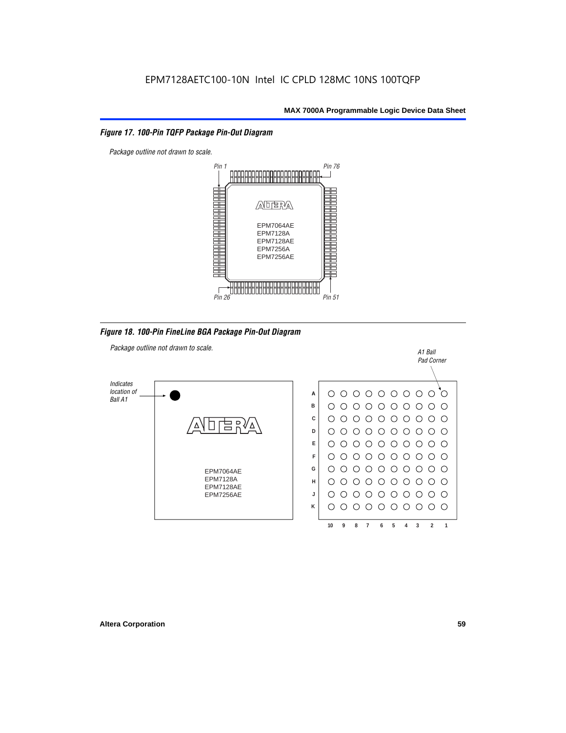EPM7128AETC100-10N Intel IC CPLD 128MC 10NS 100TQFP

*Figure 17. 100-Pin TQFP Package Pin-Out Diagram*

*Package outline not drawn to scale.*

Pin 1 — Pin 76 — Pin 26 — Pin 51

EPM7064AE
EPM7128A
EPM7128AE
EPM7256A
EPM7256AE

*Figure 18. 100-Pin FineLine BGA Package Pin-Out Diagram*

*Package outline not drawn to scale.*

*Indicates location of Ball A1*

*A1 Ball Pad Corner*

EPM7064AE
EPM7128A
EPM7128AE
EPM7256AE

Rows: A, B, C, D, E, F, G, H, J, K

Columns: 10, 9, 8, 7, 6, 5, 4, 3, 2, 1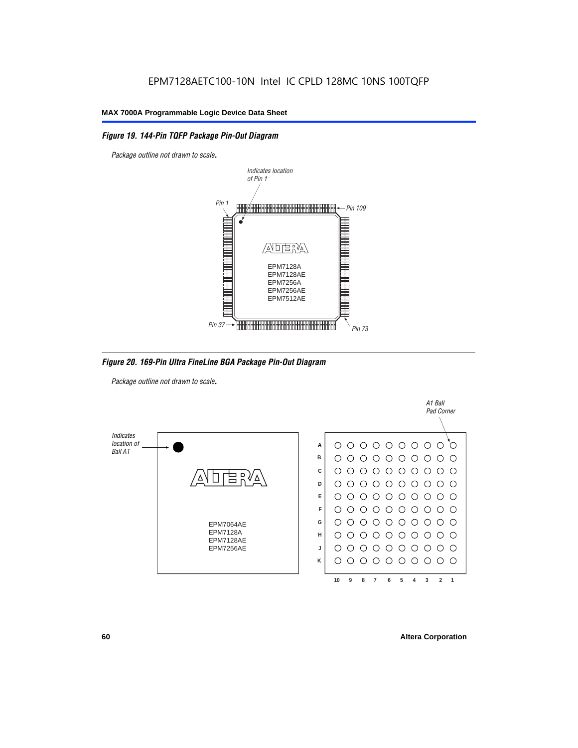EPM7128AETC100-10N Intel IC CPLD 128MC 10NS 100TQFP

*Figure 19. 144-Pin TQFP Package Pin-Out Diagram*

*Package outline not drawn to scale.*

Indicates location of Pin 1

Pin 1

Pin 109

EPM7128A
EPM7128AE
EPM7256A
EPM7256AE
EPM7512AE

Pin 37

Pin 73

*Figure 20. 169-Pin Ultra FineLine BGA Package Pin-Out Diagram*

*Package outline not drawn to scale.*

Indicates location of Ball A1

EPM7064AE
EPM7128A
EPM7128AE
EPM7256AE

A1 Ball Pad Corner

A B C D E F G H J K

10 9 8 7 6 5 4 3 2 1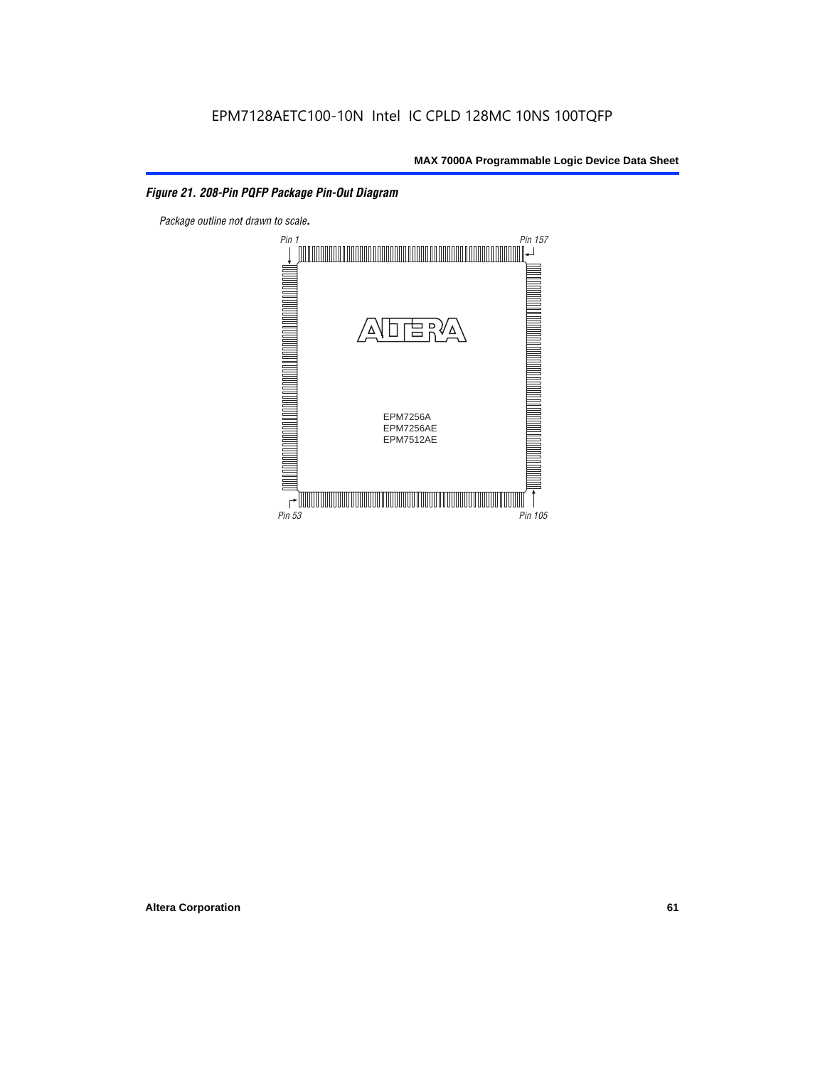*Figure 21. 208-Pin PQFP Package Pin-Out Diagram*

*Package outline not drawn to scale.*

Pin 1

Pin 157

EPM7256A
EPM7256AE
EPM7512AE

Pin 53

Pin 105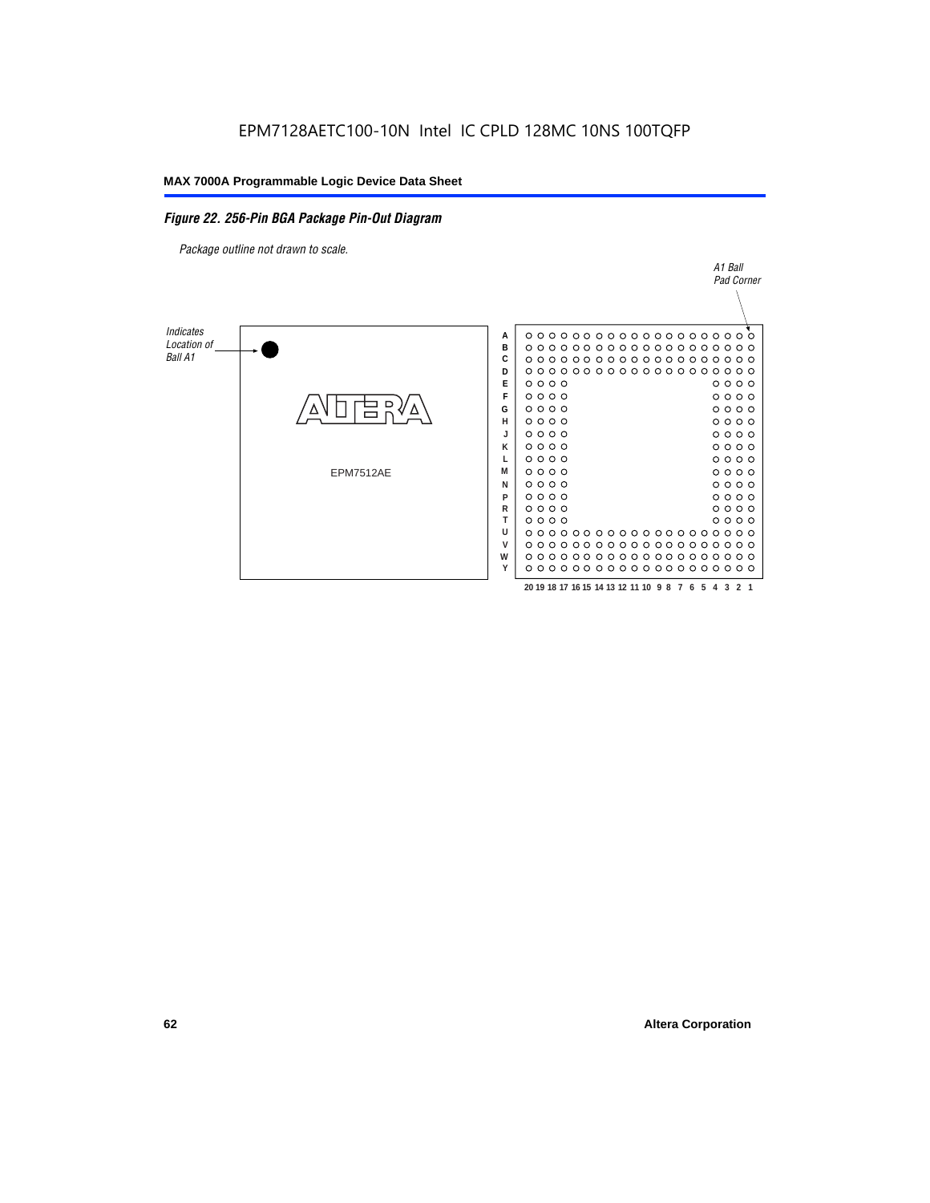EPM7128AETC100-10N Intel IC CPLD 128MC 10NS 100TQFP

*Figure 22. 256-Pin BGA Package Pin-Out Diagram*

*Package outline not drawn to scale.*

*A1 Ball Pad Corner*

*Indicates Location of Ball A1*

EPM7512AE

A B C D E F G H J K L M N P R T U V W Y

20 19 18 17 16 15 14 13 12 11 10 9 8 7 6 5 4 3 2 1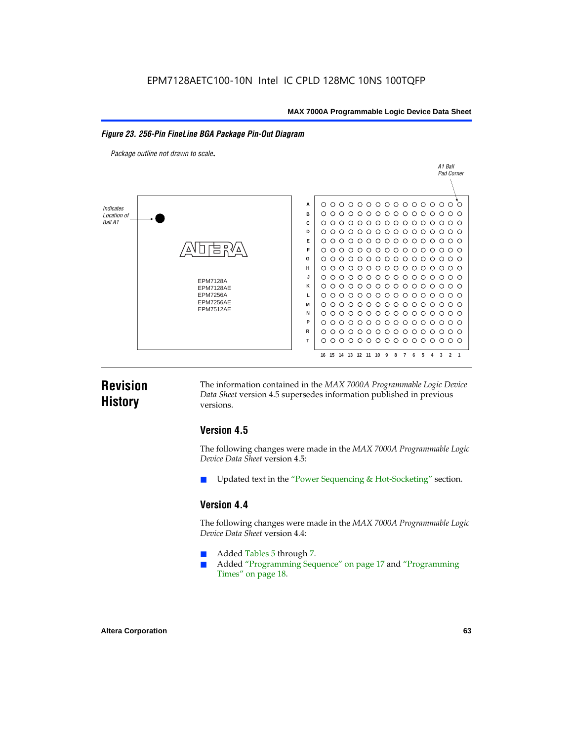**Figure 23. 256-Pin FineLine BGA Package Pin-Out Diagram**

*Package outline not drawn to scale.*

Indicates Location of Ball A1

EPM7128A
EPM7128AE
EPM7256A
EPM7256AE
EPM7512AE

A1 Ball Pad Corner

## Revision History

The information contained in the *MAX 7000A Programmable Logic Device Data Sheet* version 4.5 supersedes information published in previous versions.

### Version 4.5

The following changes were made in the *MAX 7000A Programmable Logic Device Data Sheet* version 4.5:

- Updated text in the "Power Sequencing & Hot-Socketing" section.

### Version 4.4

The following changes were made in the *MAX 7000A Programmable Logic Device Data Sheet* version 4.4:

- Added Tables 5 through 7.
- Added "Programming Sequence" on page 17 and "Programming Times" on page 18.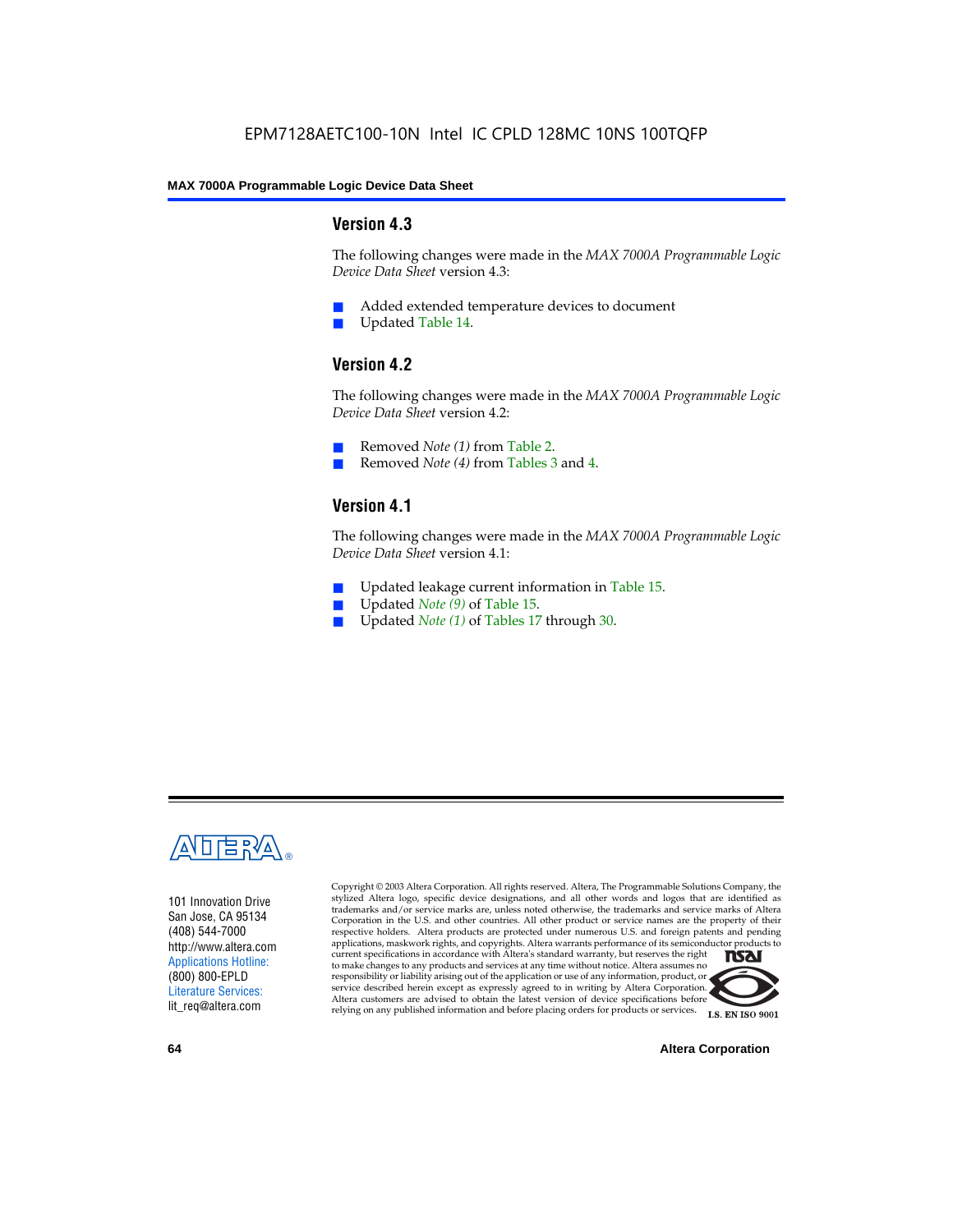## Version 4.3

The following changes were made in the *MAX 7000A Programmable Logic Device Data Sheet* version 4.3:

- Added extended temperature devices to document
- Updated Table 14.

## Version 4.2

The following changes were made in the *MAX 7000A Programmable Logic Device Data Sheet* version 4.2:

- Removed *Note (1)* from Table 2.
- Removed *Note (4)* from Tables 3 and 4.

## Version 4.1

The following changes were made in the *MAX 7000A Programmable Logic Device Data Sheet* version 4.1:

- Updated leakage current information in Table 15.
- Updated *Note (9)* of Table 15.
- Updated *Note (1)* of Tables 17 through 30.

101 Innovation Drive
San Jose, CA 95134
(408) 544-7000
http://www.altera.com
Applications Hotline:
(800) 800-EPLD
Literature Services:
lit_req@altera.com

Copyright © 2003 Altera Corporation. All rights reserved. Altera, The Programmable Solutions Company, the stylized Altera logo, specific device designations, and all other words and logos that are identified as trademarks and/or service marks are, unless noted otherwise, the trademarks and service marks of Altera Corporation in the U.S. and other countries. All other product or service names are the property of their respective holders. Altera products are protected under numerous U.S. and foreign patents and pending applications, maskwork rights, and copyrights. Altera warrants performance of its semiconductor products to current specifications in accordance with Altera's standard warranty, but reserves the right to make changes to any products and services at any time without notice. Altera assumes no responsibility or liability arising out of the application or use of any information, product, or service described herein except as expressly agreed to in writing by Altera Corporation. Altera customers are advised to obtain the latest version of device specifications before relying on any published information and before placing orders for products or services.

I.S. EN ISO 9001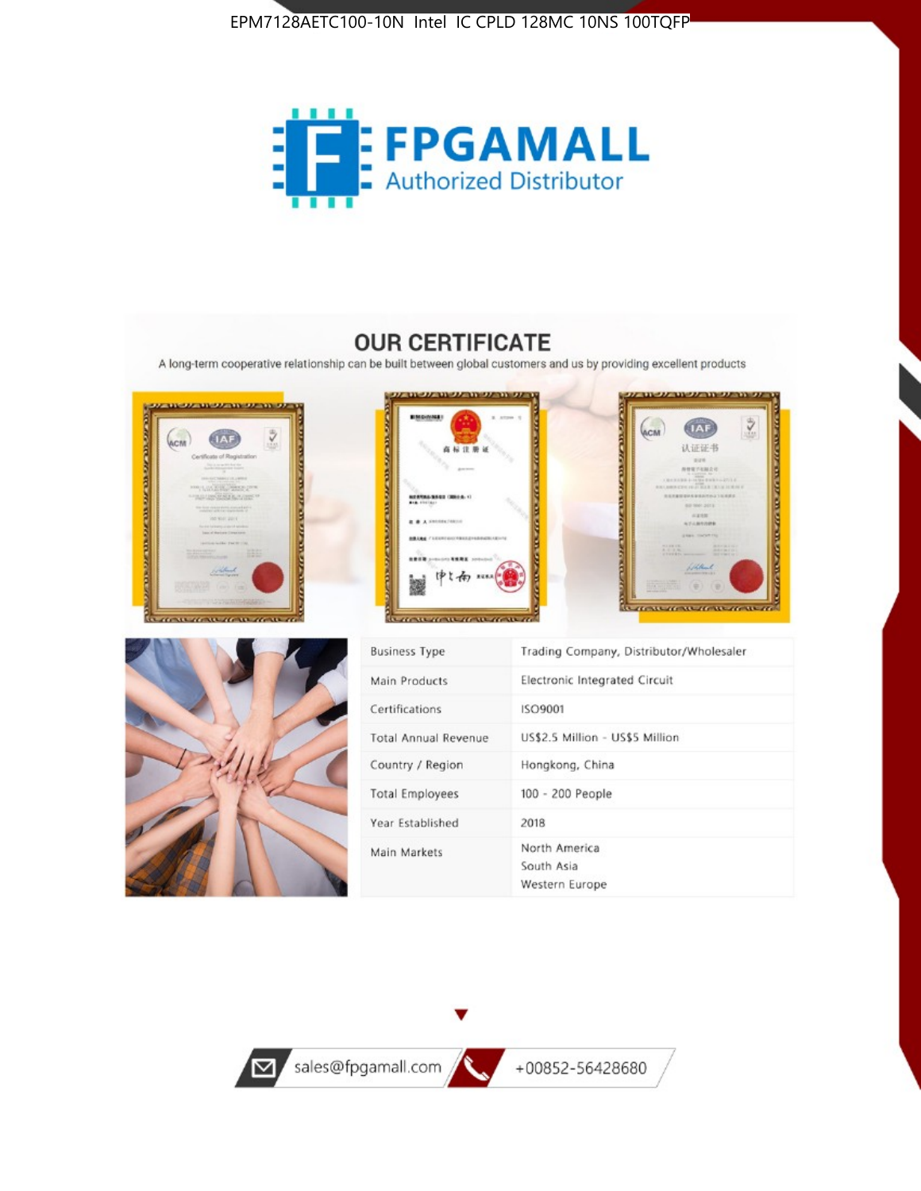FPGAMALL
Authorized Distributor

## OUR CERTIFICATE

A long-term cooperative relationship can be built between global customers and us by providing excellent products

| | |
|---|---|
| Business Type | Trading Company, Distributor/Wholesaler |
| Main Products | Electronic Integrated Circuit |
| Certifications | ISO9001 |
| Total Annual Revenue | US$2.5 Million - US$5 Million |
| Country / Region | Hongkong, China |
| Total Employees | 100 - 200 People |
| Year Established | 2018 |
| Main Markets | North America<br>South Asia<br>Western Europe |

sales@fpgamall.com

+00852-56428680